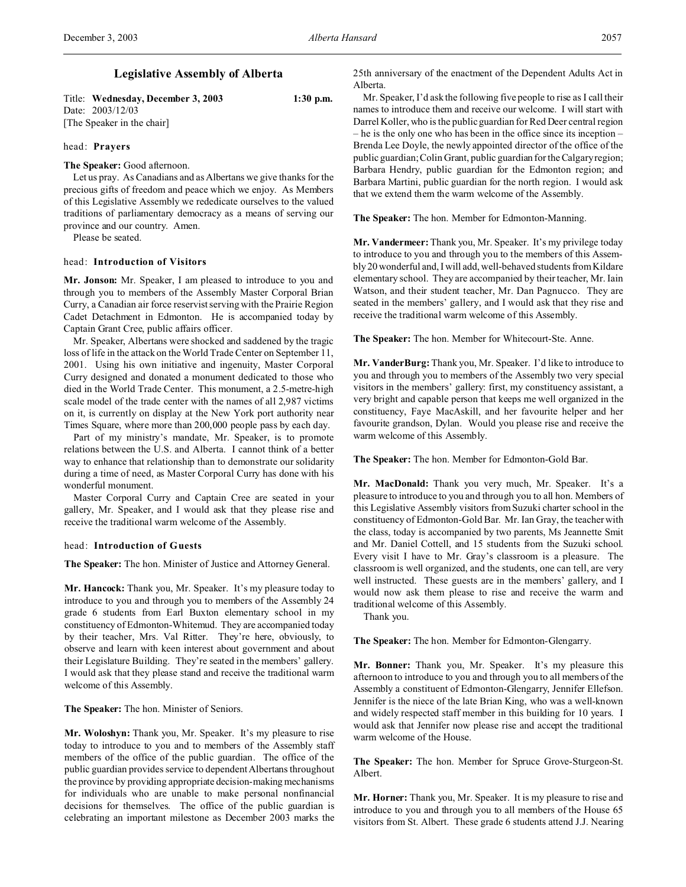# Legislative Assembly of Alberta

Title: **Wednesday, December 3, 2003** **1:30 p.m.**
Date: 2003/12/03
[The Speaker in the chair]

head: **Prayers**

**The Speaker:** Good afternoon.

Let us pray. As Canadians and as Albertans we give thanks for the precious gifts of freedom and peace which we enjoy. As Members of this Legislative Assembly we rededicate ourselves to the valued traditions of parliamentary democracy as a means of serving our province and our country. Amen.

Please be seated.

head: **Introduction of Visitors**

**Mr. Jonson:** Mr. Speaker, I am pleased to introduce to you and through you to members of the Assembly Master Corporal Brian Curry, a Canadian air force reservist serving with the Prairie Region Cadet Detachment in Edmonton. He is accompanied today by Captain Grant Cree, public affairs officer.

Mr. Speaker, Albertans were shocked and saddened by the tragic loss of life in the attack on the World Trade Center on September 11, 2001. Using his own initiative and ingenuity, Master Corporal Curry designed and donated a monument dedicated to those who died in the World Trade Center. This monument, a 2.5-metre-high scale model of the trade center with the names of all 2,987 victims on it, is currently on display at the New York port authority near Times Square, where more than 200,000 people pass by each day.

Part of my ministry's mandate, Mr. Speaker, is to promote relations between the U.S. and Alberta. I cannot think of a better way to enhance that relationship than to demonstrate our solidarity during a time of need, as Master Corporal Curry has done with his wonderful monument.

Master Corporal Curry and Captain Cree are seated in your gallery, Mr. Speaker, and I would ask that they please rise and receive the traditional warm welcome of the Assembly.

head: **Introduction of Guests**

**The Speaker:** The hon. Minister of Justice and Attorney General.

**Mr. Hancock:** Thank you, Mr. Speaker. It's my pleasure today to introduce to you and through you to members of the Assembly 24 grade 6 students from Earl Buxton elementary school in my constituency of Edmonton-Whitemud. They are accompanied today by their teacher, Mrs. Val Ritter. They're here, obviously, to observe and learn with keen interest about government and about their Legislature Building. They're seated in the members' gallery. I would ask that they please stand and receive the traditional warm welcome of this Assembly.

**The Speaker:** The hon. Minister of Seniors.

**Mr. Woloshyn:** Thank you, Mr. Speaker. It's my pleasure to rise today to introduce to you and to members of the Assembly staff members of the office of the public guardian. The office of the public guardian provides service to dependent Albertans throughout the province by providing appropriate decision-making mechanisms for individuals who are unable to make personal nonfinancial decisions for themselves. The office of the public guardian is celebrating an important milestone as December 2003 marks the 25th anniversary of the enactment of the Dependent Adults Act in Alberta.

Mr. Speaker, I'd ask the following five people to rise as I call their names to introduce them and receive our welcome. I will start with Darrel Koller, who is the public guardian for Red Deer central region – he is the only one who has been in the office since its inception – Brenda Lee Doyle, the newly appointed director of the office of the public guardian; Colin Grant, public guardian for the Calgary region; Barbara Hendry, public guardian for the Edmonton region; and Barbara Martini, public guardian for the north region. I would ask that we extend them the warm welcome of the Assembly.

**The Speaker:** The hon. Member for Edmonton-Manning.

**Mr. Vandermeer:** Thank you, Mr. Speaker. It's my privilege today to introduce to you and through you to the members of this Assembly 20 wonderful and, I will add, well-behaved students from Kildare elementary school. They are accompanied by their teacher, Mr. Iain Watson, and their student teacher, Mr. Dan Pagnucco. They are seated in the members' gallery, and I would ask that they rise and receive the traditional warm welcome of this Assembly.

**The Speaker:** The hon. Member for Whitecourt-Ste. Anne.

**Mr. VanderBurg:** Thank you, Mr. Speaker. I'd like to introduce to you and through you to members of the Assembly two very special visitors in the members' gallery: first, my constituency assistant, a very bright and capable person that keeps me well organized in the constituency, Faye MacAskill, and her favourite helper and her favourite grandson, Dylan. Would you please rise and receive the warm welcome of this Assembly.

**The Speaker:** The hon. Member for Edmonton-Gold Bar.

**Mr. MacDonald:** Thank you very much, Mr. Speaker. It's a pleasure to introduce to you and through you to all hon. Members of this Legislative Assembly visitors from Suzuki charter school in the constituency of Edmonton-Gold Bar. Mr. Ian Gray, the teacher with the class, today is accompanied by two parents, Ms Jeannette Smit and Mr. Daniel Cottell, and 15 students from the Suzuki school. Every visit I have to Mr. Gray's classroom is a pleasure. The classroom is well organized, and the students, one can tell, are very well instructed. These guests are in the members' gallery, and I would now ask them please to rise and receive the warm and traditional welcome of this Assembly.

Thank you.

**The Speaker:** The hon. Member for Edmonton-Glengarry.

**Mr. Bonner:** Thank you, Mr. Speaker. It's my pleasure this afternoon to introduce to you and through you to all members of the Assembly a constituent of Edmonton-Glengarry, Jennifer Ellefson. Jennifer is the niece of the late Brian King, who was a well-known and widely respected staff member in this building for 10 years. I would ask that Jennifer now please rise and accept the traditional warm welcome of the House.

**The Speaker:** The hon. Member for Spruce Grove-Sturgeon-St. Albert.

**Mr. Horner:** Thank you, Mr. Speaker. It is my pleasure to rise and introduce to you and through you to all members of the House 65 visitors from St. Albert. These grade 6 students attend J.J. Nearing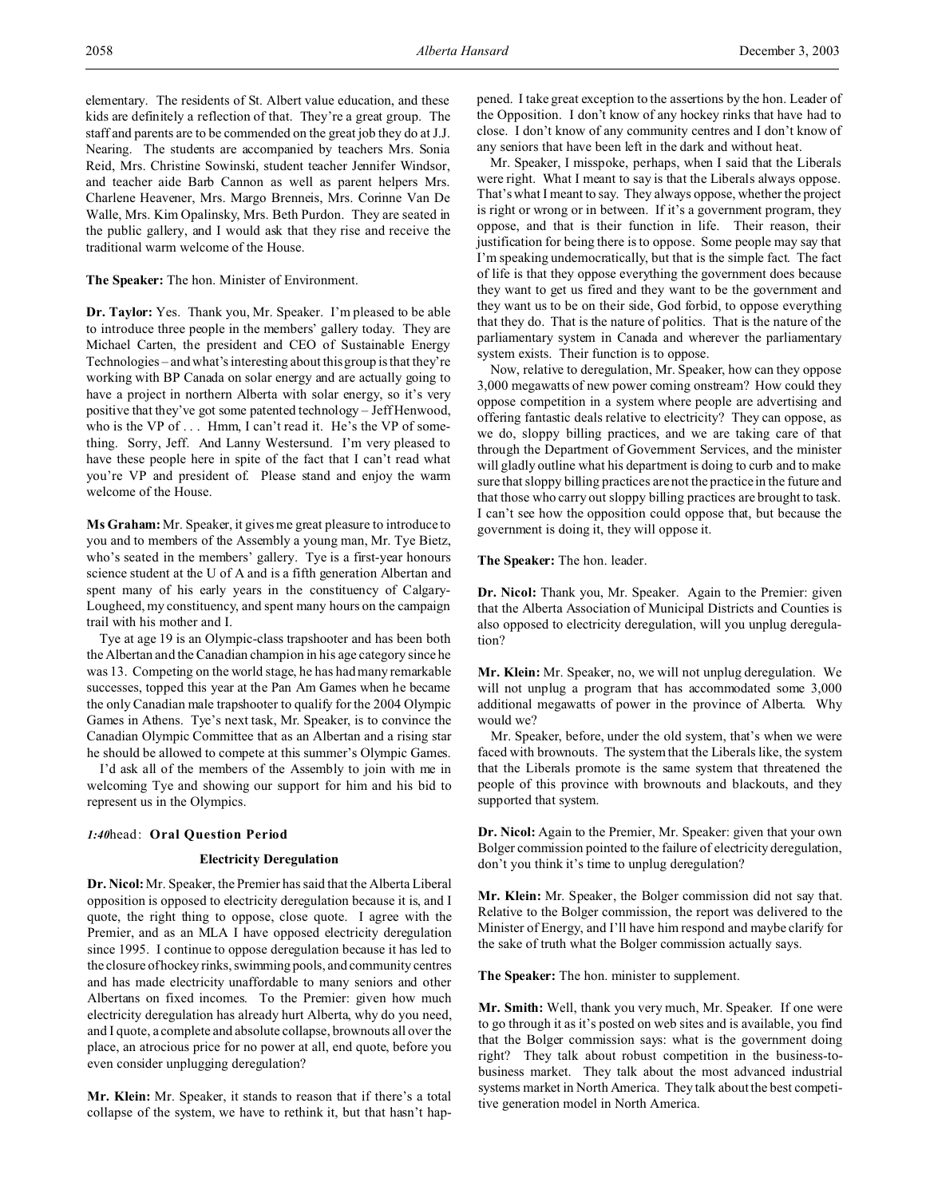elementary. The residents of St. Albert value education, and these kids are definitely a reflection of that. They're a great group. The staff and parents are to be commended on the great job they do at J.J. Nearing. The students are accompanied by teachers Mrs. Sonia Reid, Mrs. Christine Sowinski, student teacher Jennifer Windsor, and teacher aide Barb Cannon as well as parent helpers Mrs. Charlene Heavener, Mrs. Margo Brenneis, Mrs. Corinne Van De Walle, Mrs. Kim Opalinsky, Mrs. Beth Purdon. They are seated in the public gallery, and I would ask that they rise and receive the traditional warm welcome of the House.

**The Speaker:** The hon. Minister of Environment.

**Dr. Taylor:** Yes. Thank you, Mr. Speaker. I'm pleased to be able to introduce three people in the members' gallery today. They are Michael Carten, the president and CEO of Sustainable Energy Technologies – and what's interesting about this group is that they're working with BP Canada on solar energy and are actually going to have a project in northern Alberta with solar energy, so it's very positive that they've got some patented technology – Jeff Henwood, who is the VP of . . . Hmm, I can't read it. He's the VP of something. Sorry, Jeff. And Lanny Westersund. I'm very pleased to have these people here in spite of the fact that I can't read what you're VP and president of. Please stand and enjoy the warm welcome of the House.

**Ms Graham:** Mr. Speaker, it gives me great pleasure to introduce to you and to members of the Assembly a young man, Mr. Tye Bietz, who's seated in the members' gallery. Tye is a first-year honours science student at the U of A and is a fifth generation Albertan and spent many of his early years in the constituency of Calgary-Lougheed, my constituency, and spent many hours on the campaign trail with his mother and I.

Tye at age 19 is an Olympic-class trapshooter and has been both the Albertan and the Canadian champion in his age category since he was 13. Competing on the world stage, he has had many remarkable successes, topped this year at the Pan Am Games when he became the only Canadian male trapshooter to qualify for the 2004 Olympic Games in Athens. Tye's next task, Mr. Speaker, is to convince the Canadian Olympic Committee that as an Albertan and a rising star he should be allowed to compete at this summer's Olympic Games.

I'd ask all of the members of the Assembly to join with me in welcoming Tye and showing our support for him and his bid to represent us in the Olympics.

*1:40* head: **Oral Question Period**

### Electricity Deregulation

**Dr. Nicol:** Mr. Speaker, the Premier has said that the Alberta Liberal opposition is opposed to electricity deregulation because it is, and I quote, the right thing to oppose, close quote. I agree with the Premier, and as an MLA I have opposed electricity deregulation since 1995. I continue to oppose deregulation because it has led to the closure of hockey rinks, swimming pools, and community centres and has made electricity unaffordable to many seniors and other Albertans on fixed incomes. To the Premier: given how much electricity deregulation has already hurt Alberta, why do you need, and I quote, a complete and absolute collapse, brownouts all over the place, an atrocious price for no power at all, end quote, before you even consider unplugging deregulation?

**Mr. Klein:** Mr. Speaker, it stands to reason that if there's a total collapse of the system, we have to rethink it, but that hasn't happened. I take great exception to the assertions by the hon. Leader of the Opposition. I don't know of any hockey rinks that have had to close. I don't know of any community centres and I don't know of any seniors that have been left in the dark and without heat.

Mr. Speaker, I misspoke, perhaps, when I said that the Liberals were right. What I meant to say is that the Liberals always oppose. That's what I meant to say. They always oppose, whether the project is right or wrong or in between. If it's a government program, they oppose, and that is their function in life. Their reason, their justification for being there is to oppose. Some people may say that I'm speaking undemocratically, but that is the simple fact. The fact of life is that they oppose everything the government does because they want to get us fired and they want to be the government and they want us to be on their side, God forbid, to oppose everything that they do. That is the nature of politics. That is the nature of the parliamentary system in Canada and wherever the parliamentary system exists. Their function is to oppose.

Now, relative to deregulation, Mr. Speaker, how can they oppose 3,000 megawatts of new power coming onstream? How could they oppose competition in a system where people are advertising and offering fantastic deals relative to electricity? They can oppose, as we do, sloppy billing practices, and we are taking care of that through the Department of Government Services, and the minister will gladly outline what his department is doing to curb and to make sure that sloppy billing practices are not the practice in the future and that those who carry out sloppy billing practices are brought to task. I can't see how the opposition could oppose that, but because the government is doing it, they will oppose it.

**The Speaker:** The hon. leader.

**Dr. Nicol:** Thank you, Mr. Speaker. Again to the Premier: given that the Alberta Association of Municipal Districts and Counties is also opposed to electricity deregulation, will you unplug deregulation?

**Mr. Klein:** Mr. Speaker, no, we will not unplug deregulation. We will not unplug a program that has accommodated some 3,000 additional megawatts of power in the province of Alberta. Why would we?

Mr. Speaker, before, under the old system, that's when we were faced with brownouts. The system that the Liberals like, the system that the Liberals promote is the same system that threatened the people of this province with brownouts and blackouts, and they supported that system.

**Dr. Nicol:** Again to the Premier, Mr. Speaker: given that your own Bolger commission pointed to the failure of electricity deregulation, don't you think it's time to unplug deregulation?

**Mr. Klein:** Mr. Speaker, the Bolger commission did not say that. Relative to the Bolger commission, the report was delivered to the Minister of Energy, and I'll have him respond and maybe clarify for the sake of truth what the Bolger commission actually says.

**The Speaker:** The hon. minister to supplement.

**Mr. Smith:** Well, thank you very much, Mr. Speaker. If one were to go through it as it's posted on web sites and is available, you find that the Bolger commission says: what is the government doing right? They talk about robust competition in the business-to-business market. They talk about the most advanced industrial systems market in North America. They talk about the best competitive generation model in North America.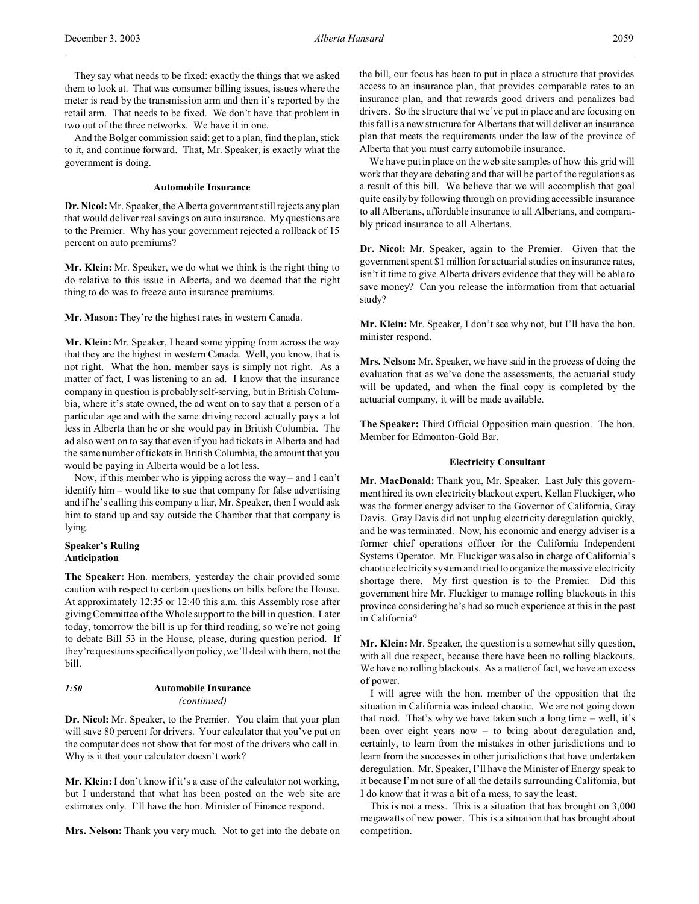They say what needs to be fixed: exactly the things that we asked them to look at. That was consumer billing issues, issues where the meter is read by the transmission arm and then it's reported by the retail arm. That needs to be fixed. We don't have that problem in two out of the three networks. We have it in one.

And the Bolger commission said: get to a plan, find the plan, stick to it, and continue forward. That, Mr. Speaker, is exactly what the government is doing.

### Automobile Insurance

**Dr. Nicol:** Mr. Speaker, the Alberta government still rejects any plan that would deliver real savings on auto insurance. My questions are to the Premier. Why has your government rejected a rollback of 15 percent on auto premiums?

**Mr. Klein:** Mr. Speaker, we do what we think is the right thing to do relative to this issue in Alberta, and we deemed that the right thing to do was to freeze auto insurance premiums.

**Mr. Mason:** They're the highest rates in western Canada.

**Mr. Klein:** Mr. Speaker, I heard some yipping from across the way that they are the highest in western Canada. Well, you know, that is not right. What the hon. member says is simply not right. As a matter of fact, I was listening to an ad. I know that the insurance company in question is probably self-serving, but in British Columbia, where it's state owned, the ad went on to say that a person of a particular age and with the same driving record actually pays a lot less in Alberta than he or she would pay in British Columbia. The ad also went on to say that even if you had tickets in Alberta and had the same number of tickets in British Columbia, the amount that you would be paying in Alberta would be a lot less.

Now, if this member who is yipping across the way – and I can't identify him – would like to sue that company for false advertising and if he's calling this company a liar, Mr. Speaker, then I would ask him to stand up and say outside the Chamber that that company is lying.

#### Speaker's Ruling
#### Anticipation

**The Speaker:** Hon. members, yesterday the chair provided some caution with respect to certain questions on bills before the House. At approximately 12:35 or 12:40 this a.m. this Assembly rose after giving Committee of the Whole support to the bill in question. Later today, tomorrow the bill is up for third reading, so we're not going to debate Bill 53 in the House, please, during question period. If they're questions specifically on policy, we'll deal with them, not the bill.

*1:50*

### Automobile Insurance
*(continued)*

**Dr. Nicol:** Mr. Speaker, to the Premier. You claim that your plan will save 80 percent for drivers. Your calculator that you've put on the computer does not show that for most of the drivers who call in. Why is it that your calculator doesn't work?

**Mr. Klein:** I don't know if it's a case of the calculator not working, but I understand that what has been posted on the web site are estimates only. I'll have the hon. Minister of Finance respond.

**Mrs. Nelson:** Thank you very much. Not to get into the debate on the bill, our focus has been to put in place a structure that provides access to an insurance plan, that provides comparable rates to an insurance plan, and that rewards good drivers and penalizes bad drivers. So the structure that we've put in place and are focusing on this fall is a new structure for Albertans that will deliver an insurance plan that meets the requirements under the law of the province of Alberta that you must carry automobile insurance.

We have put in place on the web site samples of how this grid will work that they are debating and that will be part of the regulations as a result of this bill. We believe that we will accomplish that goal quite easily by following through on providing accessible insurance to all Albertans, affordable insurance to all Albertans, and comparably priced insurance to all Albertans.

**Dr. Nicol:** Mr. Speaker, again to the Premier. Given that the government spent $1 million for actuarial studies on insurance rates, isn't it time to give Alberta drivers evidence that they will be able to save money? Can you release the information from that actuarial study?

**Mr. Klein:** Mr. Speaker, I don't see why not, but I'll have the hon. minister respond.

**Mrs. Nelson:** Mr. Speaker, we have said in the process of doing the evaluation that as we've done the assessments, the actuarial study will be updated, and when the final copy is completed by the actuarial company, it will be made available.

**The Speaker:** Third Official Opposition main question. The hon. Member for Edmonton-Gold Bar.

### Electricity Consultant

**Mr. MacDonald:** Thank you, Mr. Speaker. Last July this government hired its own electricity blackout expert, Kellan Fluckiger, who was the former energy adviser to the Governor of California, Gray Davis. Gray Davis did not unplug electricity deregulation quickly, and he was terminated. Now, his economic and energy adviser is a former chief operations officer for the California Independent Systems Operator. Mr. Fluckiger was also in charge of California's chaotic electricity system and tried to organize the massive electricity shortage there. My first question is to the Premier. Did this government hire Mr. Fluckiger to manage rolling blackouts in this province considering he's had so much experience at this in the past in California?

**Mr. Klein:** Mr. Speaker, the question is a somewhat silly question, with all due respect, because there have been no rolling blackouts. We have no rolling blackouts. As a matter of fact, we have an excess of power.

I will agree with the hon. member of the opposition that the situation in California was indeed chaotic. We are not going down that road. That's why we have taken such a long time – well, it's been over eight years now – to bring about deregulation and, certainly, to learn from the mistakes in other jurisdictions and to learn from the successes in other jurisdictions that have undertaken deregulation. Mr. Speaker, I'll have the Minister of Energy speak to it because I'm not sure of all the details surrounding California, but I do know that it was a bit of a mess, to say the least.

This is not a mess. This is a situation that has brought on 3,000 megawatts of new power. This is a situation that has brought about competition.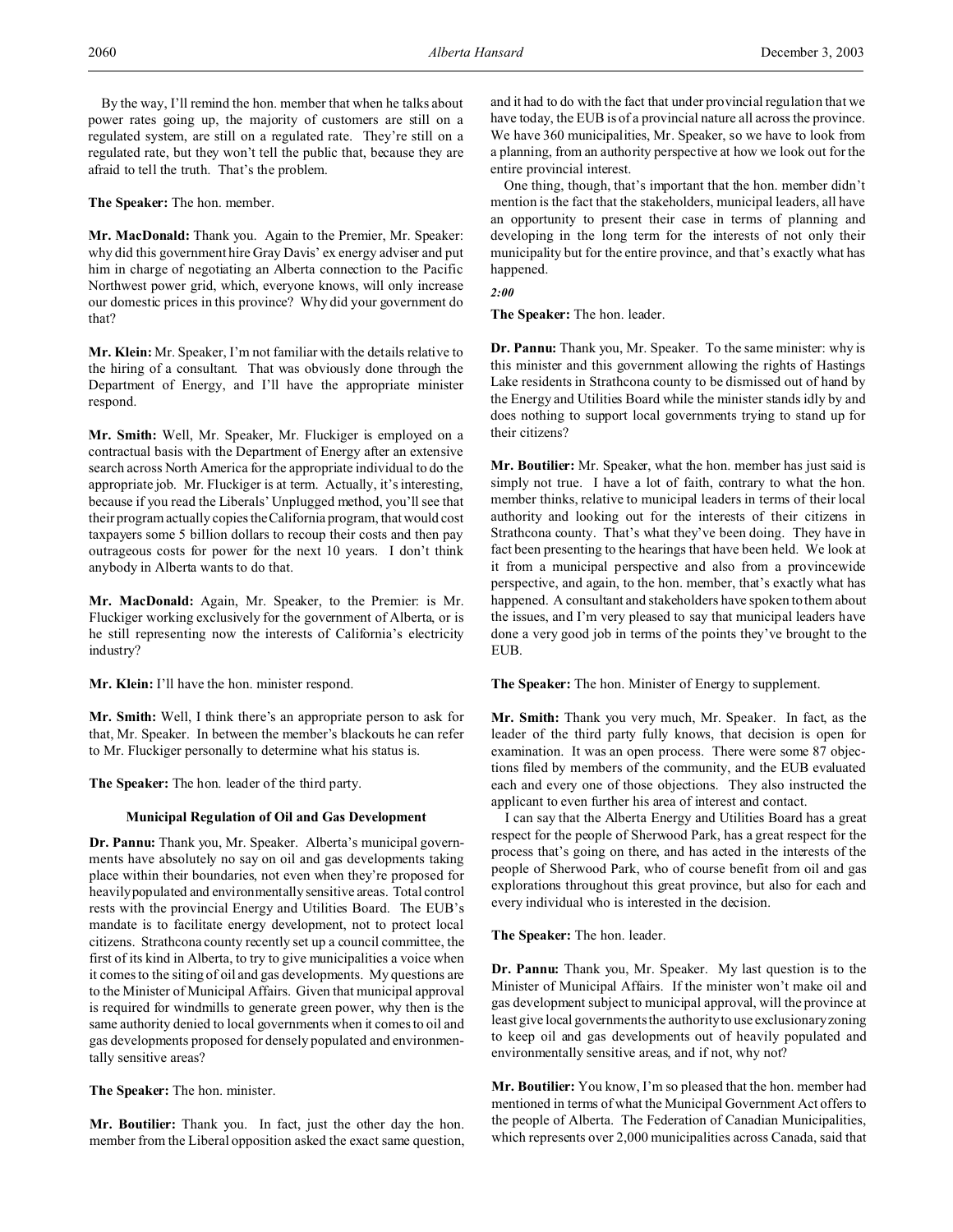By the way, I'll remind the hon. member that when he talks about power rates going up, the majority of customers are still on a regulated system, are still on a regulated rate. They're still on a regulated rate, but they won't tell the public that, because they are afraid to tell the truth. That's the problem.

**The Speaker:** The hon. member.

**Mr. MacDonald:** Thank you. Again to the Premier, Mr. Speaker: why did this government hire Gray Davis' ex energy adviser and put him in charge of negotiating an Alberta connection to the Pacific Northwest power grid, which, everyone knows, will only increase our domestic prices in this province? Why did your government do that?

**Mr. Klein:** Mr. Speaker, I'm not familiar with the details relative to the hiring of a consultant. That was obviously done through the Department of Energy, and I'll have the appropriate minister respond.

**Mr. Smith:** Well, Mr. Speaker, Mr. Fluckiger is employed on a contractual basis with the Department of Energy after an extensive search across North America for the appropriate individual to do the appropriate job. Mr. Fluckiger is at term. Actually, it's interesting, because if you read the Liberals' Unplugged method, you'll see that their program actually copies the California program, that would cost taxpayers some 5 billion dollars to recoup their costs and then pay outrageous costs for power for the next 10 years. I don't think anybody in Alberta wants to do that.

**Mr. MacDonald:** Again, Mr. Speaker, to the Premier: is Mr. Fluckiger working exclusively for the government of Alberta, or is he still representing now the interests of California's electricity industry?

**Mr. Klein:** I'll have the hon. minister respond.

**Mr. Smith:** Well, I think there's an appropriate person to ask for that, Mr. Speaker. In between the member's blackouts he can refer to Mr. Fluckiger personally to determine what his status is.

**The Speaker:** The hon. leader of the third party.

### Municipal Regulation of Oil and Gas Development

**Dr. Pannu:** Thank you, Mr. Speaker. Alberta's municipal governments have absolutely no say on oil and gas developments taking place within their boundaries, not even when they're proposed for heavily populated and environmentally sensitive areas. Total control rests with the provincial Energy and Utilities Board. The EUB's mandate is to facilitate energy development, not to protect local citizens. Strathcona county recently set up a council committee, the first of its kind in Alberta, to try to give municipalities a voice when it comes to the siting of oil and gas developments. My questions are to the Minister of Municipal Affairs. Given that municipal approval is required for windmills to generate green power, why then is the same authority denied to local governments when it comes to oil and gas developments proposed for densely populated and environmentally sensitive areas?

**The Speaker:** The hon. minister.

**Mr. Boutilier:** Thank you. In fact, just the other day the hon. member from the Liberal opposition asked the exact same question, and it had to do with the fact that under provincial regulation that we have today, the EUB is of a provincial nature all across the province. We have 360 municipalities, Mr. Speaker, so we have to look from a planning, from an authority perspective at how we look out for the entire provincial interest.

One thing, though, that's important that the hon. member didn't mention is the fact that the stakeholders, municipal leaders, all have an opportunity to present their case in terms of planning and developing in the long term for the interests of not only their municipality but for the entire province, and that's exactly what has happened.

*2:00*

**The Speaker:** The hon. leader.

**Dr. Pannu:** Thank you, Mr. Speaker. To the same minister: why is this minister and this government allowing the rights of Hastings Lake residents in Strathcona county to be dismissed out of hand by the Energy and Utilities Board while the minister stands idly by and does nothing to support local governments trying to stand up for their citizens?

**Mr. Boutilier:** Mr. Speaker, what the hon. member has just said is simply not true. I have a lot of faith, contrary to what the hon. member thinks, relative to municipal leaders in terms of their local authority and looking out for the interests of their citizens in Strathcona county. That's what they've been doing. They have in fact been presenting to the hearings that have been held. We look at it from a municipal perspective and also from a provincewide perspective, and again, to the hon. member, that's exactly what has happened. A consultant and stakeholders have spoken to them about the issues, and I'm very pleased to say that municipal leaders have done a very good job in terms of the points they've brought to the EUB.

**The Speaker:** The hon. Minister of Energy to supplement.

**Mr. Smith:** Thank you very much, Mr. Speaker. In fact, as the leader of the third party fully knows, that decision is open for examination. It was an open process. There were some 87 objections filed by members of the community, and the EUB evaluated each and every one of those objections. They also instructed the applicant to even further his area of interest and contact.

I can say that the Alberta Energy and Utilities Board has a great respect for the people of Sherwood Park, has a great respect for the process that's going on there, and has acted in the interests of the people of Sherwood Park, who of course benefit from oil and gas explorations throughout this great province, but also for each and every individual who is interested in the decision.

**The Speaker:** The hon. leader.

**Dr. Pannu:** Thank you, Mr. Speaker. My last question is to the Minister of Municipal Affairs. If the minister won't make oil and gas development subject to municipal approval, will the province at least give local governments the authority to use exclusionary zoning to keep oil and gas developments out of heavily populated and environmentally sensitive areas, and if not, why not?

**Mr. Boutilier:** You know, I'm so pleased that the hon. member had mentioned in terms of what the Municipal Government Act offers to the people of Alberta. The Federation of Canadian Municipalities, which represents over 2,000 municipalities across Canada, said that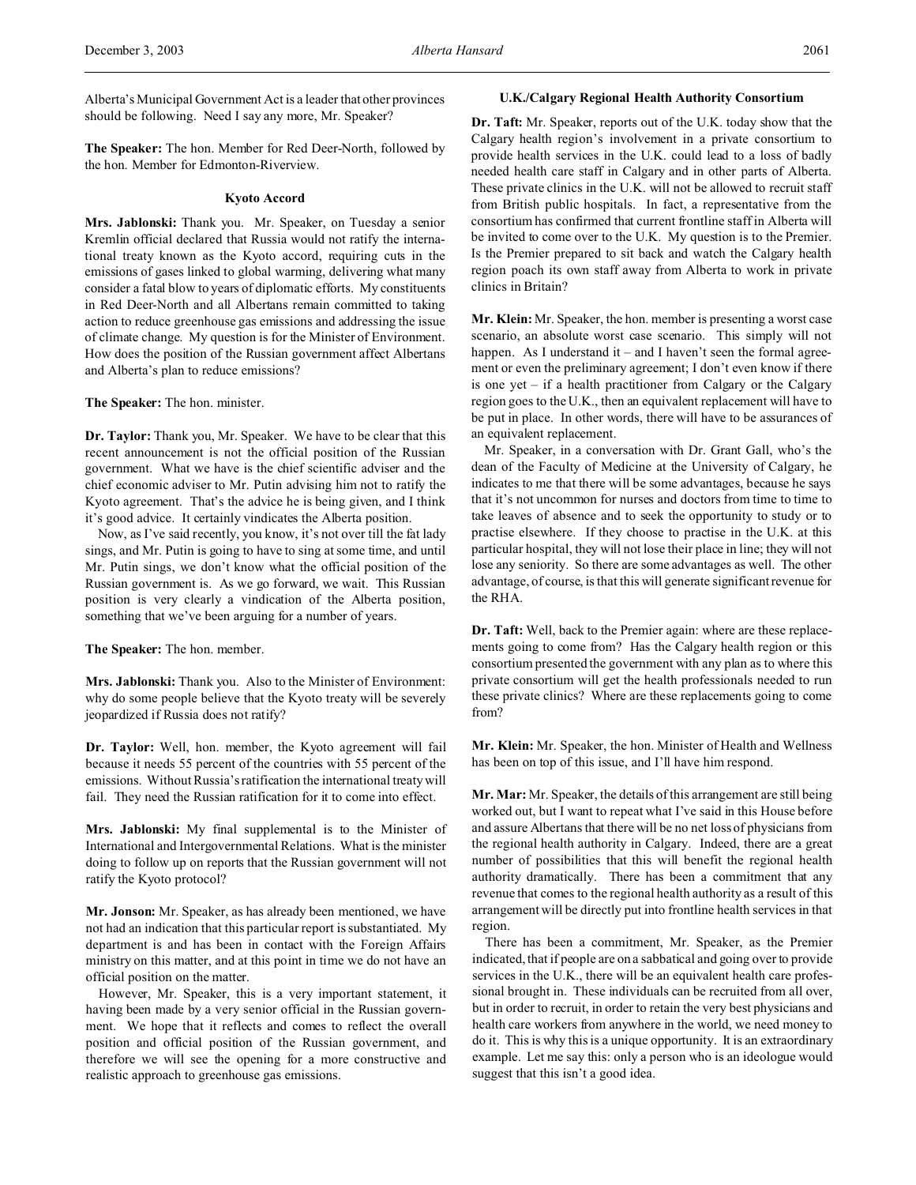Alberta's Municipal Government Act is a leader that other provinces should be following. Need I say any more, Mr. Speaker?

**The Speaker:** The hon. Member for Red Deer-North, followed by the hon. Member for Edmonton-Riverview.

### Kyoto Accord

**Mrs. Jablonski:** Thank you. Mr. Speaker, on Tuesday a senior Kremlin official declared that Russia would not ratify the international treaty known as the Kyoto accord, requiring cuts in the emissions of gases linked to global warming, delivering what many consider a fatal blow to years of diplomatic efforts. My constituents in Red Deer-North and all Albertans remain committed to taking action to reduce greenhouse gas emissions and addressing the issue of climate change. My question is for the Minister of Environment. How does the position of the Russian government affect Albertans and Alberta's plan to reduce emissions?

**The Speaker:** The hon. minister.

**Dr. Taylor:** Thank you, Mr. Speaker. We have to be clear that this recent announcement is not the official position of the Russian government. What we have is the chief scientific adviser and the chief economic adviser to Mr. Putin advising him not to ratify the Kyoto agreement. That's the advice he is being given, and I think it's good advice. It certainly vindicates the Alberta position.

Now, as I've said recently, you know, it's not over till the fat lady sings, and Mr. Putin is going to have to sing at some time, and until Mr. Putin sings, we don't know what the official position of the Russian government is. As we go forward, we wait. This Russian position is very clearly a vindication of the Alberta position, something that we've been arguing for a number of years.

**The Speaker:** The hon. member.

**Mrs. Jablonski:** Thank you. Also to the Minister of Environment: why do some people believe that the Kyoto treaty will be severely jeopardized if Russia does not ratify?

**Dr. Taylor:** Well, hon. member, the Kyoto agreement will fail because it needs 55 percent of the countries with 55 percent of the emissions. Without Russia's ratification the international treaty will fail. They need the Russian ratification for it to come into effect.

**Mrs. Jablonski:** My final supplemental is to the Minister of International and Intergovernmental Relations. What is the minister doing to follow up on reports that the Russian government will not ratify the Kyoto protocol?

**Mr. Jonson:** Mr. Speaker, as has already been mentioned, we have not had an indication that this particular report is substantiated. My department is and has been in contact with the Foreign Affairs ministry on this matter, and at this point in time we do not have an official position on the matter.

However, Mr. Speaker, this is a very important statement, it having been made by a very senior official in the Russian government. We hope that it reflects and comes to reflect the overall position and official position of the Russian government, and therefore we will see the opening for a more constructive and realistic approach to greenhouse gas emissions.

### U.K./Calgary Regional Health Authority Consortium

**Dr. Taft:** Mr. Speaker, reports out of the U.K. today show that the Calgary health region's involvement in a private consortium to provide health services in the U.K. could lead to a loss of badly needed health care staff in Calgary and in other parts of Alberta. These private clinics in the U.K. will not be allowed to recruit staff from British public hospitals. In fact, a representative from the consortium has confirmed that current frontline staff in Alberta will be invited to come over to the U.K. My question is to the Premier. Is the Premier prepared to sit back and watch the Calgary health region poach its own staff away from Alberta to work in private clinics in Britain?

**Mr. Klein:** Mr. Speaker, the hon. member is presenting a worst case scenario, an absolute worst case scenario. This simply will not happen. As I understand it – and I haven't seen the formal agreement or even the preliminary agreement; I don't even know if there is one yet – if a health practitioner from Calgary or the Calgary region goes to the U.K., then an equivalent replacement will have to be put in place. In other words, there will have to be assurances of an equivalent replacement.

Mr. Speaker, in a conversation with Dr. Grant Gall, who's the dean of the Faculty of Medicine at the University of Calgary, he indicates to me that there will be some advantages, because he says that it's not uncommon for nurses and doctors from time to time to take leaves of absence and to seek the opportunity to study or to practise elsewhere. If they choose to practise in the U.K. at this particular hospital, they will not lose their place in line; they will not lose any seniority. So there are some advantages as well. The other advantage, of course, is that this will generate significant revenue for the RHA.

**Dr. Taft:** Well, back to the Premier again: where are these replacements going to come from? Has the Calgary health region or this consortium presented the government with any plan as to where this private consortium will get the health professionals needed to run these private clinics? Where are these replacements going to come from?

**Mr. Klein:** Mr. Speaker, the hon. Minister of Health and Wellness has been on top of this issue, and I'll have him respond.

**Mr. Mar:** Mr. Speaker, the details of this arrangement are still being worked out, but I want to repeat what I've said in this House before and assure Albertans that there will be no net loss of physicians from the regional health authority in Calgary. Indeed, there are a great number of possibilities that this will benefit the regional health authority dramatically. There has been a commitment that any revenue that comes to the regional health authority as a result of this arrangement will be directly put into frontline health services in that region.

There has been a commitment, Mr. Speaker, as the Premier indicated, that if people are on a sabbatical and going over to provide services in the U.K., there will be an equivalent health care professional brought in. These individuals can be recruited from all over, but in order to recruit, in order to retain the very best physicians and health care workers from anywhere in the world, we need money to do it. This is why this is a unique opportunity. It is an extraordinary example. Let me say this: only a person who is an ideologue would suggest that this isn't a good idea.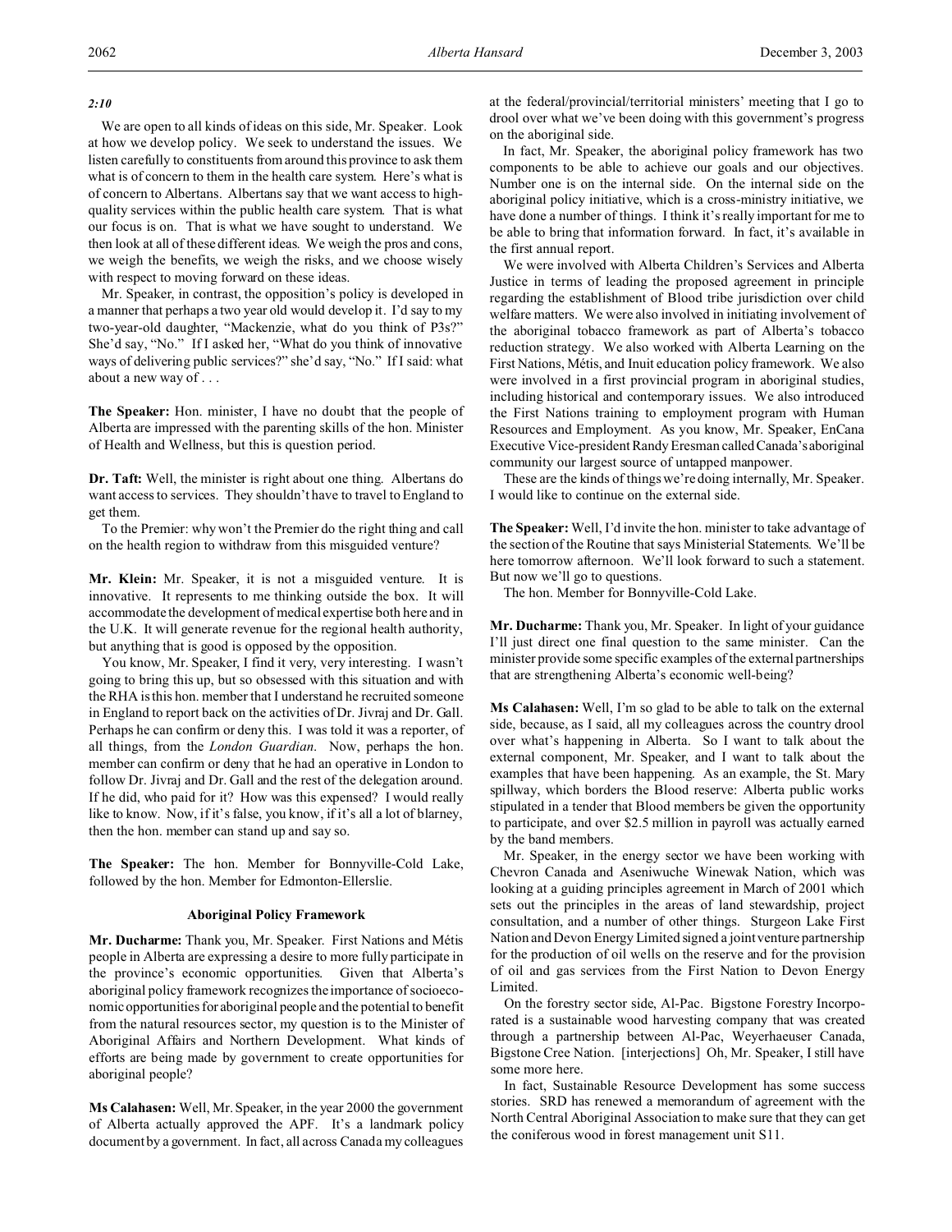*2:10*

We are open to all kinds of ideas on this side, Mr. Speaker. Look at how we develop policy. We seek to understand the issues. We listen carefully to constituents from around this province to ask them what is of concern to them in the health care system. Here's what is of concern to Albertans. Albertans say that we want access to high-quality services within the public health care system. That is what our focus is on. That is what we have sought to understand. We then look at all of these different ideas. We weigh the pros and cons, we weigh the benefits, we weigh the risks, and we choose wisely with respect to moving forward on these ideas.

Mr. Speaker, in contrast, the opposition's policy is developed in a manner that perhaps a two year old would develop it. I'd say to my two-year-old daughter, "Mackenzie, what do you think of P3s?" She'd say, "No." If I asked her, "What do you think of innovative ways of delivering public services?" she'd say, "No." If I said: what about a new way of . . .

**The Speaker:** Hon. minister, I have no doubt that the people of Alberta are impressed with the parenting skills of the hon. Minister of Health and Wellness, but this is question period.

**Dr. Taft:** Well, the minister is right about one thing. Albertans do want access to services. They shouldn't have to travel to England to get them.

To the Premier: why won't the Premier do the right thing and call on the health region to withdraw from this misguided venture?

**Mr. Klein:** Mr. Speaker, it is not a misguided venture. It is innovative. It represents to me thinking outside the box. It will accommodate the development of medical expertise both here and in the U.K. It will generate revenue for the regional health authority, but anything that is good is opposed by the opposition.

You know, Mr. Speaker, I find it very, very interesting. I wasn't going to bring this up, but so obsessed with this situation and with the RHA is this hon. member that I understand he recruited someone in England to report back on the activities of Dr. Jivraj and Dr. Gall. Perhaps he can confirm or deny this. I was told it was a reporter, of all things, from the *London Guardian*. Now, perhaps the hon. member can confirm or deny that he had an operative in London to follow Dr. Jivraj and Dr. Gall and the rest of the delegation around. If he did, who paid for it? How was this expensed? I would really like to know. Now, if it's false, you know, if it's all a lot of blarney, then the hon. member can stand up and say so.

**The Speaker:** The hon. Member for Bonnyville-Cold Lake, followed by the hon. Member for Edmonton-Ellerslie.

### Aboriginal Policy Framework

**Mr. Ducharme:** Thank you, Mr. Speaker. First Nations and Métis people in Alberta are expressing a desire to more fully participate in the province's economic opportunities. Given that Alberta's aboriginal policy framework recognizes the importance of socioeconomic opportunities for aboriginal people and the potential to benefit from the natural resources sector, my question is to the Minister of Aboriginal Affairs and Northern Development. What kinds of efforts are being made by government to create opportunities for aboriginal people?

**Ms Calahasen:** Well, Mr. Speaker, in the year 2000 the government of Alberta actually approved the APF. It's a landmark policy document by a government. In fact, all across Canada my colleagues at the federal/provincial/territorial ministers' meeting that I go to drool over what we've been doing with this government's progress on the aboriginal side.

In fact, Mr. Speaker, the aboriginal policy framework has two components to be able to achieve our goals and our objectives. Number one is on the internal side. On the internal side on the aboriginal policy initiative, which is a cross-ministry initiative, we have done a number of things. I think it's really important for me to be able to bring that information forward. In fact, it's available in the first annual report.

We were involved with Alberta Children's Services and Alberta Justice in terms of leading the proposed agreement in principle regarding the establishment of Blood tribe jurisdiction over child welfare matters. We were also involved in initiating involvement of the aboriginal tobacco framework as part of Alberta's tobacco reduction strategy. We also worked with Alberta Learning on the First Nations, Métis, and Inuit education policy framework. We also were involved in a first provincial program in aboriginal studies, including historical and contemporary issues. We also introduced the First Nations training to employment program with Human Resources and Employment. As you know, Mr. Speaker, EnCana Executive Vice-president Randy Eresman called Canada's aboriginal community our largest source of untapped manpower.

These are the kinds of things we're doing internally, Mr. Speaker. I would like to continue on the external side.

**The Speaker:** Well, I'd invite the hon. minister to take advantage of the section of the Routine that says Ministerial Statements. We'll be here tomorrow afternoon. We'll look forward to such a statement. But now we'll go to questions.

The hon. Member for Bonnyville-Cold Lake.

**Mr. Ducharme:** Thank you, Mr. Speaker. In light of your guidance I'll just direct one final question to the same minister. Can the minister provide some specific examples of the external partnerships that are strengthening Alberta's economic well-being?

**Ms Calahasen:** Well, I'm so glad to be able to talk on the external side, because, as I said, all my colleagues across the country drool over what's happening in Alberta. So I want to talk about the external component, Mr. Speaker, and I want to talk about the examples that have been happening. As an example, the St. Mary spillway, which borders the Blood reserve: Alberta public works stipulated in a tender that Blood members be given the opportunity to participate, and over $2.5 million in payroll was actually earned by the band members.

Mr. Speaker, in the energy sector we have been working with Chevron Canada and Aseniwuche Winewak Nation, which was looking at a guiding principles agreement in March of 2001 which sets out the principles in the areas of land stewardship, project consultation, and a number of other things. Sturgeon Lake First Nation and Devon Energy Limited signed a joint venture partnership for the production of oil wells on the reserve and for the provision of oil and gas services from the First Nation to Devon Energy Limited.

On the forestry sector side, Al-Pac. Bigstone Forestry Incorporated is a sustainable wood harvesting company that was created through a partnership between Al-Pac, Weyerhaeuser Canada, Bigstone Cree Nation. [interjections] Oh, Mr. Speaker, I still have some more here.

In fact, Sustainable Resource Development has some success stories. SRD has renewed a memorandum of agreement with the North Central Aboriginal Association to make sure that they can get the coniferous wood in forest management unit S11.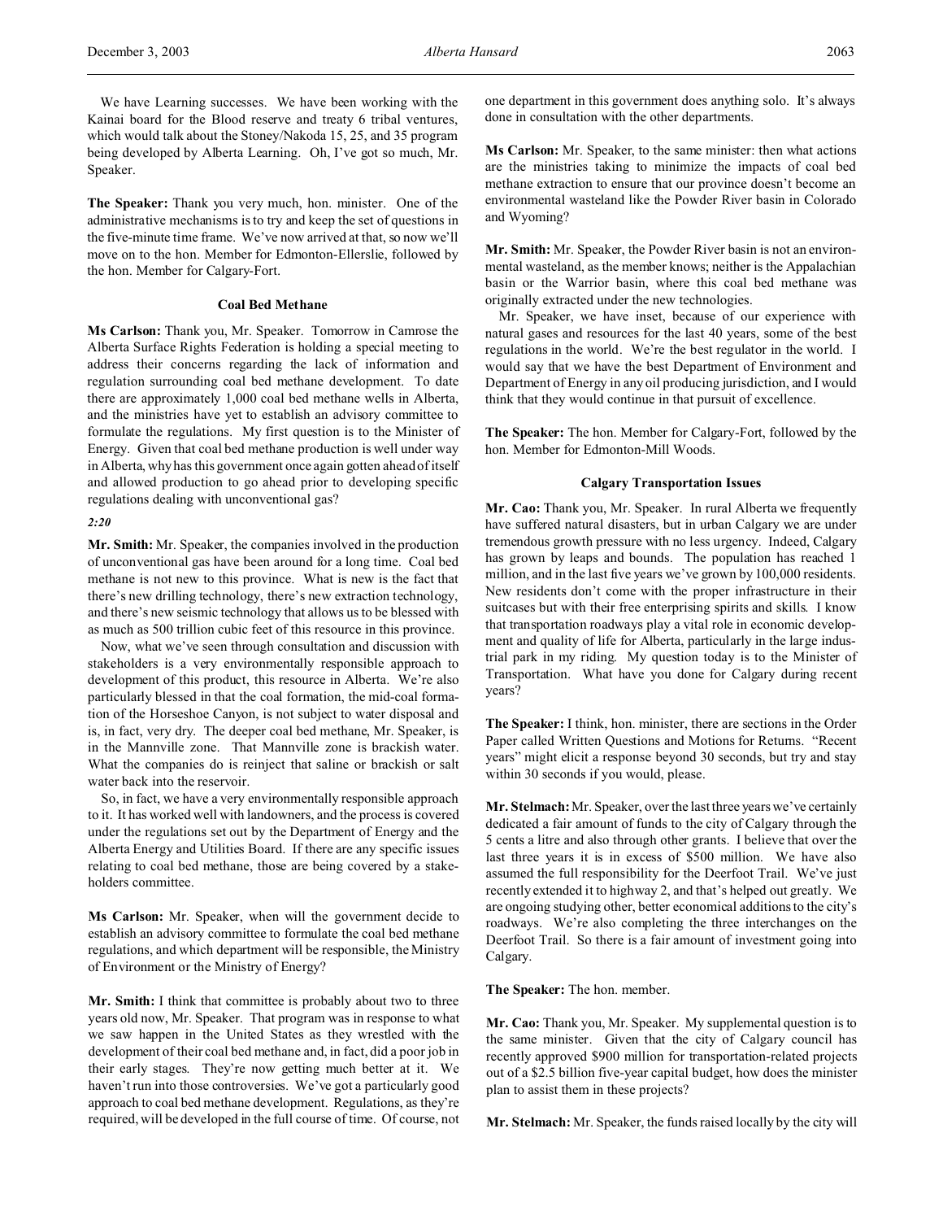We have Learning successes. We have been working with the Kainai board for the Blood reserve and treaty 6 tribal ventures, which would talk about the Stoney/Nakoda 15, 25, and 35 program being developed by Alberta Learning. Oh, I've got so much, Mr. Speaker.

**The Speaker:** Thank you very much, hon. minister. One of the administrative mechanisms is to try and keep the set of questions in the five-minute time frame. We've now arrived at that, so now we'll move on to the hon. Member for Edmonton-Ellerslie, followed by the hon. Member for Calgary-Fort.

### Coal Bed Methane

**Ms Carlson:** Thank you, Mr. Speaker. Tomorrow in Camrose the Alberta Surface Rights Federation is holding a special meeting to address their concerns regarding the lack of information and regulation surrounding coal bed methane development. To date there are approximately 1,000 coal bed methane wells in Alberta, and the ministries have yet to establish an advisory committee to formulate the regulations. My first question is to the Minister of Energy. Given that coal bed methane production is well under way in Alberta, why has this government once again gotten ahead of itself and allowed production to go ahead prior to developing specific regulations dealing with unconventional gas?

*2:20*

**Mr. Smith:** Mr. Speaker, the companies involved in the production of unconventional gas have been around for a long time. Coal bed methane is not new to this province. What is new is the fact that there's new drilling technology, there's new extraction technology, and there's new seismic technology that allows us to be blessed with as much as 500 trillion cubic feet of this resource in this province.

Now, what we've seen through consultation and discussion with stakeholders is a very environmentally responsible approach to development of this product, this resource in Alberta. We're also particularly blessed in that the coal formation, the mid-coal formation of the Horseshoe Canyon, is not subject to water disposal and is, in fact, very dry. The deeper coal bed methane, Mr. Speaker, is in the Mannville zone. That Mannville zone is brackish water. What the companies do is reinject that saline or brackish or salt water back into the reservoir.

So, in fact, we have a very environmentally responsible approach to it. It has worked well with landowners, and the process is covered under the regulations set out by the Department of Energy and the Alberta Energy and Utilities Board. If there are any specific issues relating to coal bed methane, those are being covered by a stakeholders committee.

**Ms Carlson:** Mr. Speaker, when will the government decide to establish an advisory committee to formulate the coal bed methane regulations, and which department will be responsible, the Ministry of Environment or the Ministry of Energy?

**Mr. Smith:** I think that committee is probably about two to three years old now, Mr. Speaker. That program was in response to what we saw happen in the United States as they wrestled with the development of their coal bed methane and, in fact, did a poor job in their early stages. They're now getting much better at it. We haven't run into those controversies. We've got a particularly good approach to coal bed methane development. Regulations, as they're required, will be developed in the full course of time. Of course, not one department in this government does anything solo. It's always done in consultation with the other departments.

**Ms Carlson:** Mr. Speaker, to the same minister: then what actions are the ministries taking to minimize the impacts of coal bed methane extraction to ensure that our province doesn't become an environmental wasteland like the Powder River basin in Colorado and Wyoming?

**Mr. Smith:** Mr. Speaker, the Powder River basin is not an environmental wasteland, as the member knows; neither is the Appalachian basin or the Warrior basin, where this coal bed methane was originally extracted under the new technologies.

Mr. Speaker, we have inset, because of our experience with natural gases and resources for the last 40 years, some of the best regulations in the world. We're the best regulator in the world. I would say that we have the best Department of Environment and Department of Energy in any oil producing jurisdiction, and I would think that they would continue in that pursuit of excellence.

**The Speaker:** The hon. Member for Calgary-Fort, followed by the hon. Member for Edmonton-Mill Woods.

### Calgary Transportation Issues

**Mr. Cao:** Thank you, Mr. Speaker. In rural Alberta we frequently have suffered natural disasters, but in urban Calgary we are under tremendous growth pressure with no less urgency. Indeed, Calgary has grown by leaps and bounds. The population has reached 1 million, and in the last five years we've grown by 100,000 residents. New residents don't come with the proper infrastructure in their suitcases but with their free enterprising spirits and skills. I know that transportation roadways play a vital role in economic development and quality of life for Alberta, particularly in the large industrial park in my riding. My question today is to the Minister of Transportation. What have you done for Calgary during recent years?

**The Speaker:** I think, hon. minister, there are sections in the Order Paper called Written Questions and Motions for Returns. "Recent years" might elicit a response beyond 30 seconds, but try and stay within 30 seconds if you would, please.

**Mr. Stelmach:** Mr. Speaker, over the last three years we've certainly dedicated a fair amount of funds to the city of Calgary through the 5 cents a litre and also through other grants. I believe that over the last three years it is in excess of $500 million. We have also assumed the full responsibility for the Deerfoot Trail. We've just recently extended it to highway 2, and that's helped out greatly. We are ongoing studying other, better economical additions to the city's roadways. We're also completing the three interchanges on the Deerfoot Trail. So there is a fair amount of investment going into Calgary.

**The Speaker:** The hon. member.

**Mr. Cao:** Thank you, Mr. Speaker. My supplemental question is to the same minister. Given that the city of Calgary council has recently approved $900 million for transportation-related projects out of a $2.5 billion five-year capital budget, how does the minister plan to assist them in these projects?

**Mr. Stelmach:** Mr. Speaker, the funds raised locally by the city will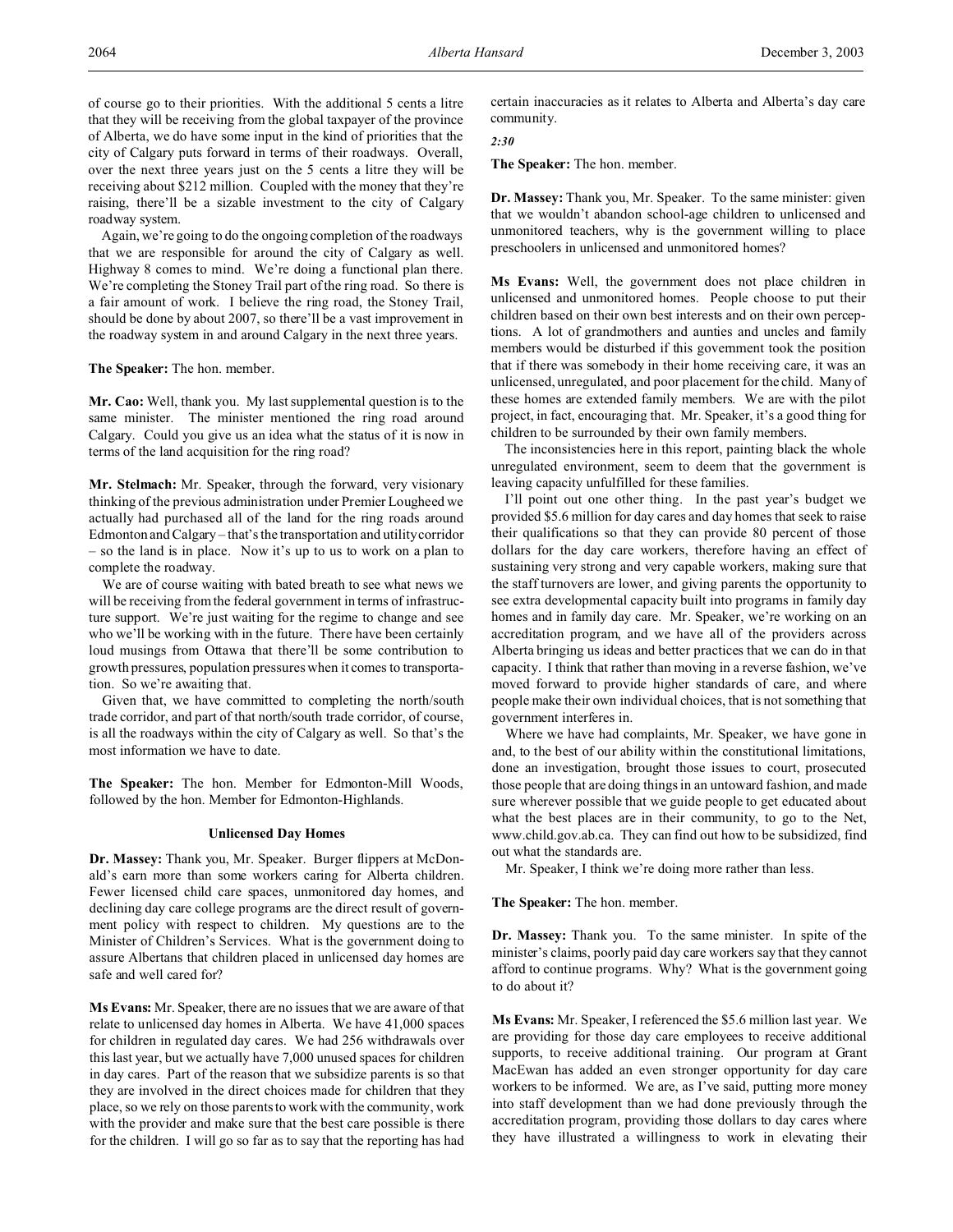of course go to their priorities. With the additional 5 cents a litre that they will be receiving from the global taxpayer of the province of Alberta, we do have some input in the kind of priorities that the city of Calgary puts forward in terms of their roadways. Overall, over the next three years just on the 5 cents a litre they will be receiving about $212 million. Coupled with the money that they're raising, there'll be a sizable investment to the city of Calgary roadway system.

Again, we're going to do the ongoing completion of the roadways that we are responsible for around the city of Calgary as well. Highway 8 comes to mind. We're doing a functional plan there. We're completing the Stoney Trail part of the ring road. So there is a fair amount of work. I believe the ring road, the Stoney Trail, should be done by about 2007, so there'll be a vast improvement in the roadway system in and around Calgary in the next three years.

**The Speaker:** The hon. member.

**Mr. Cao:** Well, thank you. My last supplemental question is to the same minister. The minister mentioned the ring road around Calgary. Could you give us an idea what the status of it is now in terms of the land acquisition for the ring road?

**Mr. Stelmach:** Mr. Speaker, through the forward, very visionary thinking of the previous administration under Premier Lougheed we actually had purchased all of the land for the ring roads around Edmonton and Calgary – that's the transportation and utility corridor – so the land is in place. Now it's up to us to work on a plan to complete the roadway.

We are of course waiting with bated breath to see what news we will be receiving from the federal government in terms of infrastructure support. We're just waiting for the regime to change and see who we'll be working with in the future. There have been certainly loud musings from Ottawa that there'll be some contribution to growth pressures, population pressures when it comes to transportation. So we're awaiting that.

Given that, we have committed to completing the north/south trade corridor, and part of that north/south trade corridor, of course, is all the roadways within the city of Calgary as well. So that's the most information we have to date.

**The Speaker:** The hon. Member for Edmonton-Mill Woods, followed by the hon. Member for Edmonton-Highlands.

### Unlicensed Day Homes

**Dr. Massey:** Thank you, Mr. Speaker. Burger flippers at McDonald's earn more than some workers caring for Alberta children. Fewer licensed child care spaces, unmonitored day homes, and declining day care college programs are the direct result of government policy with respect to children. My questions are to the Minister of Children's Services. What is the government doing to assure Albertans that children placed in unlicensed day homes are safe and well cared for?

**Ms Evans:** Mr. Speaker, there are no issues that we are aware of that relate to unlicensed day homes in Alberta. We have 41,000 spaces for children in regulated day cares. We had 256 withdrawals over this last year, but we actually have 7,000 unused spaces for children in day cares. Part of the reason that we subsidize parents is so that they are involved in the direct choices made for children that they place, so we rely on those parents to work with the community, work with the provider and make sure that the best care possible is there for the children. I will go so far as to say that the reporting has had certain inaccuracies as it relates to Alberta and Alberta's day care community.

*2:30*

**The Speaker:** The hon. member.

**Dr. Massey:** Thank you, Mr. Speaker. To the same minister: given that we wouldn't abandon school-age children to unlicensed and unmonitored teachers, why is the government willing to place preschoolers in unlicensed and unmonitored homes?

**Ms Evans:** Well, the government does not place children in unlicensed and unmonitored homes. People choose to put their children based on their own best interests and on their own perceptions. A lot of grandmothers and aunties and uncles and family members would be disturbed if this government took the position that if there was somebody in their home receiving care, it was an unlicensed, unregulated, and poor placement for the child. Many of these homes are extended family members. We are with the pilot project, in fact, encouraging that. Mr. Speaker, it's a good thing for children to be surrounded by their own family members.

The inconsistencies here in this report, painting black the whole unregulated environment, seem to deem that the government is leaving capacity unfulfilled for these families.

I'll point out one other thing. In the past year's budget we provided $5.6 million for day cares and day homes that seek to raise their qualifications so that they can provide 80 percent of those dollars for the day care workers, therefore having an effect of sustaining very strong and very capable workers, making sure that the staff turnovers are lower, and giving parents the opportunity to see extra developmental capacity built into programs in family day homes and in family day care. Mr. Speaker, we're working on an accreditation program, and we have all of the providers across Alberta bringing us ideas and better practices that we can do in that capacity. I think that rather than moving in a reverse fashion, we've moved forward to provide higher standards of care, and where people make their own individual choices, that is not something that government interferes in.

Where we have had complaints, Mr. Speaker, we have gone in and, to the best of our ability within the constitutional limitations, done an investigation, brought those issues to court, prosecuted those people that are doing things in an untoward fashion, and made sure wherever possible that we guide people to get educated about what the best places are in their community, to go to the Net, www.child.gov.ab.ca. They can find out how to be subsidized, find out what the standards are.

Mr. Speaker, I think we're doing more rather than less.

**The Speaker:** The hon. member.

**Dr. Massey:** Thank you. To the same minister. In spite of the minister's claims, poorly paid day care workers say that they cannot afford to continue programs. Why? What is the government going to do about it?

**Ms Evans:** Mr. Speaker, I referenced the $5.6 million last year. We are providing for those day care employees to receive additional supports, to receive additional training. Our program at Grant MacEwan has added an even stronger opportunity for day care workers to be informed. We are, as I've said, putting more money into staff development than we had done previously through the accreditation program, providing those dollars to day cares where they have illustrated a willingness to work in elevating their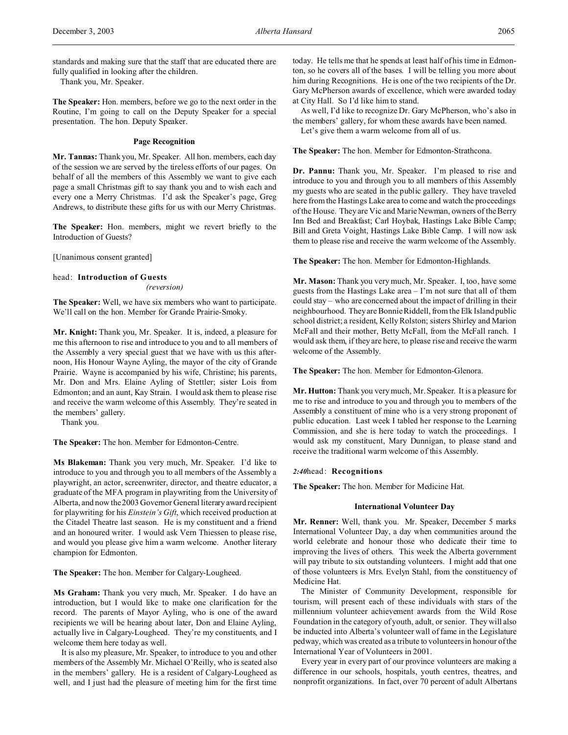standards and making sure that the staff that are educated there are fully qualified in looking after the children.

Thank you, Mr. Speaker.

**The Speaker:** Hon. members, before we go to the next order in the Routine, I'm going to call on the Deputy Speaker for a special presentation. The hon. Deputy Speaker.

### Page Recognition

**Mr. Tannas:** Thank you, Mr. Speaker. All hon. members, each day of the session we are served by the tireless efforts of our pages. On behalf of all the members of this Assembly we want to give each page a small Christmas gift to say thank you and to wish each and every one a Merry Christmas. I'd ask the Speaker's page, Greg Andrews, to distribute these gifts for us with our Merry Christmas.

**The Speaker:** Hon. members, might we revert briefly to the Introduction of Guests?

[Unanimous consent granted]

head: **Introduction of Guests**
*(reversion)*

**The Speaker:** Well, we have six members who want to participate. We'll call on the hon. Member for Grande Prairie-Smoky.

**Mr. Knight:** Thank you, Mr. Speaker. It is, indeed, a pleasure for me this afternoon to rise and introduce to you and to all members of the Assembly a very special guest that we have with us this afternoon, His Honour Wayne Ayling, the mayor of the city of Grande Prairie. Wayne is accompanied by his wife, Christine; his parents, Mr. Don and Mrs. Elaine Ayling of Stettler; sister Lois from Edmonton; and an aunt, Kay Strain. I would ask them to please rise and receive the warm welcome of this Assembly. They're seated in the members' gallery.

Thank you.

**The Speaker:** The hon. Member for Edmonton-Centre.

**Ms Blakeman:** Thank you very much, Mr. Speaker. I'd like to introduce to you and through you to all members of the Assembly a playwright, an actor, screenwriter, director, and theatre educator, a graduate of the MFA program in playwriting from the University of Alberta, and now the 2003 Governor General literary award recipient for playwriting for his *Einstein's Gift*, which received production at the Citadel Theatre last season. He is my constituent and a friend and an honoured writer. I would ask Vern Thiessen to please rise, and would you please give him a warm welcome. Another literary champion for Edmonton.

**The Speaker:** The hon. Member for Calgary-Lougheed.

**Ms Graham:** Thank you very much, Mr. Speaker. I do have an introduction, but I would like to make one clarification for the record. The parents of Mayor Ayling, who is one of the award recipients we will be hearing about later, Don and Elaine Ayling, actually live in Calgary-Lougheed. They're my constituents, and I welcome them here today as well.

It is also my pleasure, Mr. Speaker, to introduce to you and other members of the Assembly Mr. Michael O'Reilly, who is seated also in the members' gallery. He is a resident of Calgary-Lougheed as well, and I just had the pleasure of meeting him for the first time today. He tells me that he spends at least half of his time in Edmonton, so he covers all of the bases. I will be telling you more about him during Recognitions. He is one of the two recipients of the Dr. Gary McPherson awards of excellence, which were awarded today at City Hall. So I'd like him to stand.

As well, I'd like to recognize Dr. Gary McPherson, who's also in the members' gallery, for whom these awards have been named.

Let's give them a warm welcome from all of us.

**The Speaker:** The hon. Member for Edmonton-Strathcona.

**Dr. Pannu:** Thank you, Mr. Speaker. I'm pleased to rise and introduce to you and through you to all members of this Assembly my guests who are seated in the public gallery. They have traveled here from the Hastings Lake area to come and watch the proceedings of the House. They are Vic and Marie Newman, owners of the Berry Inn Bed and Breakfast; Carl Hoybak, Hastings Lake Bible Camp; Bill and Greta Voight, Hastings Lake Bible Camp. I will now ask them to please rise and receive the warm welcome of the Assembly.

**The Speaker:** The hon. Member for Edmonton-Highlands.

**Mr. Mason:** Thank you very much, Mr. Speaker. I, too, have some guests from the Hastings Lake area – I'm not sure that all of them could stay – who are concerned about the impact of drilling in their neighbourhood. They are Bonnie Riddell, from the Elk Island public school district; a resident, Kelly Rolston; sisters Shirley and Marion McFall and their mother, Betty McFall, from the McFall ranch. I would ask them, if they are here, to please rise and receive the warm welcome of the Assembly.

**The Speaker:** The hon. Member for Edmonton-Glenora.

**Mr. Hutton:** Thank you very much, Mr. Speaker. It is a pleasure for me to rise and introduce to you and through you to members of the Assembly a constituent of mine who is a very strong proponent of public education. Last week I tabled her response to the Learning Commission, and she is here today to watch the proceedings. I would ask my constituent, Mary Dunnigan, to please stand and receive the traditional warm welcome of this Assembly.

*2:40* head: **Recognitions**

**The Speaker:** The hon. Member for Medicine Hat.

### International Volunteer Day

**Mr. Renner:** Well, thank you. Mr. Speaker, December 5 marks International Volunteer Day, a day when communities around the world celebrate and honour those who dedicate their time to improving the lives of others. This week the Alberta government will pay tribute to six outstanding volunteers. I might add that one of those volunteers is Mrs. Evelyn Stahl, from the constituency of Medicine Hat.

The Minister of Community Development, responsible for tourism, will present each of these individuals with stars of the millennium volunteer achievement awards from the Wild Rose Foundation in the category of youth, adult, or senior. They will also be inducted into Alberta's volunteer wall of fame in the Legislature pedway, which was created as a tribute to volunteers in honour of the International Year of Volunteers in 2001.

Every year in every part of our province volunteers are making a difference in our schools, hospitals, youth centres, theatres, and nonprofit organizations. In fact, over 70 percent of adult Albertans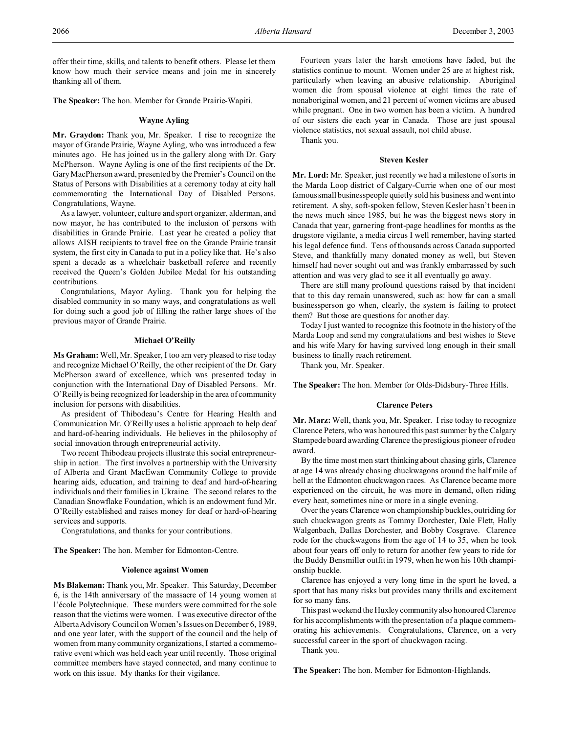offer their time, skills, and talents to benefit others. Please let them know how much their service means and join me in sincerely thanking all of them.

**The Speaker:** The hon. Member for Grande Prairie-Wapiti.

### Wayne Ayling

**Mr. Graydon:** Thank you, Mr. Speaker. I rise to recognize the mayor of Grande Prairie, Wayne Ayling, who was introduced a few minutes ago. He has joined us in the gallery along with Dr. Gary McPherson. Wayne Ayling is one of the first recipients of the Dr. Gary MacPherson award, presented by the Premier's Council on the Status of Persons with Disabilities at a ceremony today at city hall commemorating the International Day of Disabled Persons. Congratulations, Wayne.

As a lawyer, volunteer, culture and sport organizer, alderman, and now mayor, he has contributed to the inclusion of persons with disabilities in Grande Prairie. Last year he created a policy that allows AISH recipients to travel free on the Grande Prairie transit system, the first city in Canada to put in a policy like that. He's also spent a decade as a wheelchair basketball referee and recently received the Queen's Golden Jubilee Medal for his outstanding contributions.

Congratulations, Mayor Ayling. Thank you for helping the disabled community in so many ways, and congratulations as well for doing such a good job of filling the rather large shoes of the previous mayor of Grande Prairie.

### Michael O'Reilly

**Ms Graham:** Well, Mr. Speaker, I too am very pleased to rise today and recognize Michael O'Reilly, the other recipient of the Dr. Gary McPherson award of excellence, which was presented today in conjunction with the International Day of Disabled Persons. Mr. O'Reilly is being recognized for leadership in the area of community inclusion for persons with disabilities.

As president of Thibodeau's Centre for Hearing Health and Communication Mr. O'Reilly uses a holistic approach to help deaf and hard-of-hearing individuals. He believes in the philosophy of social innovation through entrepreneurial activity.

Two recent Thibodeau projects illustrate this social entrepreneurship in action. The first involves a partnership with the University of Alberta and Grant MacEwan Community College to provide hearing aids, education, and training to deaf and hard-of-hearing individuals and their families in Ukraine. The second relates to the Canadian Snowflake Foundation, which is an endowment fund Mr. O'Reilly established and raises money for deaf or hard-of-hearing services and supports.

Congratulations, and thanks for your contributions.

**The Speaker:** The hon. Member for Edmonton-Centre.

### Violence against Women

**Ms Blakeman:** Thank you, Mr. Speaker. This Saturday, December 6, is the 14th anniversary of the massacre of 14 young women at l'école Polytechnique. These murders were committed for the sole reason that the victims were women. I was executive director of the Alberta Advisory Council on Women's Issues on December 6, 1989, and one year later, with the support of the council and the help of women from many community organizations, I started a commemorative event which was held each year until recently. Those original committee members have stayed connected, and many continue to work on this issue. My thanks for their vigilance.

Fourteen years later the harsh emotions have faded, but the statistics continue to mount. Women under 25 are at highest risk, particularly when leaving an abusive relationship. Aboriginal women die from spousal violence at eight times the rate of nonaboriginal women, and 21 percent of women victims are abused while pregnant. One in two women has been a victim. A hundred of our sisters die each year in Canada. Those are just spousal violence statistics, not sexual assault, not child abuse.

Thank you.

### Steven Kesler

**Mr. Lord:** Mr. Speaker, just recently we had a milestone of sorts in the Marda Loop district of Calgary-Currie when one of our most famous small businesspeople quietly sold his business and went into retirement. A shy, soft-spoken fellow, Steven Kesler hasn't been in the news much since 1985, but he was the biggest news story in Canada that year, garnering front-page headlines for months as the drugstore vigilante, a media circus I well remember, having started his legal defence fund. Tens of thousands across Canada supported Steve, and thankfully many donated money as well, but Steven himself had never sought out and was frankly embarrassed by such attention and was very glad to see it all eventually go away.

There are still many profound questions raised by that incident that to this day remain unanswered, such as: how far can a small businessperson go when, clearly, the system is failing to protect them? But those are questions for another day.

Today I just wanted to recognize this footnote in the history of the Marda Loop and send my congratulations and best wishes to Steve and his wife Mary for having survived long enough in their small business to finally reach retirement.

Thank you, Mr. Speaker.

**The Speaker:** The hon. Member for Olds-Didsbury-Three Hills.

### Clarence Peters

**Mr. Marz:** Well, thank you, Mr. Speaker. I rise today to recognize Clarence Peters, who was honoured this past summer by the Calgary Stampede board awarding Clarence the prestigious pioneer of rodeo award.

By the time most men start thinking about chasing girls, Clarence at age 14 was already chasing chuckwagons around the half mile of hell at the Edmonton chuckwagon races. As Clarence became more experienced on the circuit, he was more in demand, often riding every heat, sometimes nine or more in a single evening.

Over the years Clarence won championship buckles, outriding for such chuckwagon greats as Tommy Dorchester, Dale Flett, Hally Walgenbach, Dallas Dorchester, and Bobby Cosgrave. Clarence rode for the chuckwagons from the age of 14 to 35, when he took about four years off only to return for another few years to ride for the Buddy Bensmiller outfit in 1979, when he won his 10th championship buckle.

Clarence has enjoyed a very long time in the sport he loved, a sport that has many risks but provides many thrills and excitement for so many fans.

This past weekend the Huxley community also honoured Clarence for his accomplishments with the presentation of a plaque commemorating his achievements. Congratulations, Clarence, on a very successful career in the sport of chuckwagon racing.

Thank you.

**The Speaker:** The hon. Member for Edmonton-Highlands.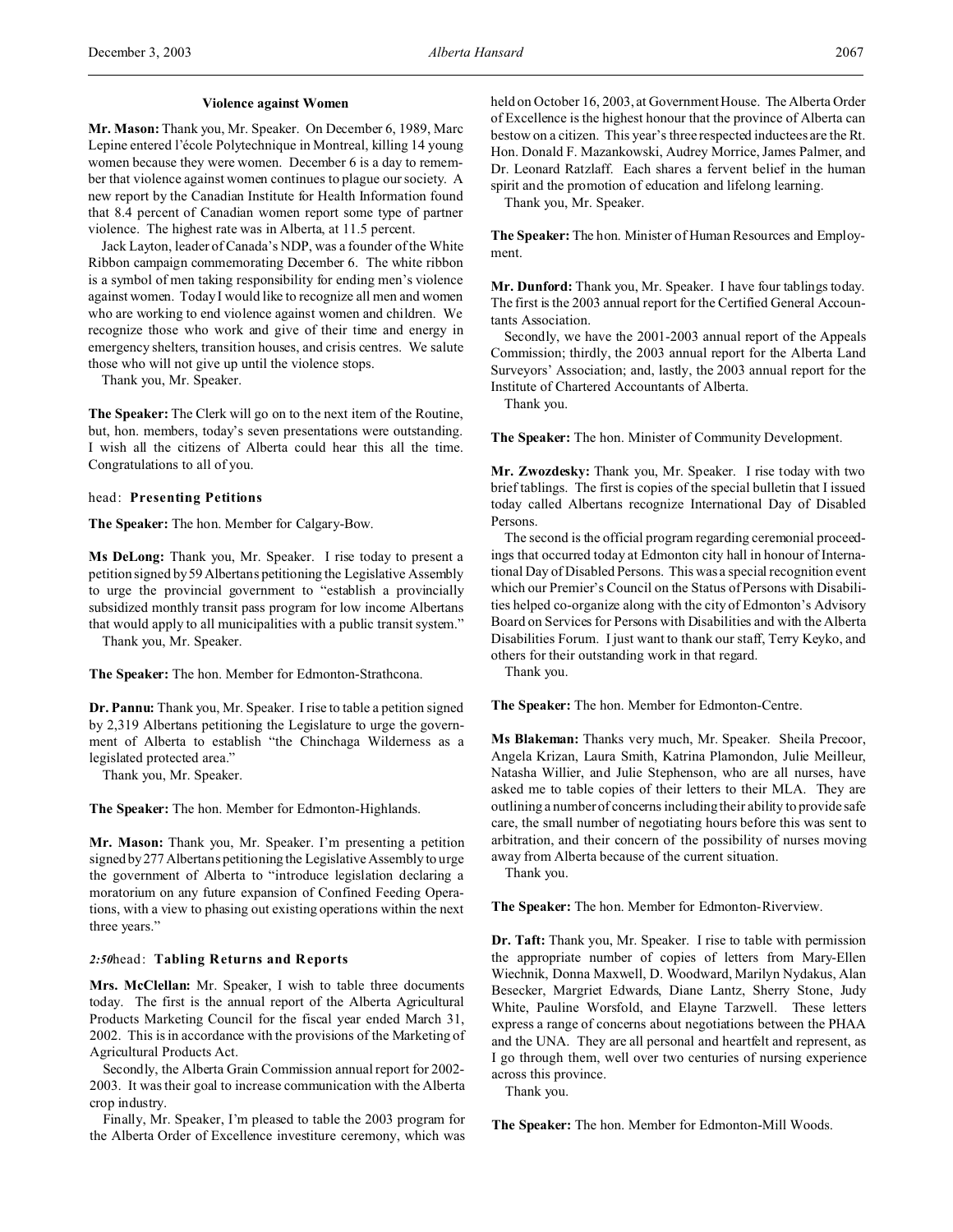#### Violence against Women

**Mr. Mason:** Thank you, Mr. Speaker. On December 6, 1989, Marc Lepine entered l'école Polytechnique in Montreal, killing 14 young women because they were women. December 6 is a day to remember that violence against women continues to plague our society. A new report by the Canadian Institute for Health Information found that 8.4 percent of Canadian women report some type of partner violence. The highest rate was in Alberta, at 11.5 percent.

Jack Layton, leader of Canada's NDP, was a founder of the White Ribbon campaign commemorating December 6. The white ribbon is a symbol of men taking responsibility for ending men's violence against women. Today I would like to recognize all men and women who are working to end violence against women and children. We recognize those who work and give of their time and energy in emergency shelters, transition houses, and crisis centres. We salute those who will not give up until the violence stops.

Thank you, Mr. Speaker.

**The Speaker:** The Clerk will go on to the next item of the Routine, but, hon. members, today's seven presentations were outstanding. I wish all the citizens of Alberta could hear this all the time. Congratulations to all of you.

head: **Presenting Petitions**

**The Speaker:** The hon. Member for Calgary-Bow.

**Ms DeLong:** Thank you, Mr. Speaker. I rise today to present a petition signed by 59 Albertans petitioning the Legislative Assembly to urge the provincial government to "establish a provincially subsidized monthly transit pass program for low income Albertans that would apply to all municipalities with a public transit system."

Thank you, Mr. Speaker.

**The Speaker:** The hon. Member for Edmonton-Strathcona.

**Dr. Pannu:** Thank you, Mr. Speaker. I rise to table a petition signed by 2,319 Albertans petitioning the Legislature to urge the government of Alberta to establish "the Chinchaga Wilderness as a legislated protected area."

Thank you, Mr. Speaker.

**The Speaker:** The hon. Member for Edmonton-Highlands.

**Mr. Mason:** Thank you, Mr. Speaker. I'm presenting a petition signed by 277 Albertans petitioning the Legislative Assembly to urge the government of Alberta to "introduce legislation declaring a moratorium on any future expansion of Confined Feeding Operations, with a view to phasing out existing operations within the next three years."

*2:50* head: **Tabling Returns and Reports**

**Mrs. McClellan:** Mr. Speaker, I wish to table three documents today. The first is the annual report of the Alberta Agricultural Products Marketing Council for the fiscal year ended March 31, 2002. This is in accordance with the provisions of the Marketing of Agricultural Products Act.

Secondly, the Alberta Grain Commission annual report for 2002-2003. It was their goal to increase communication with the Alberta crop industry.

Finally, Mr. Speaker, I'm pleased to table the 2003 program for the Alberta Order of Excellence investiture ceremony, which was held on October 16, 2003, at Government House. The Alberta Order of Excellence is the highest honour that the province of Alberta can bestow on a citizen. This year's three respected inductees are the Rt. Hon. Donald F. Mazankowski, Audrey Morrice, James Palmer, and Dr. Leonard Ratzlaff. Each shares a fervent belief in the human spirit and the promotion of education and lifelong learning.

Thank you, Mr. Speaker.

**The Speaker:** The hon. Minister of Human Resources and Employment.

**Mr. Dunford:** Thank you, Mr. Speaker. I have four tablings today. The first is the 2003 annual report for the Certified General Accountants Association.

Secondly, we have the 2001-2003 annual report of the Appeals Commission; thirdly, the 2003 annual report for the Alberta Land Surveyors' Association; and, lastly, the 2003 annual report for the Institute of Chartered Accountants of Alberta.

Thank you.

**The Speaker:** The hon. Minister of Community Development.

**Mr. Zwozdesky:** Thank you, Mr. Speaker. I rise today with two brief tablings. The first is copies of the special bulletin that I issued today called Albertans recognize International Day of Disabled Persons.

The second is the official program regarding ceremonial proceedings that occurred today at Edmonton city hall in honour of International Day of Disabled Persons. This was a special recognition event which our Premier's Council on the Status of Persons with Disabilities helped co-organize along with the city of Edmonton's Advisory Board on Services for Persons with Disabilities and with the Alberta Disabilities Forum. I just want to thank our staff, Terry Keyko, and others for their outstanding work in that regard.

Thank you.

**The Speaker:** The hon. Member for Edmonton-Centre.

**Ms Blakeman:** Thanks very much, Mr. Speaker. Sheila Precoor, Angela Krizan, Laura Smith, Katrina Plamondon, Julie Meilleur, Natasha Willier, and Julie Stephenson, who are all nurses, have asked me to table copies of their letters to their MLA. They are outlining a number of concerns including their ability to provide safe care, the small number of negotiating hours before this was sent to arbitration, and their concern of the possibility of nurses moving away from Alberta because of the current situation.

Thank you.

**The Speaker:** The hon. Member for Edmonton-Riverview.

**Dr. Taft:** Thank you, Mr. Speaker. I rise to table with permission the appropriate number of copies of letters from Mary-Ellen Wiechnik, Donna Maxwell, D. Woodward, Marilyn Nydakus, Alan Besecker, Margriet Edwards, Diane Lantz, Sherry Stone, Judy White, Pauline Worsfold, and Elayne Tarzwell. These letters express a range of concerns about negotiations between the PHAA and the UNA. They are all personal and heartfelt and represent, as I go through them, well over two centuries of nursing experience across this province.

Thank you.

**The Speaker:** The hon. Member for Edmonton-Mill Woods.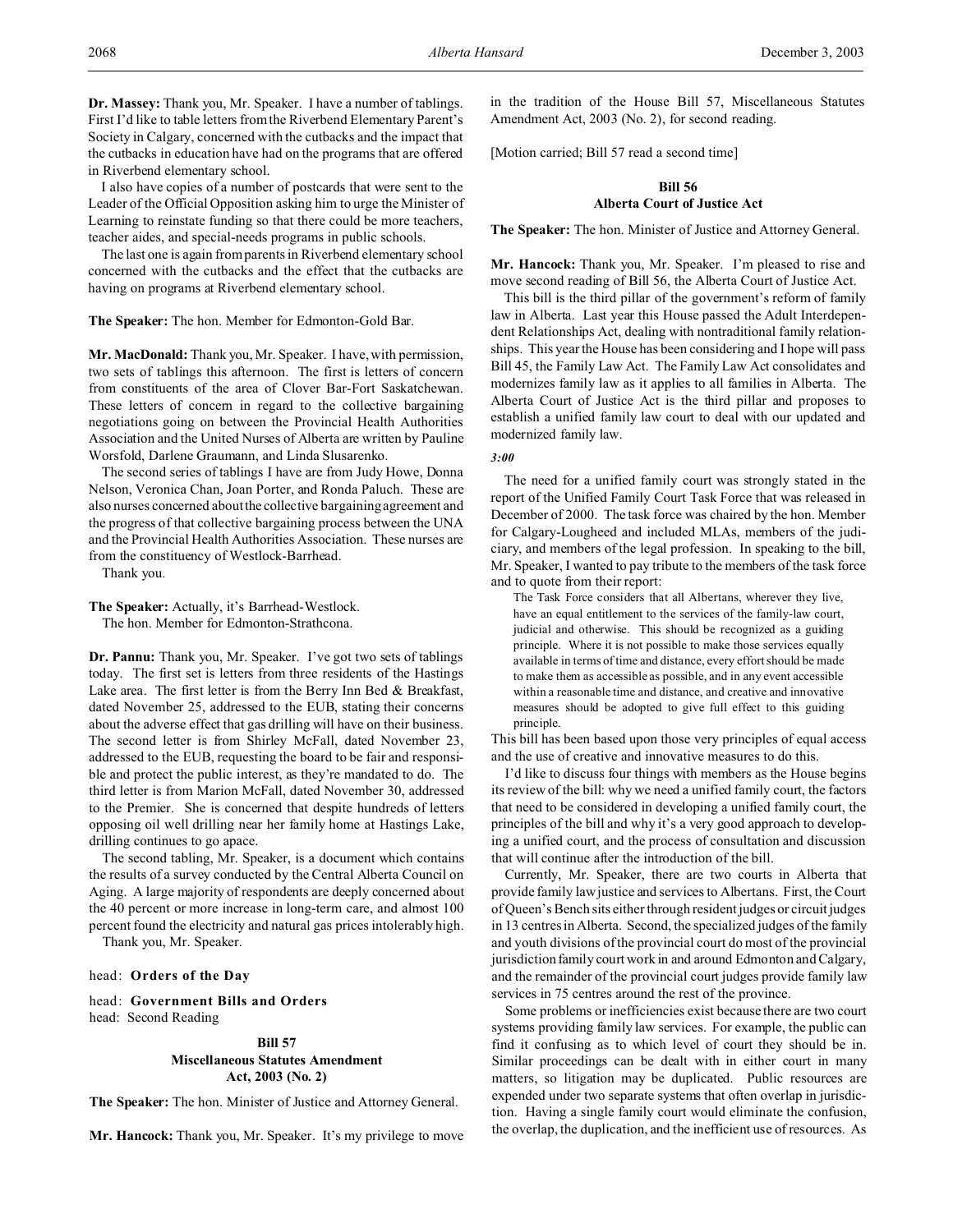**Dr. Massey:** Thank you, Mr. Speaker. I have a number of tablings. First I'd like to table letters from the Riverbend Elementary Parent's Society in Calgary, concerned with the cutbacks and the impact that the cutbacks in education have had on the programs that are offered in Riverbend elementary school.

I also have copies of a number of postcards that were sent to the Leader of the Official Opposition asking him to urge the Minister of Learning to reinstate funding so that there could be more teachers, teacher aides, and special-needs programs in public schools.

The last one is again from parents in Riverbend elementary school concerned with the cutbacks and the effect that the cutbacks are having on programs at Riverbend elementary school.

**The Speaker:** The hon. Member for Edmonton-Gold Bar.

**Mr. MacDonald:** Thank you, Mr. Speaker. I have, with permission, two sets of tablings this afternoon. The first is letters of concern from constituents of the area of Clover Bar-Fort Saskatchewan. These letters of concern in regard to the collective bargaining negotiations going on between the Provincial Health Authorities Association and the United Nurses of Alberta are written by Pauline Worsfold, Darlene Graumann, and Linda Slusarenko.

The second series of tablings I have are from Judy Howe, Donna Nelson, Veronica Chan, Joan Porter, and Ronda Paluch. These are also nurses concerned about the collective bargaining agreement and the progress of that collective bargaining process between the UNA and the Provincial Health Authorities Association. These nurses are from the constituency of Westlock-Barrhead.

Thank you.

**The Speaker:** Actually, it's Barrhead-Westlock.

The hon. Member for Edmonton-Strathcona.

**Dr. Pannu:** Thank you, Mr. Speaker. I've got two sets of tablings today. The first set is letters from three residents of the Hastings Lake area. The first letter is from the Berry Inn Bed & Breakfast, dated November 25, addressed to the EUB, stating their concerns about the adverse effect that gas drilling will have on their business. The second letter is from Shirley McFall, dated November 23, addressed to the EUB, requesting the board to be fair and responsible and protect the public interest, as they're mandated to do. The third letter is from Marion McFall, dated November 30, addressed to the Premier. She is concerned that despite hundreds of letters opposing oil well drilling near her family home at Hastings Lake, drilling continues to go apace.

The second tabling, Mr. Speaker, is a document which contains the results of a survey conducted by the Central Alberta Council on Aging. A large majority of respondents are deeply concerned about the 40 percent or more increase in long-term care, and almost 100 percent found the electricity and natural gas prices intolerably high.

Thank you, Mr. Speaker.

head: **Orders of the Day**

head: **Government Bills and Orders**
head: Second Reading

## Bill 57
## Miscellaneous Statutes Amendment Act, 2003 (No. 2)

**The Speaker:** The hon. Minister of Justice and Attorney General.

**Mr. Hancock:** Thank you, Mr. Speaker. It's my privilege to move in the tradition of the House Bill 57, Miscellaneous Statutes Amendment Act, 2003 (No. 2), for second reading.

[Motion carried; Bill 57 read a second time]

## Bill 56
## Alberta Court of Justice Act

**The Speaker:** The hon. Minister of Justice and Attorney General.

**Mr. Hancock:** Thank you, Mr. Speaker. I'm pleased to rise and move second reading of Bill 56, the Alberta Court of Justice Act.

This bill is the third pillar of the government's reform of family law in Alberta. Last year this House passed the Adult Interdependent Relationships Act, dealing with nontraditional family relationships. This year the House has been considering and I hope will pass Bill 45, the Family Law Act. The Family Law Act consolidates and modernizes family law as it applies to all families in Alberta. The Alberta Court of Justice Act is the third pillar and proposes to establish a unified family law court to deal with our updated and modernized family law.

*3:00*

The need for a unified family court was strongly stated in the report of the Unified Family Court Task Force that was released in December of 2000. The task force was chaired by the hon. Member for Calgary-Lougheed and included MLAs, members of the judiciary, and members of the legal profession. In speaking to the bill, Mr. Speaker, I wanted to pay tribute to the members of the task force and to quote from their report:

> The Task Force considers that all Albertans, wherever they live, have an equal entitlement to the services of the family-law court, judicial and otherwise. This should be recognized as a guiding principle. Where it is not possible to make those services equally available in terms of time and distance, every effort should be made to make them as accessible as possible, and in any event accessible within a reasonable time and distance, and creative and innovative measures should be adopted to give full effect to this guiding principle.

This bill has been based upon those very principles of equal access and the use of creative and innovative measures to do this.

I'd like to discuss four things with members as the House begins its review of the bill: why we need a unified family court, the factors that need to be considered in developing a unified family court, the principles of the bill and why it's a very good approach to developing a unified court, and the process of consultation and discussion that will continue after the introduction of the bill.

Currently, Mr. Speaker, there are two courts in Alberta that provide family law justice and services to Albertans. First, the Court of Queen's Bench sits either through resident judges or circuit judges in 13 centres in Alberta. Second, the specialized judges of the family and youth divisions of the provincial court do most of the provincial jurisdiction family court work in and around Edmonton and Calgary, and the remainder of the provincial court judges provide family law services in 75 centres around the rest of the province.

Some problems or inefficiencies exist because there are two court systems providing family law services. For example, the public can find it confusing as to which level of court they should be in. Similar proceedings can be dealt with in either court in many matters, so litigation may be duplicated. Public resources are expended under two separate systems that often overlap in jurisdiction. Having a single family court would eliminate the confusion, the overlap, the duplication, and the inefficient use of resources. As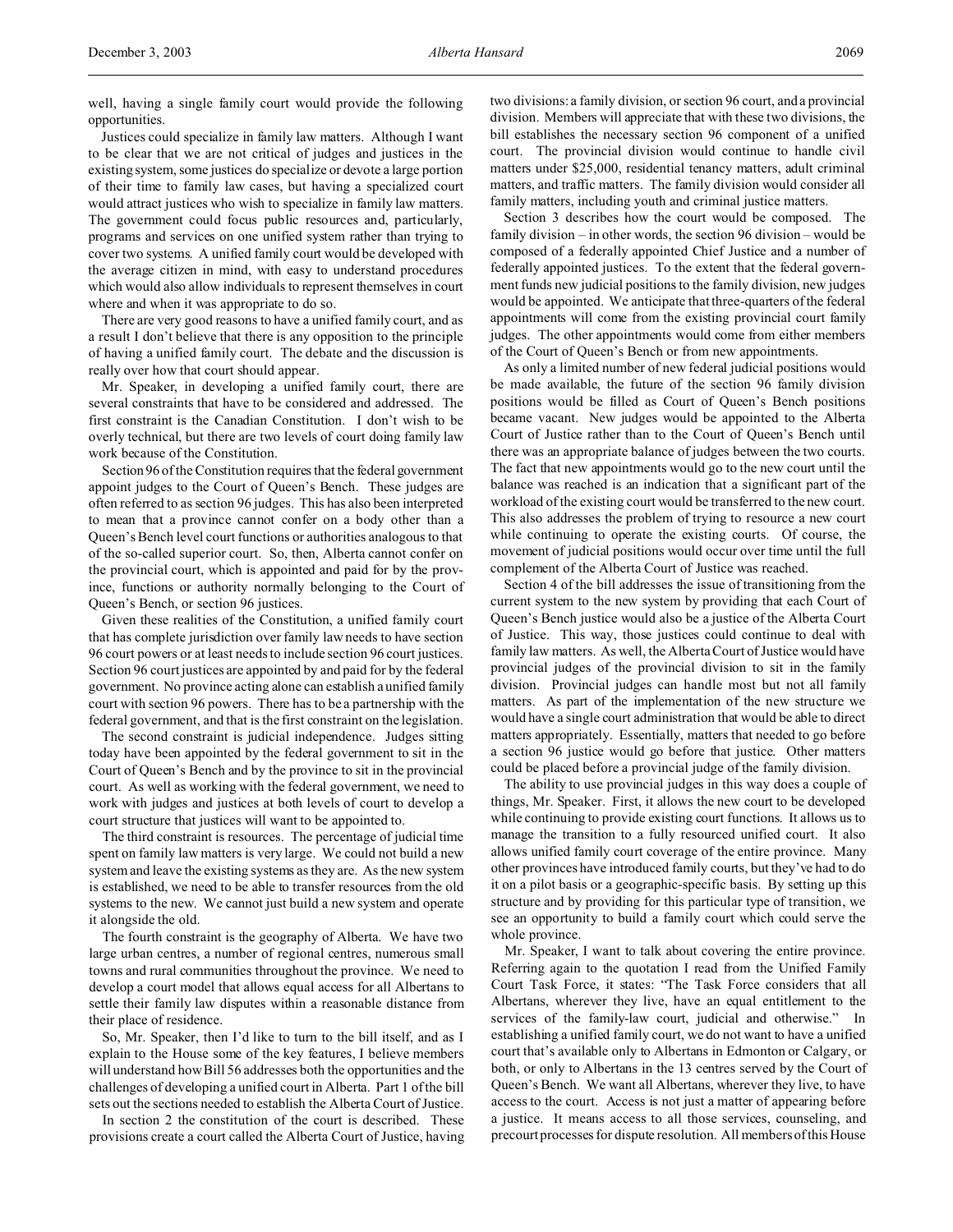well, having a single family court would provide the following opportunities.

Justices could specialize in family law matters. Although I want to be clear that we are not critical of judges and justices in the existing system, some justices do specialize or devote a large portion of their time to family law cases, but having a specialized court would attract justices who wish to specialize in family law matters. The government could focus public resources and, particularly, programs and services on one unified system rather than trying to cover two systems. A unified family court would be developed with the average citizen in mind, with easy to understand procedures which would also allow individuals to represent themselves in court where and when it was appropriate to do so.

There are very good reasons to have a unified family court, and as a result I don't believe that there is any opposition to the principle of having a unified family court. The debate and the discussion is really over how that court should appear.

Mr. Speaker, in developing a unified family court, there are several constraints that have to be considered and addressed. The first constraint is the Canadian Constitution. I don't wish to be overly technical, but there are two levels of court doing family law work because of the Constitution.

Section 96 of the Constitution requires that the federal government appoint judges to the Court of Queen's Bench. These judges are often referred to as section 96 judges. This has also been interpreted to mean that a province cannot confer on a body other than a Queen's Bench level court functions or authorities analogous to that of the so-called superior court. So, then, Alberta cannot confer on the provincial court, which is appointed and paid for by the province, functions or authority normally belonging to the Court of Queen's Bench, or section 96 justices.

Given these realities of the Constitution, a unified family court that has complete jurisdiction over family law needs to have section 96 court powers or at least needs to include section 96 court justices. Section 96 court justices are appointed by and paid for by the federal government. No province acting alone can establish a unified family court with section 96 powers. There has to be a partnership with the federal government, and that is the first constraint on the legislation.

The second constraint is judicial independence. Judges sitting today have been appointed by the federal government to sit in the Court of Queen's Bench and by the province to sit in the provincial court. As well as working with the federal government, we need to work with judges and justices at both levels of court to develop a court structure that justices will want to be appointed to.

The third constraint is resources. The percentage of judicial time spent on family law matters is very large. We could not build a new system and leave the existing systems as they are. As the new system is established, we need to be able to transfer resources from the old systems to the new. We cannot just build a new system and operate it alongside the old.

The fourth constraint is the geography of Alberta. We have two large urban centres, a number of regional centres, numerous small towns and rural communities throughout the province. We need to develop a court model that allows equal access for all Albertans to settle their family law disputes within a reasonable distance from their place of residence.

So, Mr. Speaker, then I'd like to turn to the bill itself, and as I explain to the House some of the key features, I believe members will understand how Bill 56 addresses both the opportunities and the challenges of developing a unified court in Alberta. Part 1 of the bill sets out the sections needed to establish the Alberta Court of Justice.

In section 2 the constitution of the court is described. These provisions create a court called the Alberta Court of Justice, having two divisions: a family division, or section 96 court, and a provincial division. Members will appreciate that with these two divisions, the bill establishes the necessary section 96 component of a unified court. The provincial division would continue to handle civil matters under $25,000, residential tenancy matters, adult criminal matters, and traffic matters. The family division would consider all family matters, including youth and criminal justice matters.

Section 3 describes how the court would be composed. The family division – in other words, the section 96 division – would be composed of a federally appointed Chief Justice and a number of federally appointed justices. To the extent that the federal government funds new judicial positions to the family division, new judges would be appointed. We anticipate that three-quarters of the federal appointments will come from the existing provincial court family judges. The other appointments would come from either members of the Court of Queen's Bench or from new appointments.

As only a limited number of new federal judicial positions would be made available, the future of the section 96 family division positions would be filled as Court of Queen's Bench positions became vacant. New judges would be appointed to the Alberta Court of Justice rather than to the Court of Queen's Bench until there was an appropriate balance of judges between the two courts. The fact that new appointments would go to the new court until the balance was reached is an indication that a significant part of the workload of the existing court would be transferred to the new court. This also addresses the problem of trying to resource a new court while continuing to operate the existing courts. Of course, the movement of judicial positions would occur over time until the full complement of the Alberta Court of Justice was reached.

Section 4 of the bill addresses the issue of transitioning from the current system to the new system by providing that each Court of Queen's Bench justice would also be a justice of the Alberta Court of Justice. This way, those justices could continue to deal with family law matters. As well, the Alberta Court of Justice would have provincial judges of the provincial division to sit in the family division. Provincial judges can handle most but not all family matters. As part of the implementation of the new structure we would have a single court administration that would be able to direct matters appropriately. Essentially, matters that needed to go before a section 96 justice would go before that justice. Other matters could be placed before a provincial judge of the family division.

The ability to use provincial judges in this way does a couple of things, Mr. Speaker. First, it allows the new court to be developed while continuing to provide existing court functions. It allows us to manage the transition to a fully resourced unified court. It also allows unified family court coverage of the entire province. Many other provinces have introduced family courts, but they've had to do it on a pilot basis or a geographic-specific basis. By setting up this structure and by providing for this particular type of transition, we see an opportunity to build a family court which could serve the whole province.

Mr. Speaker, I want to talk about covering the entire province. Referring again to the quotation I read from the Unified Family Court Task Force, it states: "The Task Force considers that all Albertans, wherever they live, have an equal entitlement to the services of the family-law court, judicial and otherwise." In establishing a unified family court, we do not want to have a unified court that's available only to Albertans in Edmonton or Calgary, or both, or only to Albertans in the 13 centres served by the Court of Queen's Bench. We want all Albertans, wherever they live, to have access to the court. Access is not just a matter of appearing before a justice. It means access to all those services, counseling, and precourt processes for dispute resolution. All members of this House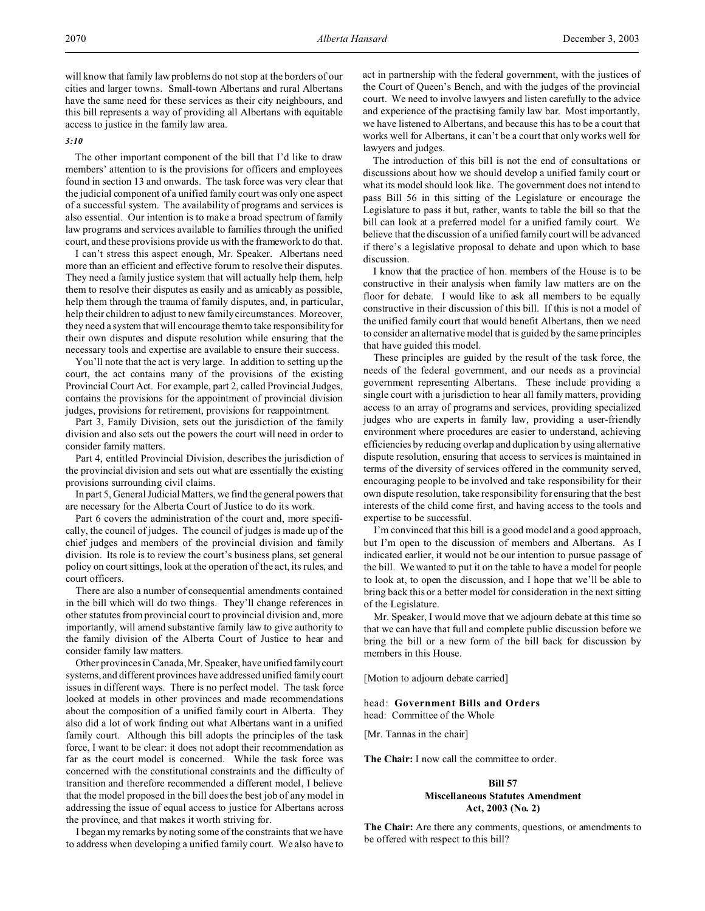will know that family law problems do not stop at the borders of our cities and larger towns. Small-town Albertans and rural Albertans have the same need for these services as their city neighbours, and this bill represents a way of providing all Albertans with equitable access to justice in the family law area.

*3:10*

The other important component of the bill that I'd like to draw members' attention to is the provisions for officers and employees found in section 13 and onwards. The task force was very clear that the judicial component of a unified family court was only one aspect of a successful system. The availability of programs and services is also essential. Our intention is to make a broad spectrum of family law programs and services available to families through the unified court, and these provisions provide us with the framework to do that.

I can't stress this aspect enough, Mr. Speaker. Albertans need more than an efficient and effective forum to resolve their disputes. They need a family justice system that will actually help them, help them to resolve their disputes as easily and as amicably as possible, help them through the trauma of family disputes, and, in particular, help their children to adjust to new family circumstances. Moreover, they need a system that will encourage them to take responsibility for their own disputes and dispute resolution while ensuring that the necessary tools and expertise are available to ensure their success.

You'll note that the act is very large. In addition to setting up the court, the act contains many of the provisions of the existing Provincial Court Act. For example, part 2, called Provincial Judges, contains the provisions for the appointment of provincial division judges, provisions for retirement, provisions for reappointment.

Part 3, Family Division, sets out the jurisdiction of the family division and also sets out the powers the court will need in order to consider family matters.

Part 4, entitled Provincial Division, describes the jurisdiction of the provincial division and sets out what are essentially the existing provisions surrounding civil claims.

In part 5, General Judicial Matters, we find the general powers that are necessary for the Alberta Court of Justice to do its work.

Part 6 covers the administration of the court and, more specifically, the council of judges. The council of judges is made up of the chief judges and members of the provincial division and family division. Its role is to review the court's business plans, set general policy on court sittings, look at the operation of the act, its rules, and court officers.

There are also a number of consequential amendments contained in the bill which will do two things. They'll change references in other statutes from provincial court to provincial division and, more importantly, will amend substantive family law to give authority to the family division of the Alberta Court of Justice to hear and consider family law matters.

Other provinces in Canada, Mr. Speaker, have unified family court systems, and different provinces have addressed unified family court issues in different ways. There is no perfect model. The task force looked at models in other provinces and made recommendations about the composition of a unified family court in Alberta. They also did a lot of work finding out what Albertans want in a unified family court. Although this bill adopts the principles of the task force, I want to be clear: it does not adopt their recommendation as far as the court model is concerned. While the task force was concerned with the constitutional constraints and the difficulty of transition and therefore recommended a different model, I believe that the model proposed in the bill does the best job of any model in addressing the issue of equal access to justice for Albertans across the province, and that makes it worth striving for.

I began my remarks by noting some of the constraints that we have to address when developing a unified family court. We also have to act in partnership with the federal government, with the justices of the Court of Queen's Bench, and with the judges of the provincial court. We need to involve lawyers and listen carefully to the advice and experience of the practising family law bar. Most importantly, we have listened to Albertans, and because this has to be a court that works well for Albertans, it can't be a court that only works well for lawyers and judges.

The introduction of this bill is not the end of consultations or discussions about how we should develop a unified family court or what its model should look like. The government does not intend to pass Bill 56 in this sitting of the Legislature or encourage the Legislature to pass it but, rather, wants to table the bill so that the bill can look at a preferred model for a unified family court. We believe that the discussion of a unified family court will be advanced if there's a legislative proposal to debate and upon which to base discussion.

I know that the practice of hon. members of the House is to be constructive in their analysis when family law matters are on the floor for debate. I would like to ask all members to be equally constructive in their discussion of this bill. If this is not a model of the unified family court that would benefit Albertans, then we need to consider an alternative model that is guided by the same principles that have guided this model.

These principles are guided by the result of the task force, the needs of the federal government, and our needs as a provincial government representing Albertans. These include providing a single court with a jurisdiction to hear all family matters, providing access to an array of programs and services, providing specialized judges who are experts in family law, providing a user-friendly environment where procedures are easier to understand, achieving efficiencies by reducing overlap and duplication by using alternative dispute resolution, ensuring that access to services is maintained in terms of the diversity of services offered in the community served, encouraging people to be involved and take responsibility for their own dispute resolution, take responsibility for ensuring that the best interests of the child come first, and having access to the tools and expertise to be successful.

I'm convinced that this bill is a good model and a good approach, but I'm open to the discussion of members and Albertans. As I indicated earlier, it would not be our intention to pursue passage of the bill. We wanted to put it on the table to have a model for people to look at, to open the discussion, and I hope that we'll be able to bring back this or a better model for consideration in the next sitting of the Legislature.

Mr. Speaker, I would move that we adjourn debate at this time so that we can have that full and complete public discussion before we bring the bill or a new form of the bill back for discussion by members in this House.

[Motion to adjourn debate carried]

head: **Government Bills and Orders**
head: Committee of the Whole

[Mr. Tannas in the chair]

**The Chair:** I now call the committee to order.

**Bill 57**
**Miscellaneous Statutes Amendment Act, 2003 (No. 2)**

**The Chair:** Are there any comments, questions, or amendments to be offered with respect to this bill?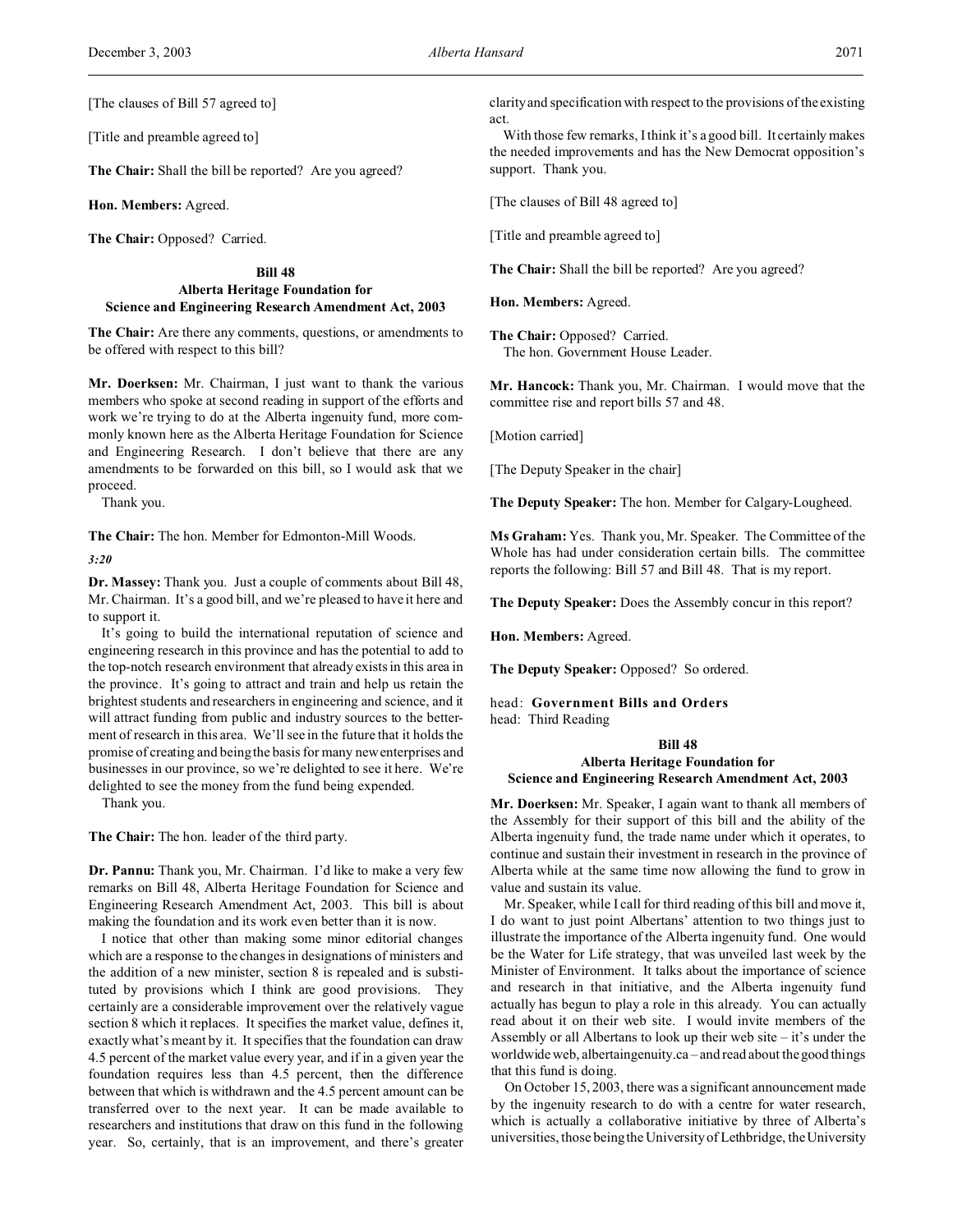[The clauses of Bill 57 agreed to]

[Title and preamble agreed to]

**The Chair:** Shall the bill be reported? Are you agreed?

**Hon. Members:** Agreed.

**The Chair:** Opposed? Carried.

### Bill 48
### Alberta Heritage Foundation for Science and Engineering Research Amendment Act, 2003

**The Chair:** Are there any comments, questions, or amendments to be offered with respect to this bill?

**Mr. Doerksen:** Mr. Chairman, I just want to thank the various members who spoke at second reading in support of the efforts and work we're trying to do at the Alberta ingenuity fund, more commonly known here as the Alberta Heritage Foundation for Science and Engineering Research. I don't believe that there are any amendments to be forwarded on this bill, so I would ask that we proceed.

Thank you.

**The Chair:** The hon. Member for Edmonton-Mill Woods.

*3:20*

**Dr. Massey:** Thank you. Just a couple of comments about Bill 48, Mr. Chairman. It's a good bill, and we're pleased to have it here and to support it.

It's going to build the international reputation of science and engineering research in this province and has the potential to add to the top-notch research environment that already exists in this area in the province. It's going to attract and train and help us retain the brightest students and researchers in engineering and science, and it will attract funding from public and industry sources to the betterment of research in this area. We'll see in the future that it holds the promise of creating and being the basis for many new enterprises and businesses in our province, so we're delighted to see it here. We're delighted to see the money from the fund being expended.

Thank you.

**The Chair:** The hon. leader of the third party.

**Dr. Pannu:** Thank you, Mr. Chairman. I'd like to make a very few remarks on Bill 48, Alberta Heritage Foundation for Science and Engineering Research Amendment Act, 2003. This bill is about making the foundation and its work even better than it is now.

I notice that other than making some minor editorial changes which are a response to the changes in designations of ministers and the addition of a new minister, section 8 is repealed and is substituted by provisions which I think are good provisions. They certainly are a considerable improvement over the relatively vague section 8 which it replaces. It specifies the market value, defines it, exactly what's meant by it. It specifies that the foundation can draw 4.5 percent of the market value every year, and if in a given year the foundation requires less than 4.5 percent, then the difference between that which is withdrawn and the 4.5 percent amount can be transferred over to the next year. It can be made available to researchers and institutions that draw on this fund in the following year. So, certainly, that is an improvement, and there's greater clarity and specification with respect to the provisions of the existing act.

With those few remarks, I think it's a good bill. It certainly makes the needed improvements and has the New Democrat opposition's support. Thank you.

[The clauses of Bill 48 agreed to]

[Title and preamble agreed to]

**The Chair:** Shall the bill be reported? Are you agreed?

**Hon. Members:** Agreed.

**The Chair:** Opposed? Carried.
The hon. Government House Leader.

**Mr. Hancock:** Thank you, Mr. Chairman. I would move that the committee rise and report bills 57 and 48.

[Motion carried]

[The Deputy Speaker in the chair]

**The Deputy Speaker:** The hon. Member for Calgary-Lougheed.

**Ms Graham:** Yes. Thank you, Mr. Speaker. The Committee of the Whole has had under consideration certain bills. The committee reports the following: Bill 57 and Bill 48. That is my report.

**The Deputy Speaker:** Does the Assembly concur in this report?

**Hon. Members:** Agreed.

**The Deputy Speaker:** Opposed? So ordered.

head: **Government Bills and Orders**
head: Third Reading

### Bill 48
### Alberta Heritage Foundation for Science and Engineering Research Amendment Act, 2003

**Mr. Doerksen:** Mr. Speaker, I again want to thank all members of the Assembly for their support of this bill and the ability of the Alberta ingenuity fund, the trade name under which it operates, to continue and sustain their investment in research in the province of Alberta while at the same time now allowing the fund to grow in value and sustain its value.

Mr. Speaker, while I call for third reading of this bill and move it, I do want to just point Albertans' attention to two things just to illustrate the importance of the Alberta ingenuity fund. One would be the Water for Life strategy, that was unveiled last week by the Minister of Environment. It talks about the importance of science and research in that initiative, and the Alberta ingenuity fund actually has begun to play a role in this already. You can actually read about it on their web site. I would invite members of the Assembly or all Albertans to look up their web site – it's under the worldwide web, albertaingenuity.ca – and read about the good things that this fund is doing.

On October 15, 2003, there was a significant announcement made by the ingenuity research to do with a centre for water research, which is actually a collaborative initiative by three of Alberta's universities, those being the University of Lethbridge, the University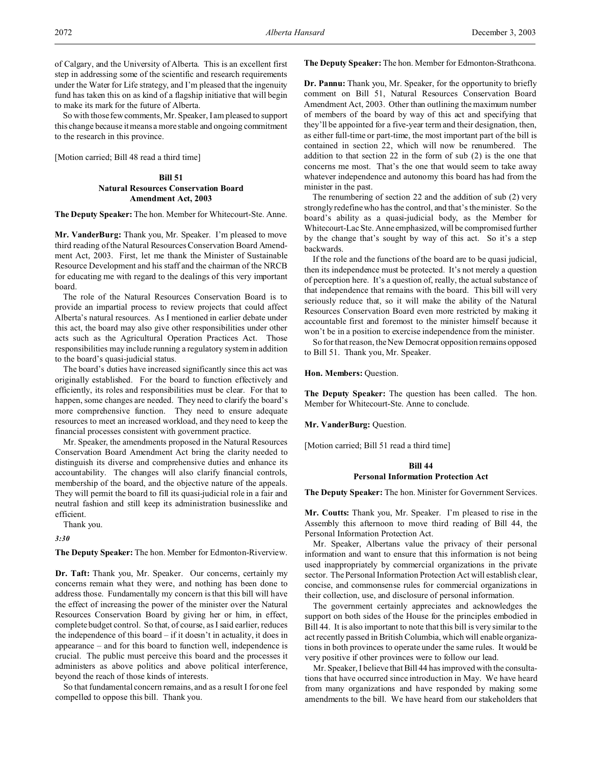of Calgary, and the University of Alberta. This is an excellent first step in addressing some of the scientific and research requirements under the Water for Life strategy, and I'm pleased that the ingenuity fund has taken this on as kind of a flagship initiative that will begin to make its mark for the future of Alberta.

So with those few comments, Mr. Speaker, I am pleased to support this change because it means a more stable and ongoing commitment to the research in this province.

[Motion carried; Bill 48 read a third time]

### Bill 51
### Natural Resources Conservation Board Amendment Act, 2003

**The Deputy Speaker:** The hon. Member for Whitecourt-Ste. Anne.

**Mr. VanderBurg:** Thank you, Mr. Speaker. I'm pleased to move third reading of the Natural Resources Conservation Board Amendment Act, 2003. First, let me thank the Minister of Sustainable Resource Development and his staff and the chairman of the NRCB for educating me with regard to the dealings of this very important board.

The role of the Natural Resources Conservation Board is to provide an impartial process to review projects that could affect Alberta's natural resources. As I mentioned in earlier debate under this act, the board may also give other responsibilities under other acts such as the Agricultural Operation Practices Act. Those responsibilities may include running a regulatory system in addition to the board's quasi-judicial status.

The board's duties have increased significantly since this act was originally established. For the board to function effectively and efficiently, its roles and responsibilities must be clear. For that to happen, some changes are needed. They need to clarify the board's more comprehensive function. They need to ensure adequate resources to meet an increased workload, and they need to keep the financial processes consistent with government practice.

Mr. Speaker, the amendments proposed in the Natural Resources Conservation Board Amendment Act bring the clarity needed to distinguish its diverse and comprehensive duties and enhance its accountability. The changes will also clarify financial controls, membership of the board, and the objective nature of the appeals. They will permit the board to fill its quasi-judicial role in a fair and neutral fashion and still keep its administration businesslike and efficient.

Thank you.

*3:30*

**The Deputy Speaker:** The hon. Member for Edmonton-Riverview.

**Dr. Taft:** Thank you, Mr. Speaker. Our concerns, certainly my concerns remain what they were, and nothing has been done to address those. Fundamentally my concern is that this bill will have the effect of increasing the power of the minister over the Natural Resources Conservation Board by giving her or him, in effect, complete budget control. So that, of course, as I said earlier, reduces the independence of this board – if it doesn't in actuality, it does in appearance – and for this board to function well, independence is crucial. The public must perceive this board and the processes it administers as above politics and above political interference, beyond the reach of those kinds of interests.

So that fundamental concern remains, and as a result I for one feel compelled to oppose this bill. Thank you.

**The Deputy Speaker:** The hon. Member for Edmonton-Strathcona.

**Dr. Pannu:** Thank you, Mr. Speaker, for the opportunity to briefly comment on Bill 51, Natural Resources Conservation Board Amendment Act, 2003. Other than outlining the maximum number of members of the board by way of this act and specifying that they'll be appointed for a five-year term and their designation, then, as either full-time or part-time, the most important part of the bill is contained in section 22, which will now be renumbered. The addition to that section 22 in the form of sub (2) is the one that concerns me most. That's the one that would seem to take away whatever independence and autonomy this board has had from the minister in the past.

The renumbering of section 22 and the addition of sub (2) very strongly redefine who has the control, and that's the minister. So the board's ability as a quasi-judicial body, as the Member for Whitecourt-Lac Ste. Anne emphasized, will be compromised further by the change that's sought by way of this act. So it's a step backwards.

If the role and the functions of the board are to be quasi judicial, then its independence must be protected. It's not merely a question of perception here. It's a question of, really, the actual substance of that independence that remains with the board. This bill will very seriously reduce that, so it will make the ability of the Natural Resources Conservation Board even more restricted by making it accountable first and foremost to the minister himself because it won't be in a position to exercise independence from the minister.

So for that reason, the New Democrat opposition remains opposed to Bill 51. Thank you, Mr. Speaker.

**Hon. Members:** Question.

**The Deputy Speaker:** The question has been called. The hon. Member for Whitecourt-Ste. Anne to conclude.

**Mr. VanderBurg:** Question.

[Motion carried; Bill 51 read a third time]

### Bill 44
### Personal Information Protection Act

**The Deputy Speaker:** The hon. Minister for Government Services.

**Mr. Coutts:** Thank you, Mr. Speaker. I'm pleased to rise in the Assembly this afternoon to move third reading of Bill 44, the Personal Information Protection Act.

Mr. Speaker, Albertans value the privacy of their personal information and want to ensure that this information is not being used inappropriately by commercial organizations in the private sector. The Personal Information Protection Act will establish clear, concise, and commonsense rules for commercial organizations in their collection, use, and disclosure of personal information.

The government certainly appreciates and acknowledges the support on both sides of the House for the principles embodied in Bill 44. It is also important to note that this bill is very similar to the act recently passed in British Columbia, which will enable organizations in both provinces to operate under the same rules. It would be very positive if other provinces were to follow our lead.

Mr. Speaker, I believe that Bill 44 has improved with the consultations that have occurred since introduction in May. We have heard from many organizations and have responded by making some amendments to the bill. We have heard from our stakeholders that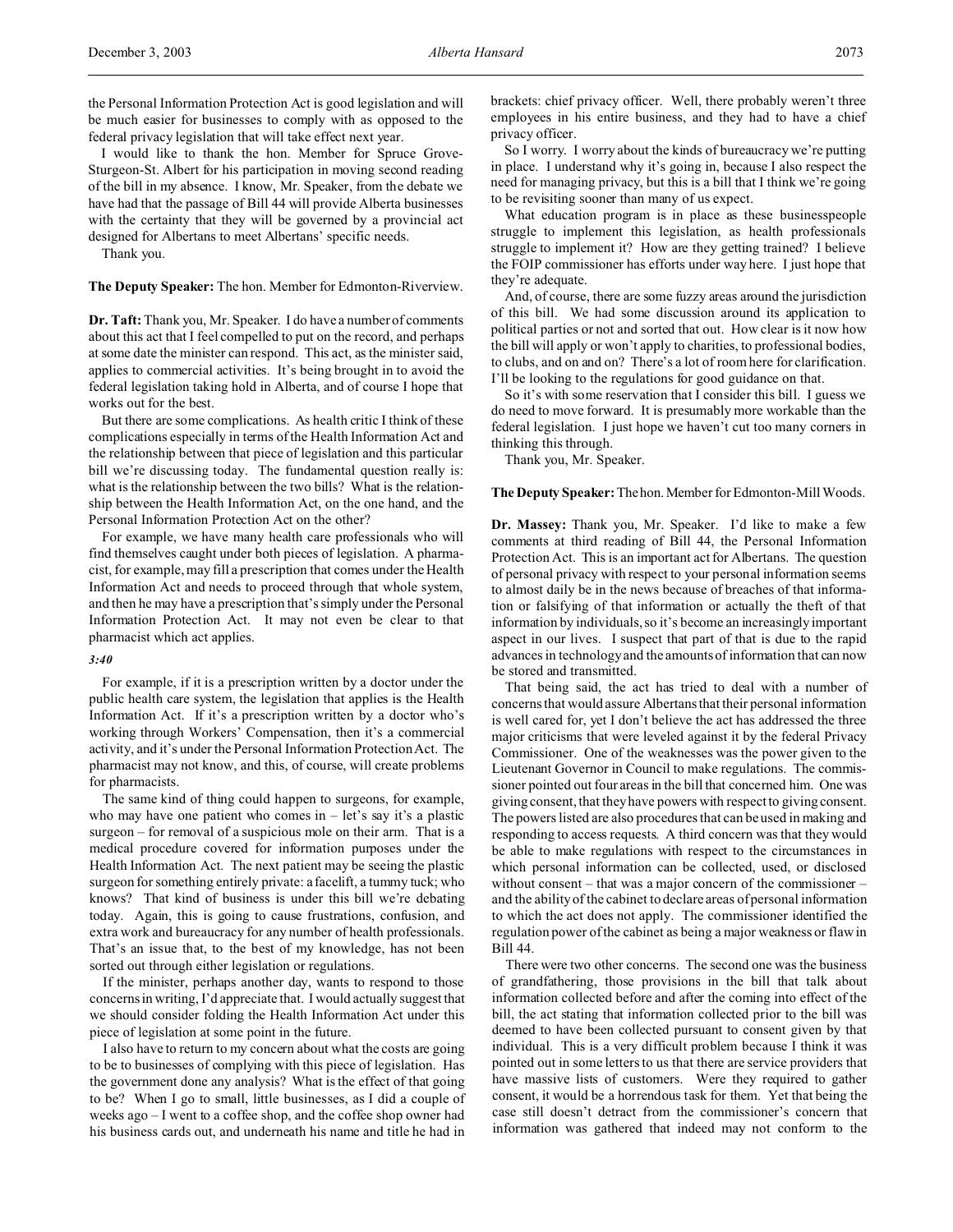the Personal Information Protection Act is good legislation and will be much easier for businesses to comply with as opposed to the federal privacy legislation that will take effect next year.

I would like to thank the hon. Member for Spruce Grove-Sturgeon-St. Albert for his participation in moving second reading of the bill in my absence. I know, Mr. Speaker, from the debate we have had that the passage of Bill 44 will provide Alberta businesses with the certainty that they will be governed by a provincial act designed for Albertans to meet Albertans' specific needs.

Thank you.

**The Deputy Speaker:** The hon. Member for Edmonton-Riverview.

**Dr. Taft:** Thank you, Mr. Speaker. I do have a number of comments about this act that I feel compelled to put on the record, and perhaps at some date the minister can respond. This act, as the minister said, applies to commercial activities. It's being brought in to avoid the federal legislation taking hold in Alberta, and of course I hope that works out for the best.

But there are some complications. As health critic I think of these complications especially in terms of the Health Information Act and the relationship between that piece of legislation and this particular bill we're discussing today. The fundamental question really is: what is the relationship between the two bills? What is the relationship between the Health Information Act, on the one hand, and the Personal Information Protection Act on the other?

For example, we have many health care professionals who will find themselves caught under both pieces of legislation. A pharmacist, for example, may fill a prescription that comes under the Health Information Act and needs to proceed through that whole system, and then he may have a prescription that's simply under the Personal Information Protection Act. It may not even be clear to that pharmacist which act applies.

*3:40*

For example, if it is a prescription written by a doctor under the public health care system, the legislation that applies is the Health Information Act. If it's a prescription written by a doctor who's working through Workers' Compensation, then it's a commercial activity, and it's under the Personal Information Protection Act. The pharmacist may not know, and this, of course, will create problems for pharmacists.

The same kind of thing could happen to surgeons, for example, who may have one patient who comes in – let's say it's a plastic surgeon – for removal of a suspicious mole on their arm. That is a medical procedure covered for information purposes under the Health Information Act. The next patient may be seeing the plastic surgeon for something entirely private: a facelift, a tummy tuck; who knows? That kind of business is under this bill we're debating today. Again, this is going to cause frustrations, confusion, and extra work and bureaucracy for any number of health professionals. That's an issue that, to the best of my knowledge, has not been sorted out through either legislation or regulations.

If the minister, perhaps another day, wants to respond to those concerns in writing, I'd appreciate that. I would actually suggest that we should consider folding the Health Information Act under this piece of legislation at some point in the future.

I also have to return to my concern about what the costs are going to be to businesses of complying with this piece of legislation. Has the government done any analysis? What is the effect of that going to be? When I go to small, little businesses, as I did a couple of weeks ago – I went to a coffee shop, and the coffee shop owner had his business cards out, and underneath his name and title he had in brackets: chief privacy officer. Well, there probably weren't three employees in his entire business, and they had to have a chief privacy officer.

So I worry. I worry about the kinds of bureaucracy we're putting in place. I understand why it's going in, because I also respect the need for managing privacy, but this is a bill that I think we're going to be revisiting sooner than many of us expect.

What education program is in place as these businesspeople struggle to implement this legislation, as health professionals struggle to implement it? How are they getting trained? I believe the FOIP commissioner has efforts under way here. I just hope that they're adequate.

And, of course, there are some fuzzy areas around the jurisdiction of this bill. We had some discussion around its application to political parties or not and sorted that out. How clear is it now how the bill will apply or won't apply to charities, to professional bodies, to clubs, and on and on? There's a lot of room here for clarification. I'll be looking to the regulations for good guidance on that.

So it's with some reservation that I consider this bill. I guess we do need to move forward. It is presumably more workable than the federal legislation. I just hope we haven't cut too many corners in thinking this through.

Thank you, Mr. Speaker.

**The Deputy Speaker:** The hon. Member for Edmonton-Mill Woods.

**Dr. Massey:** Thank you, Mr. Speaker. I'd like to make a few comments at third reading of Bill 44, the Personal Information Protection Act. This is an important act for Albertans. The question of personal privacy with respect to your personal information seems to almost daily be in the news because of breaches of that information or falsifying of that information or actually the theft of that information by individuals, so it's become an increasingly important aspect in our lives. I suspect that part of that is due to the rapid advances in technology and the amounts of information that can now be stored and transmitted.

That being said, the act has tried to deal with a number of concerns that would assure Albertans that their personal information is well cared for, yet I don't believe the act has addressed the three major criticisms that were leveled against it by the federal Privacy Commissioner. One of the weaknesses was the power given to the Lieutenant Governor in Council to make regulations. The commissioner pointed out four areas in the bill that concerned him. One was giving consent, that they have powers with respect to giving consent. The powers listed are also procedures that can be used in making and responding to access requests. A third concern was that they would be able to make regulations with respect to the circumstances in which personal information can be collected, used, or disclosed without consent – that was a major concern of the commissioner – and the ability of the cabinet to declare areas of personal information to which the act does not apply. The commissioner identified the regulation power of the cabinet as being a major weakness or flaw in Bill 44.

There were two other concerns. The second one was the business of grandfathering, those provisions in the bill that talk about information collected before and after the coming into effect of the bill, the act stating that information collected prior to the bill was deemed to have been collected pursuant to consent given by that individual. This is a very difficult problem because I think it was pointed out in some letters to us that there are service providers that have massive lists of customers. Were they required to gather consent, it would be a horrendous task for them. Yet that being the case still doesn't detract from the commissioner's concern that information was gathered that indeed may not conform to the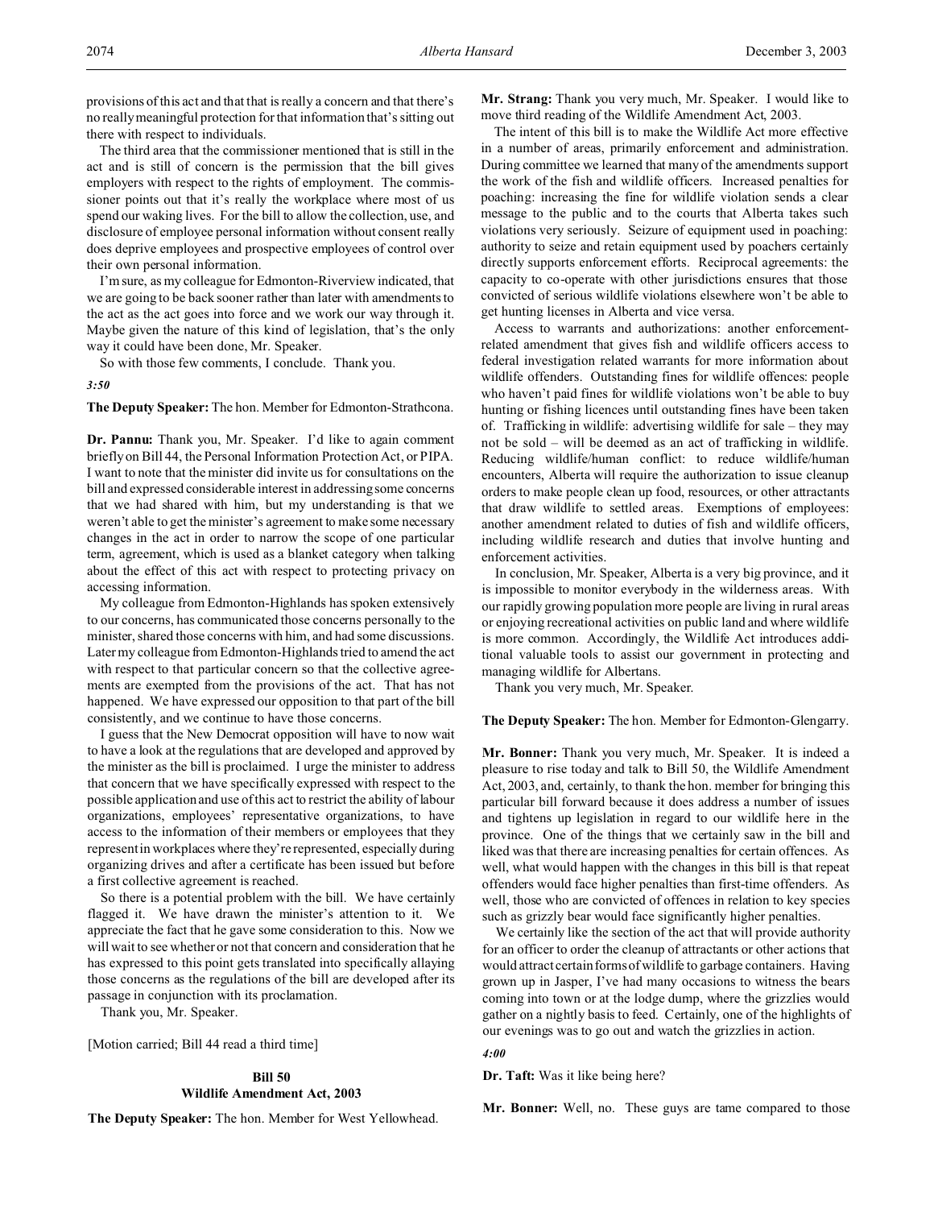provisions of this act and that that is really a concern and that there's no really meaningful protection for that information that's sitting out there with respect to individuals.

The third area that the commissioner mentioned that is still in the act and is still of concern is the permission that the bill gives employers with respect to the rights of employment. The commissioner points out that it's really the workplace where most of us spend our waking lives. For the bill to allow the collection, use, and disclosure of employee personal information without consent really does deprive employees and prospective employees of control over their own personal information.

I'm sure, as my colleague for Edmonton-Riverview indicated, that we are going to be back sooner rather than later with amendments to the act as the act goes into force and we work our way through it. Maybe given the nature of this kind of legislation, that's the only way it could have been done, Mr. Speaker.

So with those few comments, I conclude. Thank you.

*3:50*

**The Deputy Speaker:** The hon. Member for Edmonton-Strathcona.

**Dr. Pannu:** Thank you, Mr. Speaker. I'd like to again comment briefly on Bill 44, the Personal Information Protection Act, or PIPA. I want to note that the minister did invite us for consultations on the bill and expressed considerable interest in addressing some concerns that we had shared with him, but my understanding is that we weren't able to get the minister's agreement to make some necessary changes in the act in order to narrow the scope of one particular term, agreement, which is used as a blanket category when talking about the effect of this act with respect to protecting privacy on accessing information.

My colleague from Edmonton-Highlands has spoken extensively to our concerns, has communicated those concerns personally to the minister, shared those concerns with him, and had some discussions. Later my colleague from Edmonton-Highlands tried to amend the act with respect to that particular concern so that the collective agreements are exempted from the provisions of the act. That has not happened. We have expressed our opposition to that part of the bill consistently, and we continue to have those concerns.

I guess that the New Democrat opposition will have to now wait to have a look at the regulations that are developed and approved by the minister as the bill is proclaimed. I urge the minister to address that concern that we have specifically expressed with respect to the possible application and use of this act to restrict the ability of labour organizations, employees' representative organizations, to have access to the information of their members or employees that they represent in workplaces where they're represented, especially during organizing drives and after a certificate has been issued but before a first collective agreement is reached.

So there is a potential problem with the bill. We have certainly flagged it. We have drawn the minister's attention to it. We appreciate the fact that he gave some consideration to this. Now we will wait to see whether or not that concern and consideration that he has expressed to this point gets translated into specifically allaying those concerns as the regulations of the bill are developed after its passage in conjunction with its proclamation.

Thank you, Mr. Speaker.

[Motion carried; Bill 44 read a third time]

## Bill 50
## Wildlife Amendment Act, 2003

**The Deputy Speaker:** The hon. Member for West Yellowhead.

**Mr. Strang:** Thank you very much, Mr. Speaker. I would like to move third reading of the Wildlife Amendment Act, 2003.

The intent of this bill is to make the Wildlife Act more effective in a number of areas, primarily enforcement and administration. During committee we learned that many of the amendments support the work of the fish and wildlife officers. Increased penalties for poaching: increasing the fine for wildlife violation sends a clear message to the public and to the courts that Alberta takes such violations very seriously. Seizure of equipment used in poaching: authority to seize and retain equipment used by poachers certainly directly supports enforcement efforts. Reciprocal agreements: the capacity to co-operate with other jurisdictions ensures that those convicted of serious wildlife violations elsewhere won't be able to get hunting licenses in Alberta and vice versa.

Access to warrants and authorizations: another enforcement-related amendment that gives fish and wildlife officers access to federal investigation related warrants for more information about wildlife offenders. Outstanding fines for wildlife offences: people who haven't paid fines for wildlife violations won't be able to buy hunting or fishing licences until outstanding fines have been taken of. Trafficking in wildlife: advertising wildlife for sale – they may not be sold – will be deemed as an act of trafficking in wildlife. Reducing wildlife/human conflict: to reduce wildlife/human encounters, Alberta will require the authorization to issue cleanup orders to make people clean up food, resources, or other attractants that draw wildlife to settled areas. Exemptions of employees: another amendment related to duties of fish and wildlife officers, including wildlife research and duties that involve hunting and enforcement activities.

In conclusion, Mr. Speaker, Alberta is a very big province, and it is impossible to monitor everybody in the wilderness areas. With our rapidly growing population more people are living in rural areas or enjoying recreational activities on public land and where wildlife is more common. Accordingly, the Wildlife Act introduces additional valuable tools to assist our government in protecting and managing wildlife for Albertans.

Thank you very much, Mr. Speaker.

**The Deputy Speaker:** The hon. Member for Edmonton-Glengarry.

**Mr. Bonner:** Thank you very much, Mr. Speaker. It is indeed a pleasure to rise today and talk to Bill 50, the Wildlife Amendment Act, 2003, and, certainly, to thank the hon. member for bringing this particular bill forward because it does address a number of issues and tightens up legislation in regard to our wildlife here in the province. One of the things that we certainly saw in the bill and liked was that there are increasing penalties for certain offences. As well, what would happen with the changes in this bill is that repeat offenders would face higher penalties than first-time offenders. As well, those who are convicted of offences in relation to key species such as grizzly bear would face significantly higher penalties.

We certainly like the section of the act that will provide authority for an officer to order the cleanup of attractants or other actions that would attract certain forms of wildlife to garbage containers. Having grown up in Jasper, I've had many occasions to witness the bears coming into town or at the lodge dump, where the grizzlies would gather on a nightly basis to feed. Certainly, one of the highlights of our evenings was to go out and watch the grizzlies in action.

*4:00*

**Dr. Taft:** Was it like being here?

**Mr. Bonner:** Well, no. These guys are tame compared to those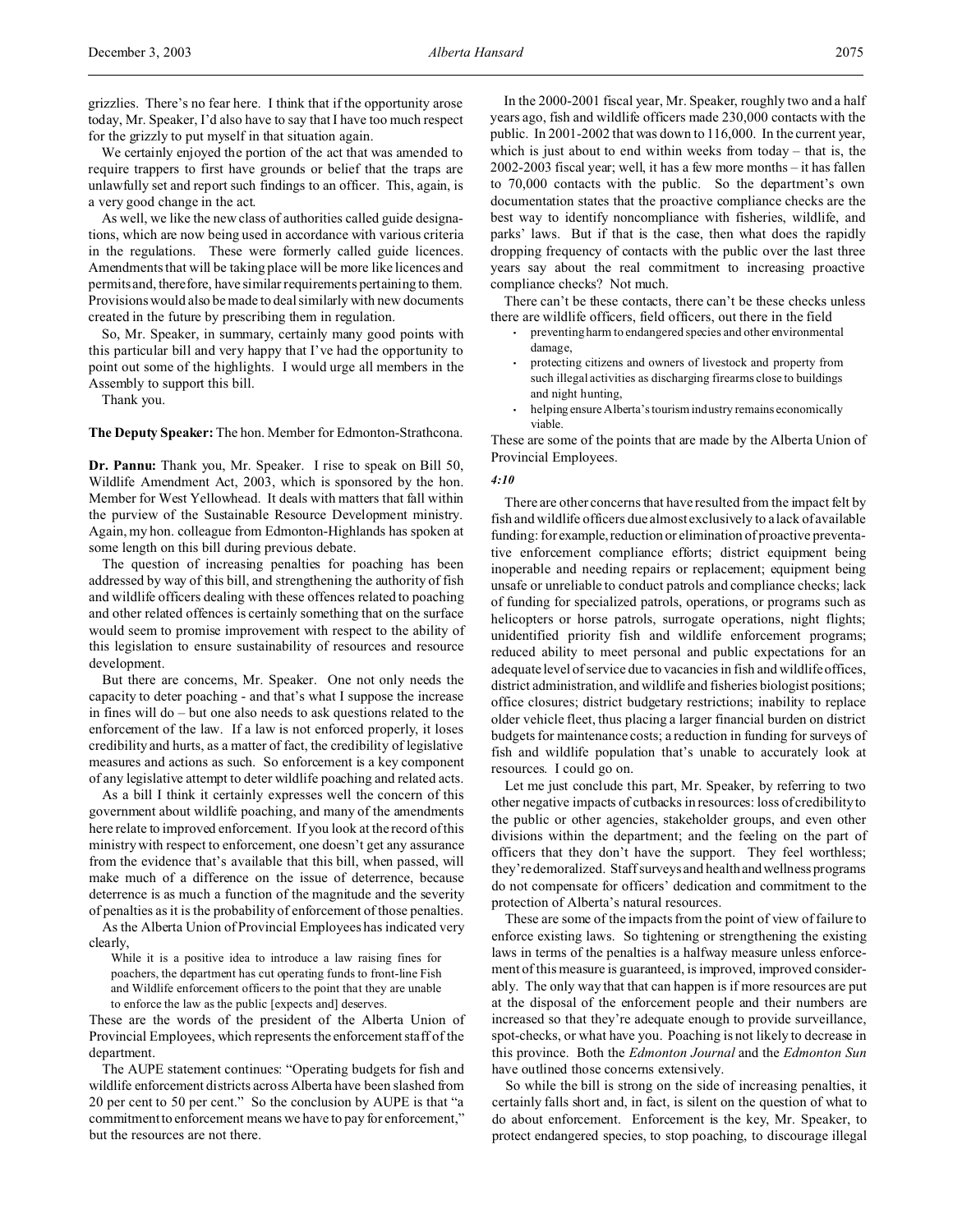grizzlies. There's no fear here. I think that if the opportunity arose today, Mr. Speaker, I'd also have to say that I have too much respect for the grizzly to put myself in that situation again.

We certainly enjoyed the portion of the act that was amended to require trappers to first have grounds or belief that the traps are unlawfully set and report such findings to an officer. This, again, is a very good change in the act.

As well, we like the new class of authorities called guide designations, which are now being used in accordance with various criteria in the regulations. These were formerly called guide licences. Amendments that will be taking place will be more like licences and permits and, therefore, have similar requirements pertaining to them. Provisions would also be made to deal similarly with new documents created in the future by prescribing them in regulation.

So, Mr. Speaker, in summary, certainly many good points with this particular bill and very happy that I've had the opportunity to point out some of the highlights. I would urge all members in the Assembly to support this bill.

Thank you.

**The Deputy Speaker:** The hon. Member for Edmonton-Strathcona.

**Dr. Pannu:** Thank you, Mr. Speaker. I rise to speak on Bill 50, Wildlife Amendment Act, 2003, which is sponsored by the hon. Member for West Yellowhead. It deals with matters that fall within the purview of the Sustainable Resource Development ministry. Again, my hon. colleague from Edmonton-Highlands has spoken at some length on this bill during previous debate.

The question of increasing penalties for poaching has been addressed by way of this bill, and strengthening the authority of fish and wildlife officers dealing with these offences related to poaching and other related offences is certainly something that on the surface would seem to promise improvement with respect to the ability of this legislation to ensure sustainability of resources and resource development.

But there are concerns, Mr. Speaker. One not only needs the capacity to deter poaching - and that's what I suppose the increase in fines will do – but one also needs to ask questions related to the enforcement of the law. If a law is not enforced properly, it loses credibility and hurts, as a matter of fact, the credibility of legislative measures and actions as such. So enforcement is a key component of any legislative attempt to deter wildlife poaching and related acts.

As a bill I think it certainly expresses well the concern of this government about wildlife poaching, and many of the amendments here relate to improved enforcement. If you look at the record of this ministry with respect to enforcement, one doesn't get any assurance from the evidence that's available that this bill, when passed, will make much of a difference on the issue of deterrence, because deterrence is as much a function of the magnitude and the severity of penalties as it is the probability of enforcement of those penalties.

As the Alberta Union of Provincial Employees has indicated very clearly,

> While it is a positive idea to introduce a law raising fines for poachers, the department has cut operating funds to front-line Fish and Wildlife enforcement officers to the point that they are unable to enforce the law as the public [expects and] deserves.

These are the words of the president of the Alberta Union of Provincial Employees, which represents the enforcement staff of the department.

The AUPE statement continues: "Operating budgets for fish and wildlife enforcement districts across Alberta have been slashed from 20 per cent to 50 per cent." So the conclusion by AUPE is that "a commitment to enforcement means we have to pay for enforcement," but the resources are not there.

In the 2000-2001 fiscal year, Mr. Speaker, roughly two and a half years ago, fish and wildlife officers made 230,000 contacts with the public. In 2001-2002 that was down to 116,000. In the current year, which is just about to end within weeks from today – that is, the 2002-2003 fiscal year; well, it has a few more months – it has fallen to 70,000 contacts with the public. So the department's own documentation states that the proactive compliance checks are the best way to identify noncompliance with fisheries, wildlife, and parks' laws. But if that is the case, then what does the rapidly dropping frequency of contacts with the public over the last three years say about the real commitment to increasing proactive compliance checks? Not much.

There can't be these contacts, there can't be these checks unless there are wildlife officers, field officers, out there in the field

- preventing harm to endangered species and other environmental damage,
- protecting citizens and owners of livestock and property from such illegal activities as discharging firearms close to buildings and night hunting,
- helping ensure Alberta's tourism industry remains economically viable.

These are some of the points that are made by the Alberta Union of Provincial Employees.

*4:10*

There are other concerns that have resulted from the impact felt by fish and wildlife officers due almost exclusively to a lack of available funding: for example, reduction or elimination of proactive preventative enforcement compliance efforts; district equipment being inoperable and needing repairs or replacement; equipment being unsafe or unreliable to conduct patrols and compliance checks; lack of funding for specialized patrols, operations, or programs such as helicopters or horse patrols, surrogate operations, night flights; unidentified priority fish and wildlife enforcement programs; reduced ability to meet personal and public expectations for an adequate level of service due to vacancies in fish and wildlife offices, district administration, and wildlife and fisheries biologist positions; office closures; district budgetary restrictions; inability to replace older vehicle fleet, thus placing a larger financial burden on district budgets for maintenance costs; a reduction in funding for surveys of fish and wildlife population that's unable to accurately look at resources. I could go on.

Let me just conclude this part, Mr. Speaker, by referring to two other negative impacts of cutbacks in resources: loss of credibility to the public or other agencies, stakeholder groups, and even other divisions within the department; and the feeling on the part of officers that they don't have the support. They feel worthless; they're demoralized. Staff surveys and health and wellness programs do not compensate for officers' dedication and commitment to the protection of Alberta's natural resources.

These are some of the impacts from the point of view of failure to enforce existing laws. So tightening or strengthening the existing laws in terms of the penalties is a halfway measure unless enforcement of this measure is guaranteed, is improved, improved considerably. The only way that that can happen is if more resources are put at the disposal of the enforcement people and their numbers are increased so that they're adequate enough to provide surveillance, spot-checks, or what have you. Poaching is not likely to decrease in this province. Both the *Edmonton Journal* and the *Edmonton Sun* have outlined those concerns extensively.

So while the bill is strong on the side of increasing penalties, it certainly falls short and, in fact, is silent on the question of what to do about enforcement. Enforcement is the key, Mr. Speaker, to protect endangered species, to stop poaching, to discourage illegal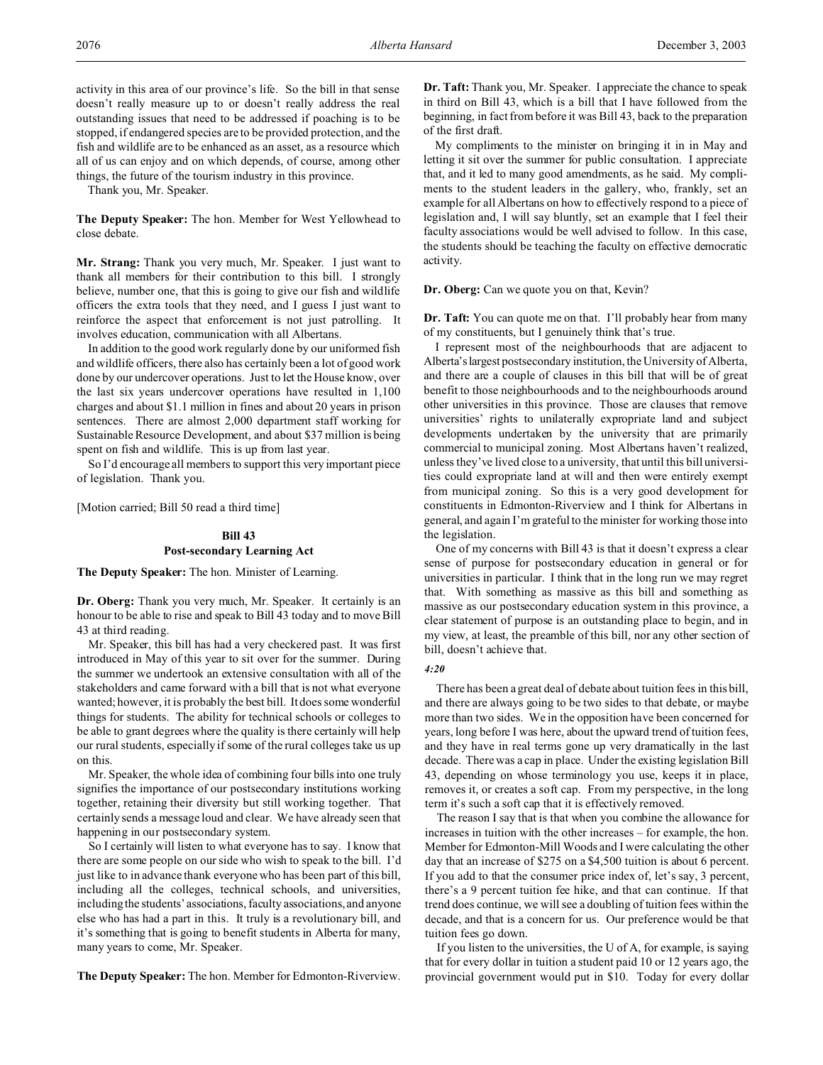activity in this area of our province's life. So the bill in that sense doesn't really measure up to or doesn't really address the real outstanding issues that need to be addressed if poaching is to be stopped, if endangered species are to be provided protection, and the fish and wildlife are to be enhanced as an asset, as a resource which all of us can enjoy and on which depends, of course, among other things, the future of the tourism industry in this province.

Thank you, Mr. Speaker.

**The Deputy Speaker:** The hon. Member for West Yellowhead to close debate.

**Mr. Strang:** Thank you very much, Mr. Speaker. I just want to thank all members for their contribution to this bill. I strongly believe, number one, that this is going to give our fish and wildlife officers the extra tools that they need, and I guess I just want to reinforce the aspect that enforcement is not just patrolling. It involves education, communication with all Albertans.

In addition to the good work regularly done by our uniformed fish and wildlife officers, there also has certainly been a lot of good work done by our undercover operations. Just to let the House know, over the last six years undercover operations have resulted in 1,100 charges and about $1.1 million in fines and about 20 years in prison sentences. There are almost 2,000 department staff working for Sustainable Resource Development, and about $37 million is being spent on fish and wildlife. This is up from last year.

So I'd encourage all members to support this very important piece of legislation. Thank you.

[Motion carried; Bill 50 read a third time]

### Bill 43
### Post-secondary Learning Act

**The Deputy Speaker:** The hon. Minister of Learning.

**Dr. Oberg:** Thank you very much, Mr. Speaker. It certainly is an honour to be able to rise and speak to Bill 43 today and to move Bill 43 at third reading.

Mr. Speaker, this bill has had a very checkered past. It was first introduced in May of this year to sit over for the summer. During the summer we undertook an extensive consultation with all of the stakeholders and came forward with a bill that is not what everyone wanted; however, it is probably the best bill. It does some wonderful things for students. The ability for technical schools or colleges to be able to grant degrees where the quality is there certainly will help our rural students, especially if some of the rural colleges take us up on this.

Mr. Speaker, the whole idea of combining four bills into one truly signifies the importance of our postsecondary institutions working together, retaining their diversity but still working together. That certainly sends a message loud and clear. We have already seen that happening in our postsecondary system.

So I certainly will listen to what everyone has to say. I know that there are some people on our side who wish to speak to the bill. I'd just like to in advance thank everyone who has been part of this bill, including all the colleges, technical schools, and universities, including the students' associations, faculty associations, and anyone else who has had a part in this. It truly is a revolutionary bill, and it's something that is going to benefit students in Alberta for many, many years to come, Mr. Speaker.

**The Deputy Speaker:** The hon. Member for Edmonton-Riverview.

**Dr. Taft:** Thank you, Mr. Speaker. I appreciate the chance to speak in third on Bill 43, which is a bill that I have followed from the beginning, in fact from before it was Bill 43, back to the preparation of the first draft.

My compliments to the minister on bringing it in in May and letting it sit over the summer for public consultation. I appreciate that, and it led to many good amendments, as he said. My compliments to the student leaders in the gallery, who, frankly, set an example for all Albertans on how to effectively respond to a piece of legislation and, I will say bluntly, set an example that I feel their faculty associations would be well advised to follow. In this case, the students should be teaching the faculty on effective democratic activity.

**Dr. Oberg:** Can we quote you on that, Kevin?

**Dr. Taft:** You can quote me on that. I'll probably hear from many of my constituents, but I genuinely think that's true.

I represent most of the neighbourhoods that are adjacent to Alberta's largest postsecondary institution, the University of Alberta, and there are a couple of clauses in this bill that will be of great benefit to those neighbourhoods and to the neighbourhoods around other universities in this province. Those are clauses that remove universities' rights to unilaterally expropriate land and subject developments undertaken by the university that are primarily commercial to municipal zoning. Most Albertans haven't realized, unless they've lived close to a university, that until this bill universities could expropriate land at will and then were entirely exempt from municipal zoning. So this is a very good development for constituents in Edmonton-Riverview and I think for Albertans in general, and again I'm grateful to the minister for working those into the legislation.

One of my concerns with Bill 43 is that it doesn't express a clear sense of purpose for postsecondary education in general or for universities in particular. I think that in the long run we may regret that. With something as massive as this bill and something as massive as our postsecondary education system in this province, a clear statement of purpose is an outstanding place to begin, and in my view, at least, the preamble of this bill, nor any other section of bill, doesn't achieve that.

*4:20*

There has been a great deal of debate about tuition fees in this bill, and there are always going to be two sides to that debate, or maybe more than two sides. We in the opposition have been concerned for years, long before I was here, about the upward trend of tuition fees, and they have in real terms gone up very dramatically in the last decade. There was a cap in place. Under the existing legislation Bill 43, depending on whose terminology you use, keeps it in place, removes it, or creates a soft cap. From my perspective, in the long term it's such a soft cap that it is effectively removed.

The reason I say that is that when you combine the allowance for increases in tuition with the other increases – for example, the hon. Member for Edmonton-Mill Woods and I were calculating the other day that an increase of $275 on a $4,500 tuition is about 6 percent. If you add to that the consumer price index of, let's say, 3 percent, there's a 9 percent tuition fee hike, and that can continue. If that trend does continue, we will see a doubling of tuition fees within the decade, and that is a concern for us. Our preference would be that tuition fees go down.

If you listen to the universities, the U of A, for example, is saying that for every dollar in tuition a student paid 10 or 12 years ago, the provincial government would put in $10. Today for every dollar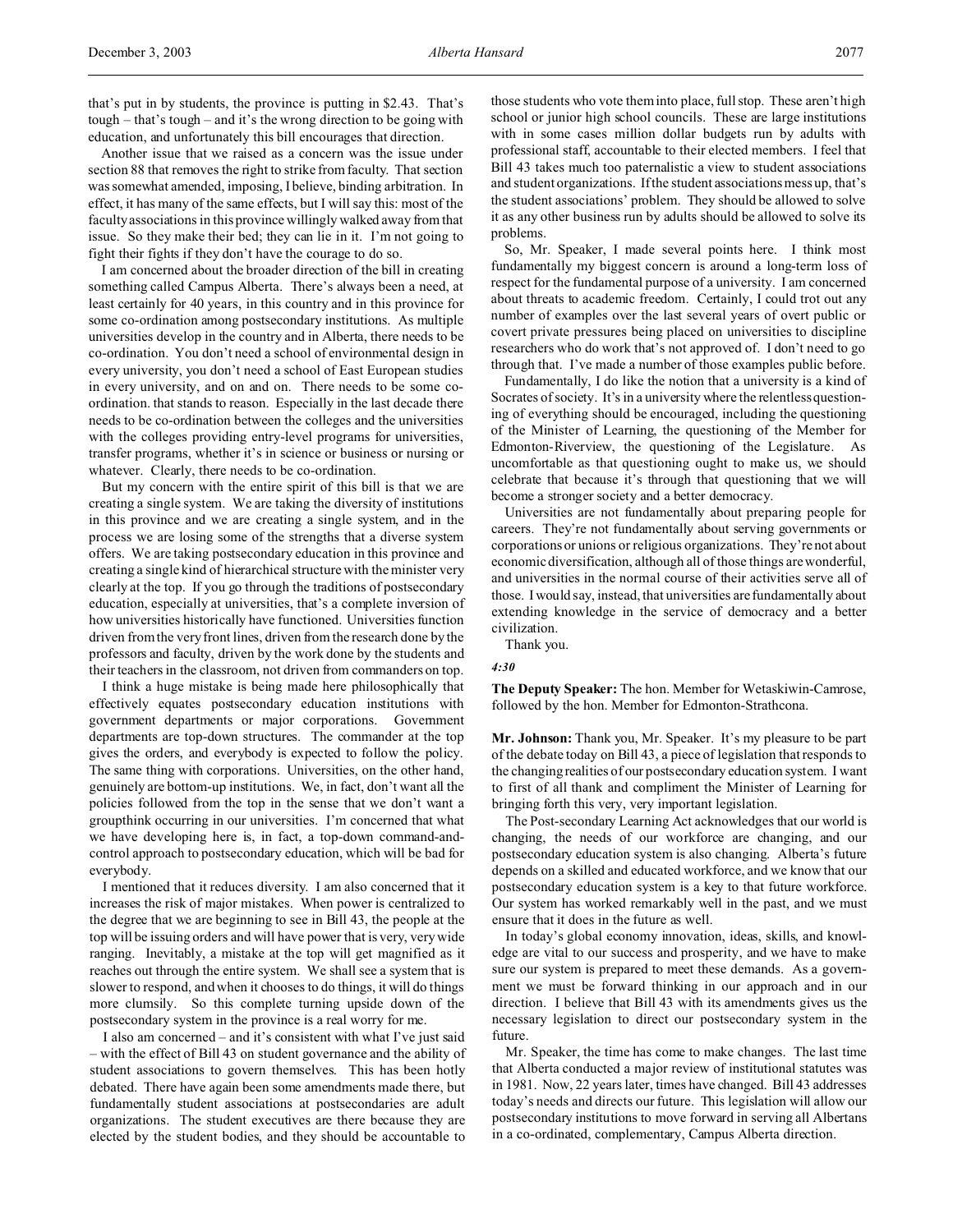that's put in by students, the province is putting in $2.43. That's tough – that's tough – and it's the wrong direction to be going with education, and unfortunately this bill encourages that direction.

Another issue that we raised as a concern was the issue under section 88 that removes the right to strike from faculty. That section was somewhat amended, imposing, I believe, binding arbitration. In effect, it has many of the same effects, but I will say this: most of the faculty associations in this province willingly walked away from that issue. So they make their bed; they can lie in it. I'm not going to fight their fights if they don't have the courage to do so.

I am concerned about the broader direction of the bill in creating something called Campus Alberta. There's always been a need, at least certainly for 40 years, in this country and in this province for some co-ordination among postsecondary institutions. As multiple universities develop in the country and in Alberta, there needs to be co-ordination. You don't need a school of environmental design in every university, you don't need a school of East European studies in every university, and on and on. There needs to be some co-ordination. that stands to reason. Especially in the last decade there needs to be co-ordination between the colleges and the universities with the colleges providing entry-level programs for universities, transfer programs, whether it's in science or business or nursing or whatever. Clearly, there needs to be co-ordination.

But my concern with the entire spirit of this bill is that we are creating a single system. We are taking the diversity of institutions in this province and we are creating a single system, and in the process we are losing some of the strengths that a diverse system offers. We are taking postsecondary education in this province and creating a single kind of hierarchical structure with the minister very clearly at the top. If you go through the traditions of postsecondary education, especially at universities, that's a complete inversion of how universities historically have functioned. Universities function driven from the very front lines, driven from the research done by the professors and faculty, driven by the work done by the students and their teachers in the classroom, not driven from commanders on top.

I think a huge mistake is being made here philosophically that effectively equates postsecondary education institutions with government departments or major corporations. Government departments are top-down structures. The commander at the top gives the orders, and everybody is expected to follow the policy. The same thing with corporations. Universities, on the other hand, genuinely are bottom-up institutions. We, in fact, don't want all the policies followed from the top in the sense that we don't want a groupthink occurring in our universities. I'm concerned that what we have developing here is, in fact, a top-down command-and-control approach to postsecondary education, which will be bad for everybody.

I mentioned that it reduces diversity. I am also concerned that it increases the risk of major mistakes. When power is centralized to the degree that we are beginning to see in Bill 43, the people at the top will be issuing orders and will have power that is very, very wide ranging. Inevitably, a mistake at the top will get magnified as it reaches out through the entire system. We shall see a system that is slower to respond, and when it chooses to do things, it will do things more clumsily. So this complete turning upside down of the postsecondary system in the province is a real worry for me.

I also am concerned – and it's consistent with what I've just said – with the effect of Bill 43 on student governance and the ability of student associations to govern themselves. This has been hotly debated. There have again been some amendments made there, but fundamentally student associations at postsecondaries are adult organizations. The student executives are there because they are elected by the student bodies, and they should be accountable to those students who vote them into place, full stop. These aren't high school or junior high school councils. These are large institutions with in some cases million dollar budgets run by adults with professional staff, accountable to their elected members. I feel that Bill 43 takes much too paternalistic a view to student associations and student organizations. If the student associations mess up, that's the student associations' problem. They should be allowed to solve it as any other business run by adults should be allowed to solve its problems.

So, Mr. Speaker, I made several points here. I think most fundamentally my biggest concern is around a long-term loss of respect for the fundamental purpose of a university. I am concerned about threats to academic freedom. Certainly, I could trot out any number of examples over the last several years of overt public or covert private pressures being placed on universities to discipline researchers who do work that's not approved of. I don't need to go through that. I've made a number of those examples public before.

Fundamentally, I do like the notion that a university is a kind of Socrates of society. It's in a university where the relentless questioning of everything should be encouraged, including the questioning of the Minister of Learning, the questioning of the Member for Edmonton-Riverview, the questioning of the Legislature. As uncomfortable as that questioning ought to make us, we should celebrate that because it's through that questioning that we will become a stronger society and a better democracy.

Universities are not fundamentally about preparing people for careers. They're not fundamentally about serving governments or corporations or unions or religious organizations. They're not about economic diversification, although all of those things are wonderful, and universities in the normal course of their activities serve all of those. I would say, instead, that universities are fundamentally about extending knowledge in the service of democracy and a better civilization.

Thank you.

*4:30*

**The Deputy Speaker:** The hon. Member for Wetaskiwin-Camrose, followed by the hon. Member for Edmonton-Strathcona.

**Mr. Johnson:** Thank you, Mr. Speaker. It's my pleasure to be part of the debate today on Bill 43, a piece of legislation that responds to the changing realities of our postsecondary education system. I want to first of all thank and compliment the Minister of Learning for bringing forth this very, very important legislation.

The Post-secondary Learning Act acknowledges that our world is changing, the needs of our workforce are changing, and our postsecondary education system is also changing. Alberta's future depends on a skilled and educated workforce, and we know that our postsecondary education system is a key to that future workforce. Our system has worked remarkably well in the past, and we must ensure that it does in the future as well.

In today's global economy innovation, ideas, skills, and knowledge are vital to our success and prosperity, and we have to make sure our system is prepared to meet these demands. As a government we must be forward thinking in our approach and in our direction. I believe that Bill 43 with its amendments gives us the necessary legislation to direct our postsecondary system in the future.

Mr. Speaker, the time has come to make changes. The last time that Alberta conducted a major review of institutional statutes was in 1981. Now, 22 years later, times have changed. Bill 43 addresses today's needs and directs our future. This legislation will allow our postsecondary institutions to move forward in serving all Albertans in a co-ordinated, complementary, Campus Alberta direction.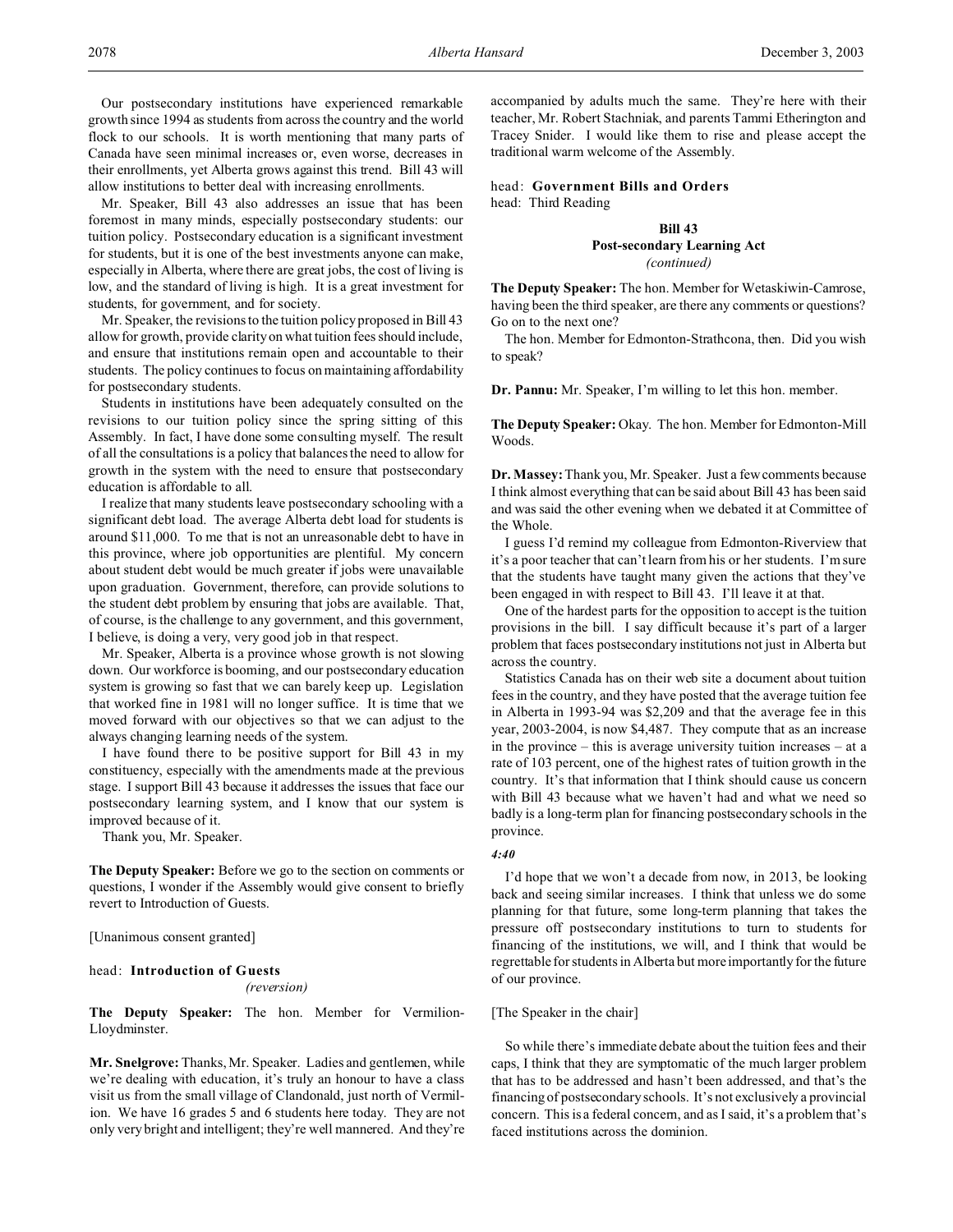Our postsecondary institutions have experienced remarkable growth since 1994 as students from across the country and the world flock to our schools. It is worth mentioning that many parts of Canada have seen minimal increases or, even worse, decreases in their enrollments, yet Alberta grows against this trend. Bill 43 will allow institutions to better deal with increasing enrollments.

Mr. Speaker, Bill 43 also addresses an issue that has been foremost in many minds, especially postsecondary students: our tuition policy. Postsecondary education is a significant investment for students, but it is one of the best investments anyone can make, especially in Alberta, where there are great jobs, the cost of living is low, and the standard of living is high. It is a great investment for students, for government, and for society.

Mr. Speaker, the revisions to the tuition policy proposed in Bill 43 allow for growth, provide clarity on what tuition fees should include, and ensure that institutions remain open and accountable to their students. The policy continues to focus on maintaining affordability for postsecondary students.

Students in institutions have been adequately consulted on the revisions to our tuition policy since the spring sitting of this Assembly. In fact, I have done some consulting myself. The result of all the consultations is a policy that balances the need to allow for growth in the system with the need to ensure that postsecondary education is affordable to all.

I realize that many students leave postsecondary schooling with a significant debt load. The average Alberta debt load for students is around $11,000. To me that is not an unreasonable debt to have in this province, where job opportunities are plentiful. My concern about student debt would be much greater if jobs were unavailable upon graduation. Government, therefore, can provide solutions to the student debt problem by ensuring that jobs are available. That, of course, is the challenge to any government, and this government, I believe, is doing a very, very good job in that respect.

Mr. Speaker, Alberta is a province whose growth is not slowing down. Our workforce is booming, and our postsecondary education system is growing so fast that we can barely keep up. Legislation that worked fine in 1981 will no longer suffice. It is time that we moved forward with our objectives so that we can adjust to the always changing learning needs of the system.

I have found there to be positive support for Bill 43 in my constituency, especially with the amendments made at the previous stage. I support Bill 43 because it addresses the issues that face our postsecondary learning system, and I know that our system is improved because of it.

Thank you, Mr. Speaker.

**The Deputy Speaker:** Before we go to the section on comments or questions, I wonder if the Assembly would give consent to briefly revert to Introduction of Guests.

[Unanimous consent granted]

head: **Introduction of Guests**
*(reversion)*

**The Deputy Speaker:** The hon. Member for Vermilion-Lloydminster.

**Mr. Snelgrove:** Thanks, Mr. Speaker. Ladies and gentlemen, while we're dealing with education, it's truly an honour to have a class visit us from the small village of Clandonald, just north of Vermilion. We have 16 grades 5 and 6 students here today. They are not only very bright and intelligent; they're well mannered. And they're accompanied by adults much the same. They're here with their teacher, Mr. Robert Stachniak, and parents Tammi Etherington and Tracey Snider. I would like them to rise and please accept the traditional warm welcome of the Assembly.

head: **Government Bills and Orders**
head: Third Reading

**Bill 43**
**Post-secondary Learning Act**
*(continued)*

**The Deputy Speaker:** The hon. Member for Wetaskiwin-Camrose, having been the third speaker, are there any comments or questions? Go on to the next one?

The hon. Member for Edmonton-Strathcona, then. Did you wish to speak?

**Dr. Pannu:** Mr. Speaker, I'm willing to let this hon. member.

**The Deputy Speaker:** Okay. The hon. Member for Edmonton-Mill Woods.

**Dr. Massey:** Thank you, Mr. Speaker. Just a few comments because I think almost everything that can be said about Bill 43 has been said and was said the other evening when we debated it at Committee of the Whole.

I guess I'd remind my colleague from Edmonton-Riverview that it's a poor teacher that can't learn from his or her students. I'm sure that the students have taught many given the actions that they've been engaged in with respect to Bill 43. I'll leave it at that.

One of the hardest parts for the opposition to accept is the tuition provisions in the bill. I say difficult because it's part of a larger problem that faces postsecondary institutions not just in Alberta but across the country.

Statistics Canada has on their web site a document about tuition fees in the country, and they have posted that the average tuition fee in Alberta in 1993-94 was $2,209 and that the average fee in this year, 2003-2004, is now $4,487. They compute that as an increase in the province – this is average university tuition increases – at a rate of 103 percent, one of the highest rates of tuition growth in the country. It's that information that I think should cause us concern with Bill 43 because what we haven't had and what we need so badly is a long-term plan for financing postsecondary schools in the province.

*4:40*

I'd hope that we won't a decade from now, in 2013, be looking back and seeing similar increases. I think that unless we do some planning for that future, some long-term planning that takes the pressure off postsecondary institutions to turn to students for financing of the institutions, we will, and I think that would be regrettable for students in Alberta but more importantly for the future of our province.

[The Speaker in the chair]

So while there's immediate debate about the tuition fees and their caps, I think that they are symptomatic of the much larger problem that has to be addressed and hasn't been addressed, and that's the financing of postsecondary schools. It's not exclusively a provincial concern. This is a federal concern, and as I said, it's a problem that's faced institutions across the dominion.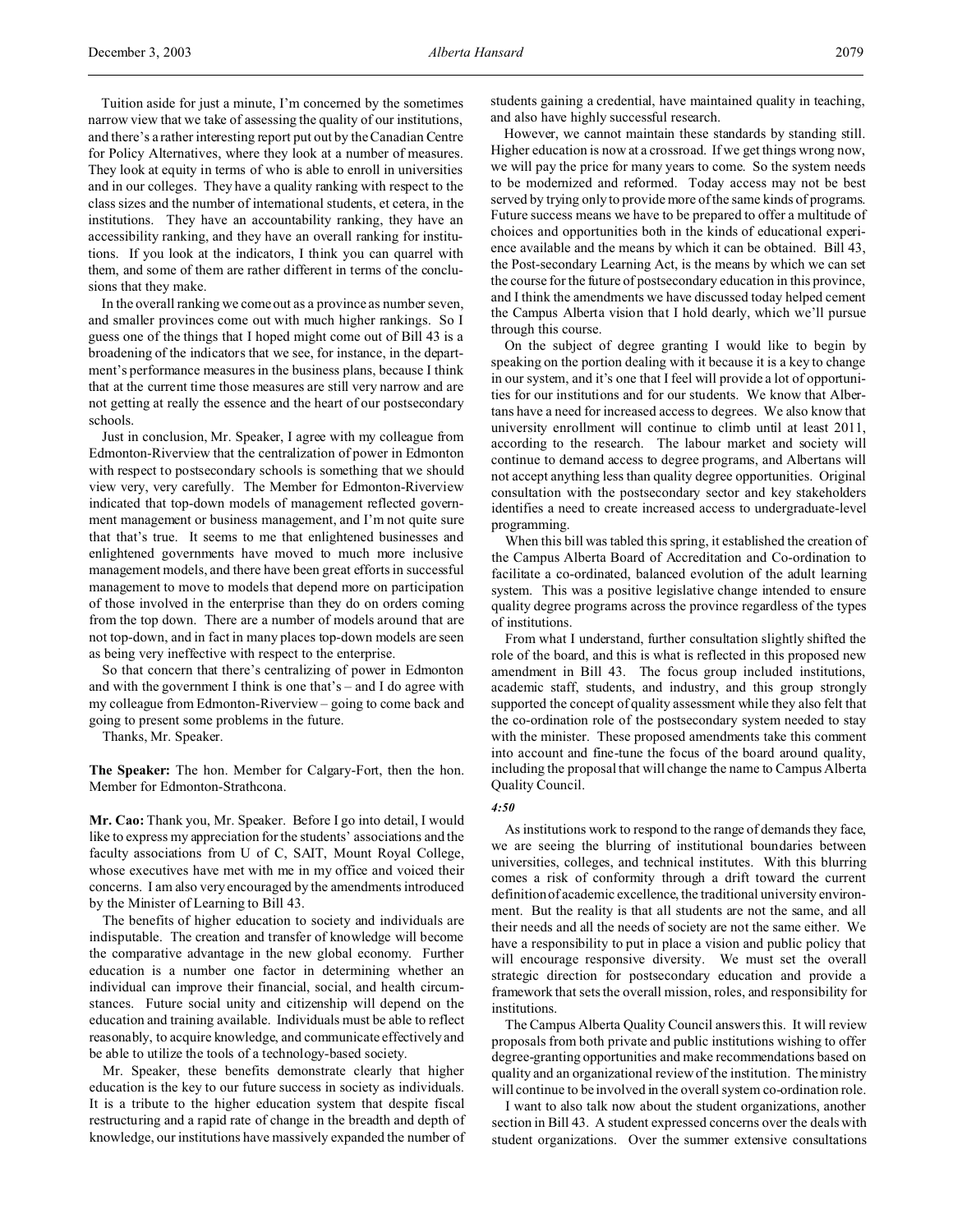Tuition aside for just a minute, I'm concerned by the sometimes narrow view that we take of assessing the quality of our institutions, and there's a rather interesting report put out by the Canadian Centre for Policy Alternatives, where they look at a number of measures. They look at equity in terms of who is able to enroll in universities and in our colleges. They have a quality ranking with respect to the class sizes and the number of international students, et cetera, in the institutions. They have an accountability ranking, they have an accessibility ranking, and they have an overall ranking for institutions. If you look at the indicators, I think you can quarrel with them, and some of them are rather different in terms of the conclusions that they make.

In the overall ranking we come out as a province as number seven, and smaller provinces come out with much higher rankings. So I guess one of the things that I hoped might come out of Bill 43 is a broadening of the indicators that we see, for instance, in the department's performance measures in the business plans, because I think that at the current time those measures are still very narrow and are not getting at really the essence and the heart of our postsecondary schools.

Just in conclusion, Mr. Speaker, I agree with my colleague from Edmonton-Riverview that the centralization of power in Edmonton with respect to postsecondary schools is something that we should view very, very, very carefully. The Member for Edmonton-Riverview indicated that top-down models of management reflected government management or business management, and I'm not quite sure that that's true. It seems to me that enlightened businesses and enlightened governments have moved to much more inclusive management models, and there have been great efforts in successful management to move to models that depend more on participation of those involved in the enterprise than they do on orders coming from the top down. There are a number of models around that are not top-down, and in fact in many places top-down models are seen as being very ineffective with respect to the enterprise.

So that concern that there's centralizing of power in Edmonton and with the government I think is one that's – and I do agree with my colleague from Edmonton-Riverview – going to come back and going to present some problems in the future.

Thanks, Mr. Speaker.

**The Speaker:** The hon. Member for Calgary-Fort, then the hon. Member for Edmonton-Strathcona.

**Mr. Cao:** Thank you, Mr. Speaker. Before I go into detail, I would like to express my appreciation for the students' associations and the faculty associations from U of C, SAIT, Mount Royal College, whose executives have met with me in my office and voiced their concerns. I am also very encouraged by the amendments introduced by the Minister of Learning to Bill 43.

The benefits of higher education to society and individuals are indisputable. The creation and transfer of knowledge will become the comparative advantage in the new global economy. Further education is a number one factor in determining whether an individual can improve their financial, social, and health circumstances. Future social unity and citizenship will depend on the education and training available. Individuals must be able to reflect reasonably, to acquire knowledge, and communicate effectively and be able to utilize the tools of a technology-based society.

Mr. Speaker, these benefits demonstrate clearly that higher education is the key to our future success in society as individuals. It is a tribute to the higher education system that despite fiscal restructuring and a rapid rate of change in the breadth and depth of knowledge, our institutions have massively expanded the number of students gaining a credential, have maintained quality in teaching, and also have highly successful research.

However, we cannot maintain these standards by standing still. Higher education is now at a crossroad. If we get things wrong now, we will pay the price for many years to come. So the system needs to be modernized and reformed. Today access may not be best served by trying only to provide more of the same kinds of programs. Future success means we have to be prepared to offer a multitude of choices and opportunities both in the kinds of educational experience available and the means by which it can be obtained. Bill 43, the Post-secondary Learning Act, is the means by which we can set the course for the future of postsecondary education in this province, and I think the amendments we have discussed today helped cement the Campus Alberta vision that I hold dearly, which we'll pursue through this course.

On the subject of degree granting I would like to begin by speaking on the portion dealing with it because it is a key to change in our system, and it's one that I feel will provide a lot of opportunities for our institutions and for our students. We know that Albertans have a need for increased access to degrees. We also know that university enrollment will continue to climb until at least 2011, according to the research. The labour market and society will continue to demand access to degree programs, and Albertans will not accept anything less than quality degree opportunities. Original consultation with the postsecondary sector and key stakeholders identifies a need to create increased access to undergraduate-level programming.

When this bill was tabled this spring, it established the creation of the Campus Alberta Board of Accreditation and Co-ordination to facilitate a co-ordinated, balanced evolution of the adult learning system. This was a positive legislative change intended to ensure quality degree programs across the province regardless of the types of institutions.

From what I understand, further consultation slightly shifted the role of the board, and this is what is reflected in this proposed new amendment in Bill 43. The focus group included institutions, academic staff, students, and industry, and this group strongly supported the concept of quality assessment while they also felt that the co-ordination role of the postsecondary system needed to stay with the minister. These proposed amendments take this comment into account and fine-tune the focus of the board around quality, including the proposal that will change the name to Campus Alberta Quality Council.

*4:50*

As institutions work to respond to the range of demands they face, we are seeing the blurring of institutional boundaries between universities, colleges, and technical institutes. With this blurring comes a risk of conformity through a drift toward the current definition of academic excellence, the traditional university environment. But the reality is that all students are not the same, and all their needs and all the needs of society are not the same either. We have a responsibility to put in place a vision and public policy that will encourage responsive diversity. We must set the overall strategic direction for postsecondary education and provide a framework that sets the overall mission, roles, and responsibility for institutions.

The Campus Alberta Quality Council answers this. It will review proposals from both private and public institutions wishing to offer degree-granting opportunities and make recommendations based on quality and an organizational review of the institution. The ministry will continue to be involved in the overall system co-ordination role.

I want to also talk now about the student organizations, another section in Bill 43. A student expressed concerns over the deals with student organizations. Over the summer extensive consultations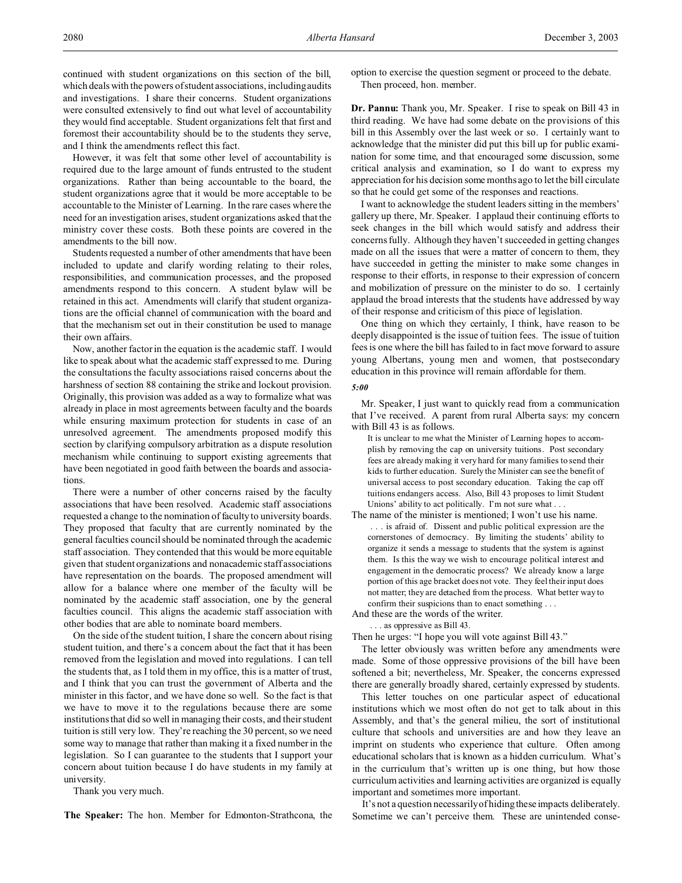continued with student organizations on this section of the bill, which deals with the powers of student associations, including audits and investigations. I share their concerns. Student organizations were consulted extensively to find out what level of accountability they would find acceptable. Student organizations felt that first and foremost their accountability should be to the students they serve, and I think the amendments reflect this fact.

However, it was felt that some other level of accountability is required due to the large amount of funds entrusted to the student organizations. Rather than being accountable to the board, the student organizations agree that it would be more acceptable to be accountable to the Minister of Learning. In the rare cases where the need for an investigation arises, student organizations asked that the ministry cover these costs. Both these points are covered in the amendments to the bill now.

Students requested a number of other amendments that have been included to update and clarify wording relating to their roles, responsibilities, and communication processes, and the proposed amendments respond to this concern. A student bylaw will be retained in this act. Amendments will clarify that student organizations are the official channel of communication with the board and that the mechanism set out in their constitution be used to manage their own affairs.

Now, another factor in the equation is the academic staff. I would like to speak about what the academic staff expressed to me. During the consultations the faculty associations raised concerns about the harshness of section 88 containing the strike and lockout provision. Originally, this provision was added as a way to formalize what was already in place in most agreements between faculty and the boards while ensuring maximum protection for students in case of an unresolved agreement. The amendments proposed modify this section by clarifying compulsory arbitration as a dispute resolution mechanism while continuing to support existing agreements that have been negotiated in good faith between the boards and associations.

There were a number of other concerns raised by the faculty associations that have been resolved. Academic staff associations requested a change to the nomination of faculty to university boards. They proposed that faculty that are currently nominated by the general faculties council should be nominated through the academic staff association. They contended that this would be more equitable given that student organizations and nonacademic staff associations have representation on the boards. The proposed amendment will allow for a balance where one member of the faculty will be nominated by the academic staff association, one by the general faculties council. This aligns the academic staff association with other bodies that are able to nominate board members.

On the side of the student tuition, I share the concern about rising student tuition, and there's a concern about the fact that it has been removed from the legislation and moved into regulations. I can tell the students that, as I told them in my office, this is a matter of trust, and I think that you can trust the government of Alberta and the minister in this factor, and we have done so well. So the fact is that we have to move it to the regulations because there are some institutions that did so well in managing their costs, and their student tuition is still very low. They're reaching the 30 percent, so we need some way to manage that rather than making it a fixed number in the legislation. So I can guarantee to the students that I support your concern about tuition because I do have students in my family at university.

Thank you very much.

**The Speaker:** The hon. Member for Edmonton-Strathcona, the option to exercise the question segment or proceed to the debate.

Then proceed, hon. member.

**Dr. Pannu:** Thank you, Mr. Speaker. I rise to speak on Bill 43 in third reading. We have had some debate on the provisions of this bill in this Assembly over the last week or so. I certainly want to acknowledge that the minister did put this bill up for public examination for some time, and that encouraged some discussion, some critical analysis and examination, so I do want to express my appreciation for his decision some months ago to let the bill circulate so that he could get some of the responses and reactions.

I want to acknowledge the student leaders sitting in the members' gallery up there, Mr. Speaker. I applaud their continuing efforts to seek changes in the bill which would satisfy and address their concerns fully. Although they haven't succeeded in getting changes made on all the issues that were a matter of concern to them, they have succeeded in getting the minister to make some changes in response to their efforts, in response to their expression of concern and mobilization of pressure on the minister to do so. I certainly applaud the broad interests that the students have addressed by way of their response and criticism of this piece of legislation.

One thing on which they certainly, I think, have reason to be deeply disappointed is the issue of tuition fees. The issue of tuition fees is one where the bill has failed to in fact move forward to assure young Albertans, young men and women, that postsecondary education in this province will remain affordable for them.

*5:00*

Mr. Speaker, I just want to quickly read from a communication that I've received. A parent from rural Alberta says: my concern with Bill 43 is as follows.

> It is unclear to me what the Minister of Learning hopes to accomplish by removing the cap on university tuitions. Post secondary fees are already making it very hard for many families to send their kids to further education. Surely the Minister can see the benefit of universal access to post secondary education. Taking the cap off tuitions endangers access. Also, Bill 43 proposes to limit Student Unions' ability to act politically. I'm not sure what . . .

The name of the minister is mentioned; I won't use his name.

> . . . is afraid of. Dissent and public political expression are the cornerstones of democracy. By limiting the students' ability to organize it sends a message to students that the system is against them. Is this the way we wish to encourage political interest and engagement in the democratic process? We already know a large portion of this age bracket does not vote. They feel their input does not matter; they are detached from the process. What better way to confirm their suspicions than to enact something . . .

And these are the words of the writer.

> . . . as oppressive as Bill 43.

Then he urges: "I hope you will vote against Bill 43."

The letter obviously was written before any amendments were made. Some of those oppressive provisions of the bill have been softened a bit; nevertheless, Mr. Speaker, the concerns expressed there are generally broadly shared, certainly expressed by students.

This letter touches on one particular aspect of educational institutions which we most often do not get to talk about in this Assembly, and that's the general milieu, the sort of institutional culture that schools and universities are and how they leave an imprint on students who experience that culture. Often among educational scholars that is known as a hidden curriculum. What's in the curriculum that's written up is one thing, but how those curriculum activities and learning activities are organized is equally important and sometimes more important.

It's not a question necessarily of hiding these impacts deliberately. Sometime we can't perceive them. These are unintended conse-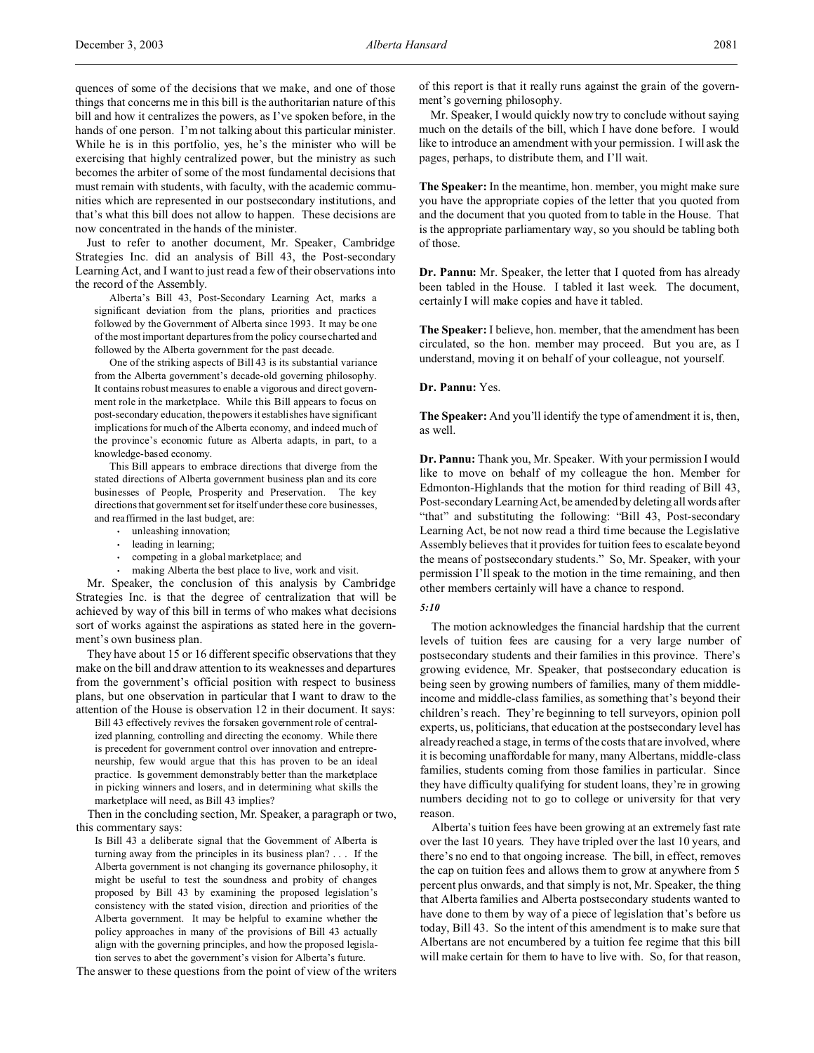quences of some of the decisions that we make, and one of those things that concerns me in this bill is the authoritarian nature of this bill and how it centralizes the powers, as I've spoken before, in the hands of one person. I'm not talking about this particular minister. While he is in this portfolio, yes, he's the minister who will be exercising that highly centralized power, but the ministry as such becomes the arbiter of some of the most fundamental decisions that must remain with students, with faculty, with the academic communities which are represented in our postsecondary institutions, and that's what this bill does not allow to happen. These decisions are now concentrated in the hands of the minister.

Just to refer to another document, Mr. Speaker, Cambridge Strategies Inc. did an analysis of Bill 43, the Post-secondary Learning Act, and I want to just read a few of their observations into the record of the Assembly.

> Alberta's Bill 43, Post-Secondary Learning Act, marks a significant deviation from the plans, priorities and practices followed by the Government of Alberta since 1993. It may be one of the most important departures from the policy course charted and followed by the Alberta government for the past decade.
>
> One of the striking aspects of Bill 43 is its substantial variance from the Alberta government's decade-old governing philosophy. It contains robust measures to enable a vigorous and direct government role in the marketplace. While this Bill appears to focus on post-secondary education, the powers it establishes have significant implications for much of the Alberta economy, and indeed much of the province's economic future as Alberta adapts, in part, to a knowledge-based economy.
>
> This Bill appears to embrace directions that diverge from the stated directions of Alberta government business plan and its core businesses of People, Prosperity and Preservation. The key directions that government set for itself under these core businesses, and reaffirmed in the last budget, are:
>
> - unleashing innovation;
> - leading in learning;
> - competing in a global marketplace; and
> - making Alberta the best place to live, work and visit.

Mr. Speaker, the conclusion of this analysis by Cambridge Strategies Inc. is that the degree of centralization that will be achieved by way of this bill in terms of who makes what decisions sort of works against the aspirations as stated here in the government's own business plan.

They have about 15 or 16 different specific observations that they make on the bill and draw attention to its weaknesses and departures from the government's official position with respect to business plans, but one observation in particular that I want to draw to the attention of the House is observation 12 in their document. It says:

> Bill 43 effectively revives the forsaken government role of centralized planning, controlling and directing the economy. While there is precedent for government control over innovation and entrepreneurship, few would argue that this has proven to be an ideal practice. Is government demonstrably better than the marketplace in picking winners and losers, and in determining what skills the marketplace will need, as Bill 43 implies?

Then in the concluding section, Mr. Speaker, a paragraph or two, this commentary says:

> Is Bill 43 a deliberate signal that the Government of Alberta is turning away from the principles in its business plan? . . . If the Alberta government is not changing its governance philosophy, it might be useful to test the soundness and probity of changes proposed by Bill 43 by examining the proposed legislation's consistency with the stated vision, direction and priorities of the Alberta government. It may be helpful to examine whether the policy approaches in many of the provisions of Bill 43 actually align with the governing principles, and how the proposed legislation serves to abet the government's vision for Alberta's future.

The answer to these questions from the point of view of the writers of this report is that it really runs against the grain of the government's governing philosophy.

Mr. Speaker, I would quickly now try to conclude without saying much on the details of the bill, which I have done before. I would like to introduce an amendment with your permission. I will ask the pages, perhaps, to distribute them, and I'll wait.

**The Speaker:** In the meantime, hon. member, you might make sure you have the appropriate copies of the letter that you quoted from and the document that you quoted from to table in the House. That is the appropriate parliamentary way, so you should be tabling both of those.

**Dr. Pannu:** Mr. Speaker, the letter that I quoted from has already been tabled in the House. I tabled it last week. The document, certainly I will make copies and have it tabled.

**The Speaker:** I believe, hon. member, that the amendment has been circulated, so the hon. member may proceed. But you are, as I understand, moving it on behalf of your colleague, not yourself.

**Dr. Pannu:** Yes.

**The Speaker:** And you'll identify the type of amendment it is, then, as well.

**Dr. Pannu:** Thank you, Mr. Speaker. With your permission I would like to move on behalf of my colleague the hon. Member for Edmonton-Highlands that the motion for third reading of Bill 43, Post-secondary Learning Act, be amended by deleting all words after "that" and substituting the following: "Bill 43, Post-secondary Learning Act, be not now read a third time because the Legislative Assembly believes that it provides for tuition fees to escalate beyond the means of postsecondary students." So, Mr. Speaker, with your permission I'll speak to the motion in the time remaining, and then other members certainly will have a chance to respond.

*5:10*

The motion acknowledges the financial hardship that the current levels of tuition fees are causing for a very large number of postsecondary students and their families in this province. There's growing evidence, Mr. Speaker, that postsecondary education is being seen by growing numbers of families, many of them middle-income and middle-class families, as something that's beyond their children's reach. They're beginning to tell surveyors, opinion poll experts, us, politicians, that education at the postsecondary level has already reached a stage, in terms of the costs that are involved, where it is becoming unaffordable for many, many Albertans, middle-class families, students coming from those families in particular. Since they have difficulty qualifying for student loans, they're in growing numbers deciding not to go to college or university for that very reason.

Alberta's tuition fees have been growing at an extremely fast rate over the last 10 years. They have tripled over the last 10 years, and there's no end to that ongoing increase. The bill, in effect, removes the cap on tuition fees and allows them to grow at anywhere from 5 percent plus onwards, and that simply is not, Mr. Speaker, the thing that Alberta families and Alberta postsecondary students wanted to have done to them by way of a piece of legislation that's before us today, Bill 43. So the intent of this amendment is to make sure that Albertans are not encumbered by a tuition fee regime that this bill will make certain for them to have to live with. So, for that reason,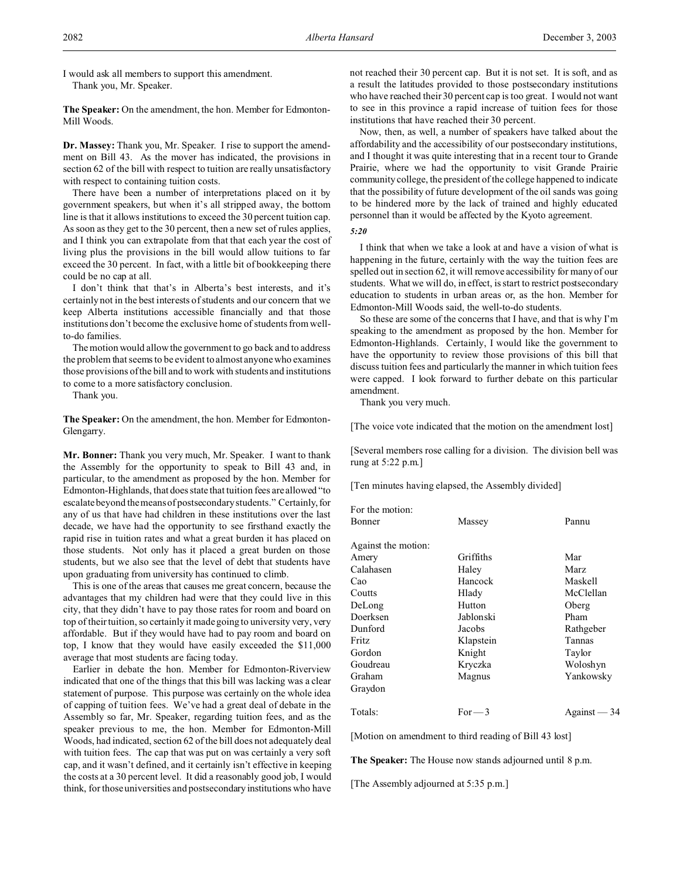I would ask all members to support this amendment.

Thank you, Mr. Speaker.

**The Speaker:** On the amendment, the hon. Member for Edmonton-Mill Woods.

**Dr. Massey:** Thank you, Mr. Speaker. I rise to support the amendment on Bill 43. As the mover has indicated, the provisions in section 62 of the bill with respect to tuition are really unsatisfactory with respect to containing tuition costs.

There have been a number of interpretations placed on it by government speakers, but when it's all stripped away, the bottom line is that it allows institutions to exceed the 30 percent tuition cap. As soon as they get to the 30 percent, then a new set of rules applies, and I think you can extrapolate from that that each year the cost of living plus the provisions in the bill would allow tuitions to far exceed the 30 percent. In fact, with a little bit of bookkeeping there could be no cap at all.

I don't think that that's in Alberta's best interests, and it's certainly not in the best interests of students and our concern that we keep Alberta institutions accessible financially and that those institutions don't become the exclusive home of students from well-to-do families.

The motion would allow the government to go back and to address the problem that seems to be evident to almost anyone who examines those provisions of the bill and to work with students and institutions to come to a more satisfactory conclusion.

Thank you.

**The Speaker:** On the amendment, the hon. Member for Edmonton-Glengarry.

**Mr. Bonner:** Thank you very much, Mr. Speaker. I want to thank the Assembly for the opportunity to speak to Bill 43 and, in particular, to the amendment as proposed by the hon. Member for Edmonton-Highlands, that does state that tuition fees are allowed "to escalate beyond the means of postsecondary students." Certainly, for any of us that have had children in these institutions over the last decade, we have had the opportunity to see firsthand exactly the rapid rise in tuition rates and what a great burden it has placed on those students. Not only has it placed a great burden on those students, but we also see that the level of debt that students have upon graduating from university has continued to climb.

This is one of the areas that causes me great concern, because the advantages that my children had were that they could live in this city, that they didn't have to pay those rates for room and board on top of their tuition, so certainly it made going to university very, very affordable. But if they would have had to pay room and board on top, I know that they would have easily exceeded the $11,000 average that most students are facing today.

Earlier in debate the hon. Member for Edmonton-Riverview indicated that one of the things that this bill was lacking was a clear statement of purpose. This purpose was certainly on the whole idea of capping of tuition fees. We've had a great deal of debate in the Assembly so far, Mr. Speaker, regarding tuition fees, and as the speaker previous to me, the hon. Member for Edmonton-Mill Woods, had indicated, section 62 of the bill does not adequately deal with tuition fees. The cap that was put on was certainly a very soft cap, and it wasn't defined, and it certainly isn't effective in keeping the costs at a 30 percent level. It did a reasonably good job, I would think, for those universities and postsecondary institutions who have not reached their 30 percent cap. But it is not set. It is soft, and as a result the latitudes provided to those postsecondary institutions who have reached their 30 percent cap is too great. I would not want to see in this province a rapid increase of tuition fees for those institutions that have reached their 30 percent.

Now, then, as well, a number of speakers have talked about the affordability and the accessibility of our postsecondary institutions, and I thought it was quite interesting that in a recent tour to Grande Prairie, where we had the opportunity to visit Grande Prairie community college, the president of the college happened to indicate that the possibility of future development of the oil sands was going to be hindered more by the lack of trained and highly educated personnel than it would be affected by the Kyoto agreement.

*5:20*

I think that when we take a look at and have a vision of what is happening in the future, certainly with the way the tuition fees are spelled out in section 62, it will remove accessibility for many of our students. What we will do, in effect, is start to restrict postsecondary education to students in urban areas or, as the hon. Member for Edmonton-Mill Woods said, the well-to-do students.

So these are some of the concerns that I have, and that is why I'm speaking to the amendment as proposed by the hon. Member for Edmonton-Highlands. Certainly, I would like the government to have the opportunity to review those provisions of this bill that discuss tuition fees and particularly the manner in which tuition fees were capped. I look forward to further debate on this particular amendment.

Thank you very much.

[The voice vote indicated that the motion on the amendment lost]

[Several members rose calling for a division. The division bell was rung at 5:22 p.m.]

[Ten minutes having elapsed, the Assembly divided]

| | | |
|---|---|---|
| For the motion: | | |
| Bonner | Massey | Pannu |
| Against the motion: | | |
| Amery | Griffiths | Mar |
| Calahasen | Haley | Marz |
| Cao | Hancock | Maskell |
| Coutts | Hlady | McClellan |
| DeLong | Hutton | Oberg |
| Doerksen | Jablonski | Pham |
| Dunford | Jacobs | Rathgeber |
| Fritz | Klapstein | Tannas |
| Gordon | Knight | Taylor |
| Goudreau | Kryczka | Woloshyn |
| Graham | Magnus | Yankowsky |
| Graydon | | |
| Totals: | For — 3 | Against — 34 |

[Motion on amendment to third reading of Bill 43 lost]

**The Speaker:** The House now stands adjourned until 8 p.m.

[The Assembly adjourned at 5:35 p.m.]